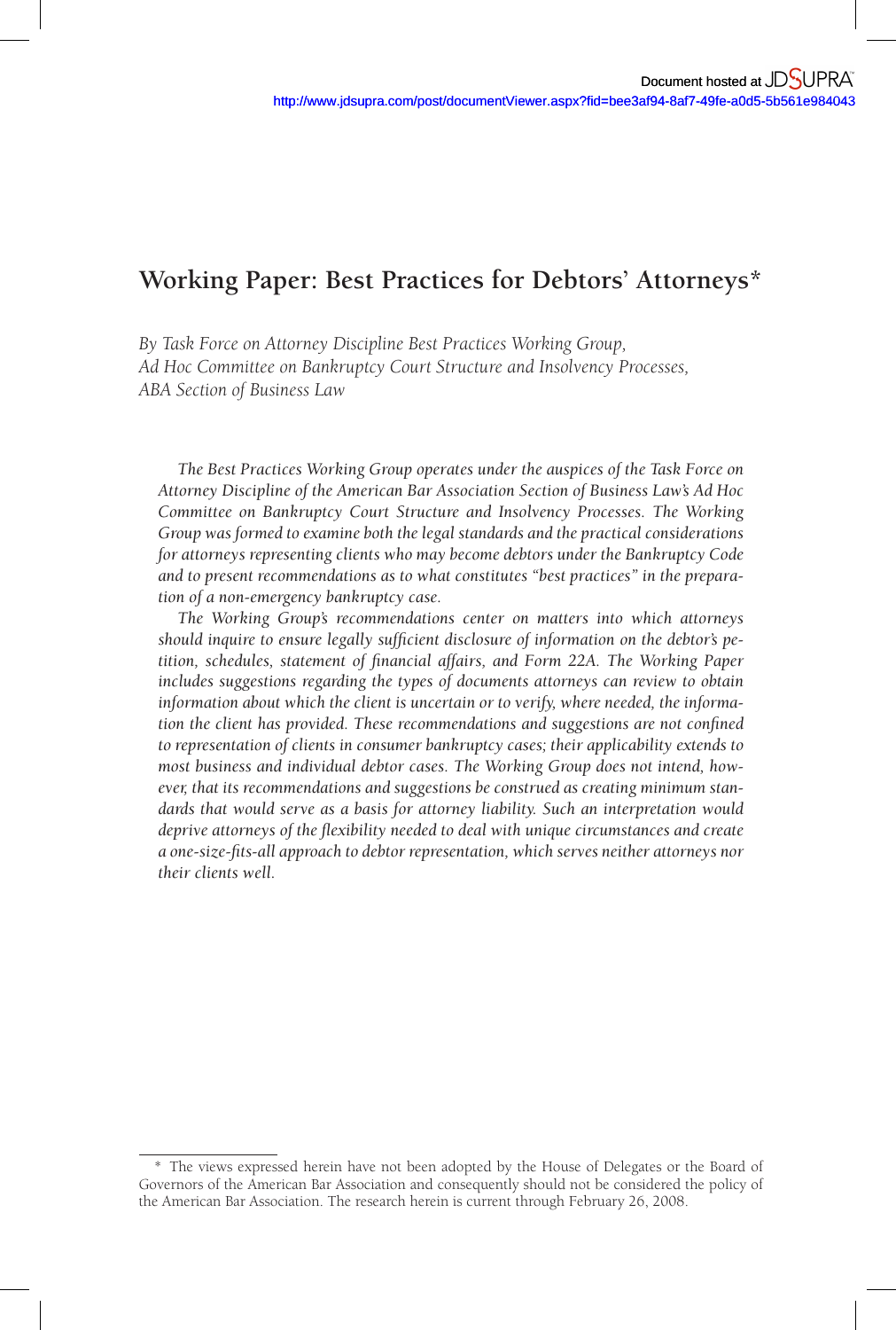# Working Paper: Best Practices for Debtors' Attorneys*

*By Task Force on Attorney Discipline Best Practices Working Group,*
*Ad Hoc Committee on Bankruptcy Court Structure and Insolvency Processes,*
*ABA Section of Business Law*

*The Best Practices Working Group operates under the auspices of the Task Force on Attorney Discipline of the American Bar Association Section of Business Law's Ad Hoc Committee on Bankruptcy Court Structure and Insolvency Processes. The Working Group was formed to examine both the legal standards and the practical considerations for attorneys representing clients who may become debtors under the Bankruptcy Code and to present recommendations as to what constitutes "best practices" in the preparation of a non-emergency bankruptcy case.*

*The Working Group's recommendations center on matters into which attorneys should inquire to ensure legally sufficient disclosure of information on the debtor's petition, schedules, statement of financial affairs, and Form 22A. The Working Paper includes suggestions regarding the types of documents attorneys can review to obtain information about which the client is uncertain or to verify, where needed, the information the client has provided. These recommendations and suggestions are not confined to representation of clients in consumer bankruptcy cases; their applicability extends to most business and individual debtor cases. The Working Group does not intend, however, that its recommendations and suggestions be construed as creating minimum standards that would serve as a basis for attorney liability. Such an interpretation would deprive attorneys of the flexibility needed to deal with unique circumstances and create a one-size-fits-all approach to debtor representation, which serves neither attorneys nor their clients well.*

---

\* The views expressed herein have not been adopted by the House of Delegates or the Board of Governors of the American Bar Association and consequently should not be considered the policy of the American Bar Association. The research herein is current through February 26, 2008.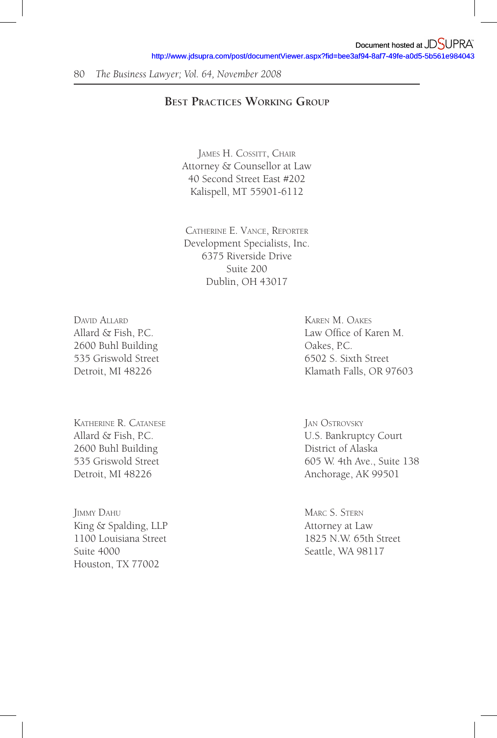## Best Practices Working Group

James H. Cossitt, Chair
Attorney & Counsellor at Law
40 Second Street East #202
Kalispell, MT 55901-6112

Catherine E. Vance, Reporter
Development Specialists, Inc.
6375 Riverside Drive
Suite 200
Dublin, OH 43017

David Allard
Allard & Fish, P.C.
2600 Buhl Building
535 Griswold Street
Detroit, MI 48226

Katherine R. Catanese
Allard & Fish, P.C.
2600 Buhl Building
535 Griswold Street
Detroit, MI 48226

Jimmy Dahu
King & Spalding, LLP
1100 Louisiana Street
Suite 4000
Houston, TX 77002

Karen M. Oakes
Law Office of Karen M. Oakes, P.C.
6502 S. Sixth Street
Klamath Falls, OR 97603

Jan Ostrovsky
U.S. Bankruptcy Court
District of Alaska
605 W. 4th Ave., Suite 138
Anchorage, AK 99501

Marc S. Stern
Attorney at Law
1825 N.W. 65th Street
Seattle, WA 98117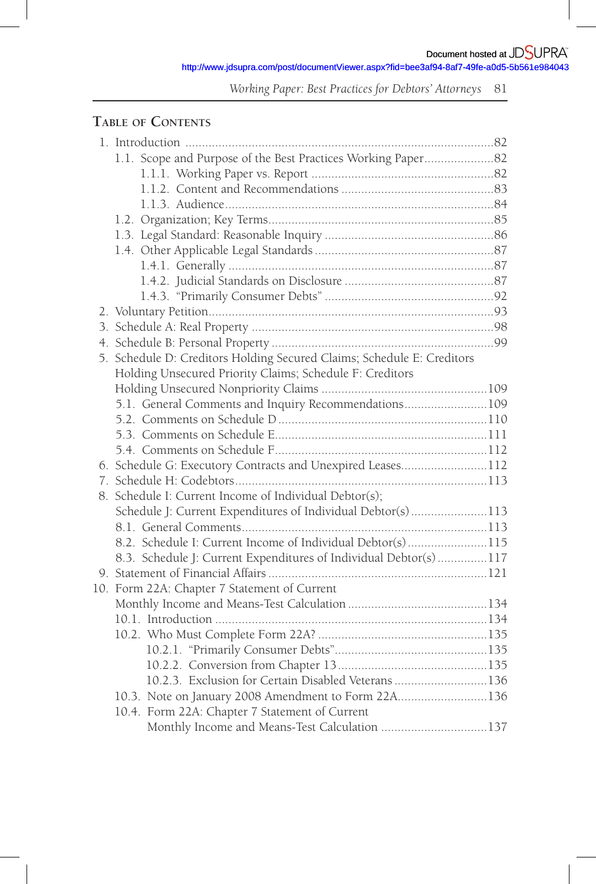## Table of Contents

1. Introduction .....82
   - 1.1. Scope and Purpose of the Best Practices Working Paper .....82
     - 1.1.1. Working Paper vs. Report .....82
     - 1.1.2. Content and Recommendations .....83
     - 1.1.3. Audience .....84
   - 1.2. Organization; Key Terms .....85
   - 1.3. Legal Standard: Reasonable Inquiry .....86
   - 1.4. Other Applicable Legal Standards .....87
     - 1.4.1. Generally .....87
     - 1.4.2. Judicial Standards on Disclosure .....87
     - 1.4.3. "Primarily Consumer Debts" .....92
2. Voluntary Petition .....93
3. Schedule A: Real Property .....98
4. Schedule B: Personal Property .....99
5. Schedule D: Creditors Holding Secured Claims; Schedule E: Creditors Holding Unsecured Priority Claims; Schedule F: Creditors Holding Unsecured Nonpriority Claims .....109
   - 5.1. General Comments and Inquiry Recommendations .....109
   - 5.2. Comments on Schedule D .....110
   - 5.3. Comments on Schedule E .....111
   - 5.4. Comments on Schedule F .....112
6. Schedule G: Executory Contracts and Unexpired Leases .....112
7. Schedule H: Codebtors .....113
8. Schedule I: Current Income of Individual Debtor(s); Schedule J: Current Expenditures of Individual Debtor(s) .....113
   - 8.1. General Comments .....113
   - 8.2. Schedule I: Current Income of Individual Debtor(s) .....115
   - 8.3. Schedule J: Current Expenditures of Individual Debtor(s) .....117
9. Statement of Financial Affairs .....121
10. Form 22A: Chapter 7 Statement of Current Monthly Income and Means-Test Calculation .....134
    - 10.1. Introduction .....134
    - 10.2. Who Must Complete Form 22A? .....135
      - 10.2.1. "Primarily Consumer Debts" .....135
      - 10.2.2. Conversion from Chapter 13 .....135
      - 10.2.3. Exclusion for Certain Disabled Veterans .....136
    - 10.3. Note on January 2008 Amendment to Form 22A .....136
    - 10.4. Form 22A: Chapter 7 Statement of Current Monthly Income and Means-Test Calculation .....137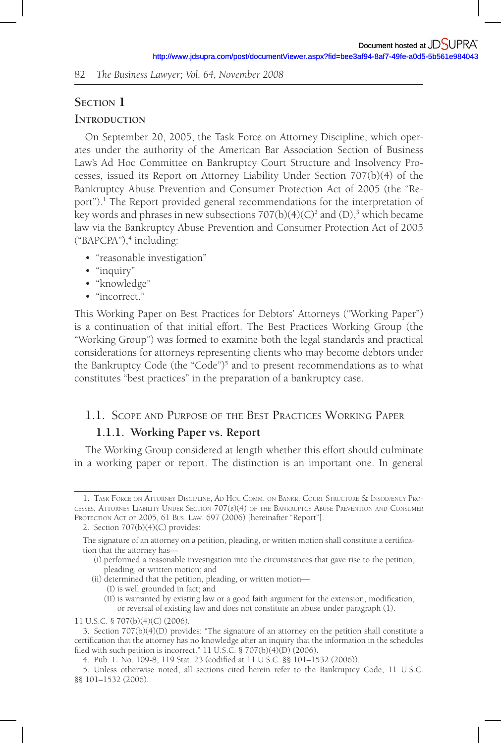## Section 1

### Introduction

On September 20, 2005, the Task Force on Attorney Discipline, which operates under the authority of the American Bar Association Section of Business Law's Ad Hoc Committee on Bankruptcy Court Structure and Insolvency Processes, issued its Report on Attorney Liability Under Section 707(b)(4) of the Bankruptcy Abuse Prevention and Consumer Protection Act of 2005 (the "Report").[1] The Report provided general recommendations for the interpretation of key words and phrases in new subsections 707(b)(4)(C)[2] and (D),[3] which became law via the Bankruptcy Abuse Prevention and Consumer Protection Act of 2005 ("BAPCPA"),[4] including:

- "reasonable investigation"
- "inquiry"
- "knowledge"
- "incorrect."

This Working Paper on Best Practices for Debtors' Attorneys ("Working Paper") is a continuation of that initial effort. The Best Practices Working Group (the "Working Group") was formed to examine both the legal standards and practical considerations for attorneys representing clients who may become debtors under the Bankruptcy Code (the "Code")[5] and to present recommendations as to what constitutes "best practices" in the preparation of a bankruptcy case.

### 1.1. Scope and Purpose of the Best Practices Working Paper

#### 1.1.1. Working Paper vs. Report

The Working Group considered at length whether this effort should culminate in a working paper or report. The distinction is an important one. In general

---

1. Task Force on Attorney Discipline, Ad Hoc Comm. on Bankr. Court Structure & Insolvency Processes, Attorney Liability Under Section 707(b)(4) of the Bankruptcy Abuse Prevention and Consumer Protection Act of 2005, 61 Bus. Law. 697 (2006) [hereinafter "Report"].

2. Section 707(b)(4)(C) provides:

> The signature of an attorney on a petition, pleading, or written motion shall constitute a certification that the attorney has—
>
> (i) performed a reasonable investigation into the circumstances that gave rise to the petition, pleading, or written motion; and
>
> (ii) determined that the petition, pleading, or written motion—
>
> (I) is well grounded in fact; and
>
> (II) is warranted by existing law or a good faith argument for the extension, modification, or reversal of existing law and does not constitute an abuse under paragraph (1).

11 U.S.C. § 707(b)(4)(C) (2006).

3. Section 707(b)(4)(D) provides: "The signature of an attorney on the petition shall constitute a certification that the attorney has no knowledge after an inquiry that the information in the schedules filed with such petition is incorrect." 11 U.S.C. § 707(b)(4)(D) (2006).

4. Pub. L. No. 109-8, 119 Stat. 23 (codified at 11 U.S.C. §§ 101–1532 (2006)).

5. Unless otherwise noted, all sections cited herein refer to the Bankruptcy Code, 11 U.S.C. §§ 101–1532 (2006).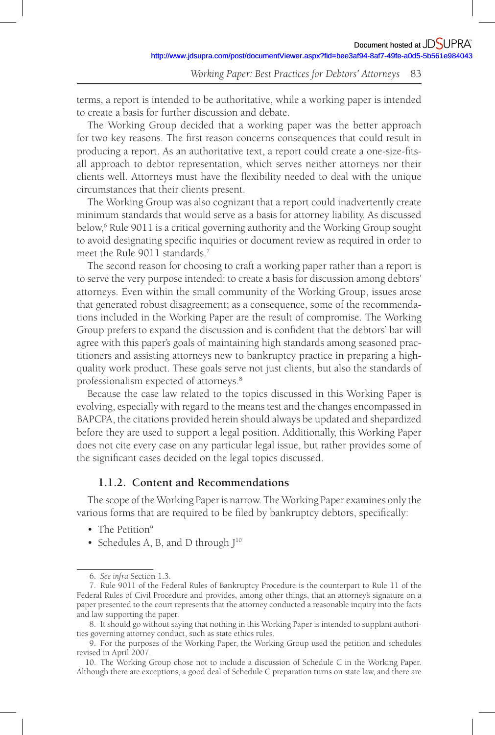terms, a report is intended to be authoritative, while a working paper is intended to create a basis for further discussion and debate.

The Working Group decided that a working paper was the better approach for two key reasons. The first reason concerns consequences that could result in producing a report. As an authoritative text, a report could create a one-size-fits-all approach to debtor representation, which serves neither attorneys nor their clients well. Attorneys must have the flexibility needed to deal with the unique circumstances that their clients present.

The Working Group was also cognizant that a report could inadvertently create minimum standards that would serve as a basis for attorney liability. As discussed below,[6] Rule 9011 is a critical governing authority and the Working Group sought to avoid designating specific inquiries or document review as required in order to meet the Rule 9011 standards.[7]

The second reason for choosing to craft a working paper rather than a report is to serve the very purpose intended: to create a basis for discussion among debtors' attorneys. Even within the small community of the Working Group, issues arose that generated robust disagreement; as a consequence, some of the recommendations included in the Working Paper are the result of compromise. The Working Group prefers to expand the discussion and is confident that the debtors' bar will agree with this paper's goals of maintaining high standards among seasoned practitioners and assisting attorneys new to bankruptcy practice in preparing a high-quality work product. These goals serve not just clients, but also the standards of professionalism expected of attorneys.[8]

Because the case law related to the topics discussed in this Working Paper is evolving, especially with regard to the means test and the changes encompassed in BAPCPA, the citations provided herein should always be updated and shepardized before they are used to support a legal position. Additionally, this Working Paper does not cite every case on any particular legal issue, but rather provides some of the significant cases decided on the legal topics discussed.

### 1.1.2. Content and Recommendations

The scope of the Working Paper is narrow. The Working Paper examines only the various forms that are required to be filed by bankruptcy debtors, specifically:

- The Petition[9]
- Schedules A, B, and D through J[10]

---

6. *See infra* Section 1.3.

7. Rule 9011 of the Federal Rules of Bankruptcy Procedure is the counterpart to Rule 11 of the Federal Rules of Civil Procedure and provides, among other things, that an attorney's signature on a paper presented to the court represents that the attorney conducted a reasonable inquiry into the facts and law supporting the paper.

8. It should go without saying that nothing in this Working Paper is intended to supplant authorities governing attorney conduct, such as state ethics rules.

9. For the purposes of the Working Paper, the Working Group used the petition and schedules revised in April 2007.

10. The Working Group chose not to include a discussion of Schedule C in the Working Paper. Although there are exceptions, a good deal of Schedule C preparation turns on state law, and there are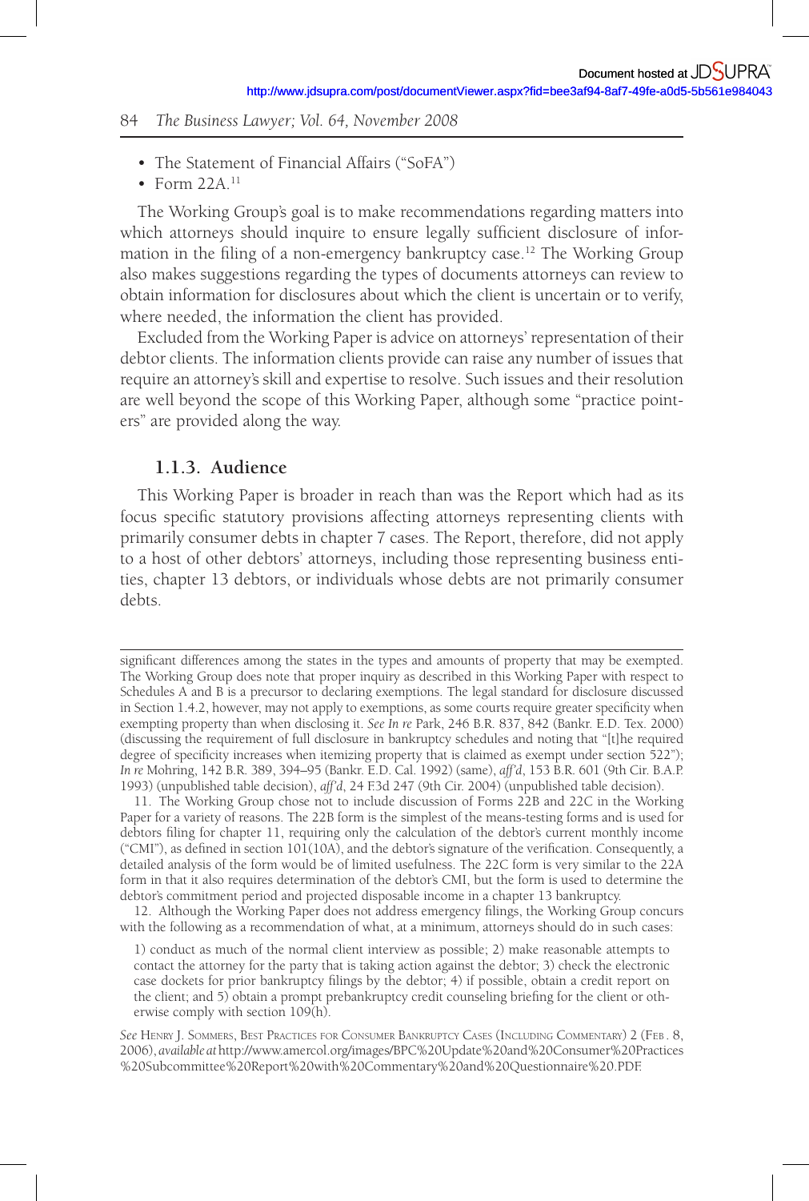- The Statement of Financial Affairs ("SoFA")
- Form 22A.[11]

The Working Group's goal is to make recommendations regarding matters into which attorneys should inquire to ensure legally sufficient disclosure of information in the filing of a non-emergency bankruptcy case.[12] The Working Group also makes suggestions regarding the types of documents attorneys can review to obtain information for disclosures about which the client is uncertain or to verify, where needed, the information the client has provided.

Excluded from the Working Paper is advice on attorneys' representation of their debtor clients. The information clients provide can raise any number of issues that require an attorney's skill and expertise to resolve. Such issues and their resolution are well beyond the scope of this Working Paper, although some "practice pointers" are provided along the way.

### 1.1.3. Audience

This Working Paper is broader in reach than was the Report which had as its focus specific statutory provisions affecting attorneys representing clients with primarily consumer debts in chapter 7 cases. The Report, therefore, did not apply to a host of other debtors' attorneys, including those representing business entities, chapter 13 debtors, or individuals whose debts are not primarily consumer debts.

---

significant differences among the states in the types and amounts of property that may be exempted. The Working Group does note that proper inquiry as described in this Working Paper with respect to Schedules A and B is a precursor to declaring exemptions. The legal standard for disclosure discussed in Section 1.4.2, however, may not apply to exemptions, as some courts require greater specificity when exempting property than when disclosing it. *See In re* Park, 246 B.R. 837, 842 (Bankr. E.D. Tex. 2000) (discussing the requirement of full disclosure in bankruptcy schedules and noting that "[t]he required degree of specificity increases when itemizing property that is claimed as exempt under section 522"); *In re* Mohring, 142 B.R. 389, 394–95 (Bankr. E.D. Cal. 1992) (same), *aff'd*, 153 B.R. 601 (9th Cir. B.A.P. 1993) (unpublished table decision), *aff'd*, 24 F.3d 247 (9th Cir. 2004) (unpublished table decision).

11. The Working Group chose not to include discussion of Forms 22B and 22C in the Working Paper for a variety of reasons. The 22B form is the simplest of the means-testing forms and is used for debtors filing for chapter 11, requiring only the calculation of the debtor's current monthly income ("CMI"), as defined in section 101(10A), and the debtor's signature of the verification. Consequently, a detailed analysis of the form would be of limited usefulness. The 22C form is very similar to the 22A form in that it also requires determination of the debtor's CMI, but the form is used to determine the debtor's commitment period and projected disposable income in a chapter 13 bankruptcy.

12. Although the Working Paper does not address emergency filings, the Working Group concurs with the following as a recommendation of what, at a minimum, attorneys should do in such cases:

> 1) conduct as much of the normal client interview as possible; 2) make reasonable attempts to contact the attorney for the party that is taking action against the debtor; 3) check the electronic case dockets for prior bankruptcy filings by the debtor; 4) if possible, obtain a credit report on the client; and 5) obtain a prompt prebankruptcy credit counseling briefing for the client or otherwise comply with section 109(h).

*See* Henry J. Sommers, Best Practices for Consumer Bankruptcy Cases (Including Commentary) 2 (Feb. 8, 2006), *available at* http://www.amercol.org/images/BPC%20Update%20and%20Consumer%20Practices%20Subcommittee%20Report%20with%20Commentary%20and%20Questionnaire%20.PDF.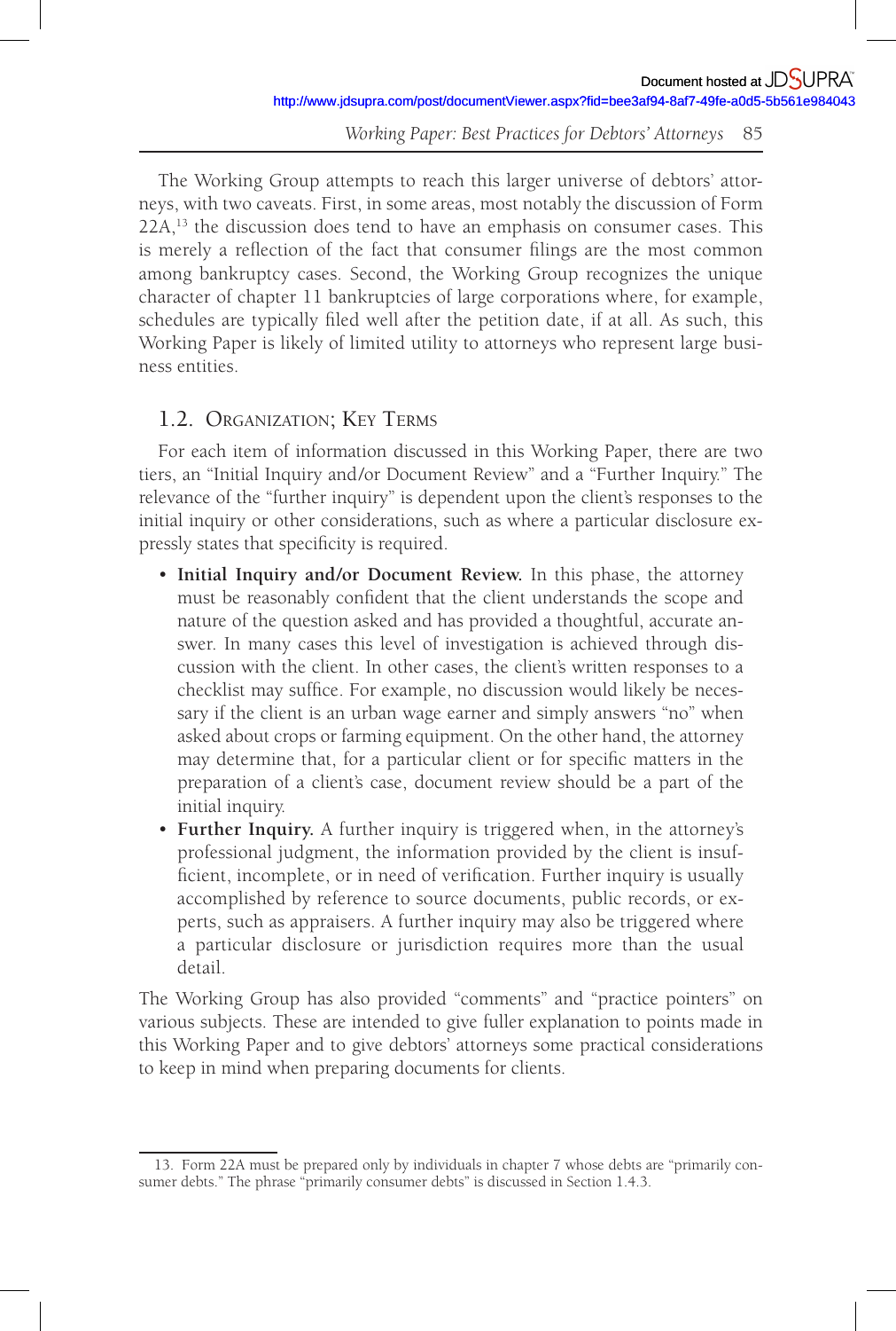The Working Group attempts to reach this larger universe of debtors' attorneys, with two caveats. First, in some areas, most notably the discussion of Form 22A,[13] the discussion does tend to have an emphasis on consumer cases. This is merely a reflection of the fact that consumer filings are the most common among bankruptcy cases. Second, the Working Group recognizes the unique character of chapter 11 bankruptcies of large corporations where, for example, schedules are typically filed well after the petition date, if at all. As such, this Working Paper is likely of limited utility to attorneys who represent large business entities.

## 1.2. Organization; Key Terms

For each item of information discussed in this Working Paper, there are two tiers, an "Initial Inquiry and/or Document Review" and a "Further Inquiry." The relevance of the "further inquiry" is dependent upon the client's responses to the initial inquiry or other considerations, such as where a particular disclosure expressly states that specificity is required.

- **Initial Inquiry and/or Document Review.** In this phase, the attorney must be reasonably confident that the client understands the scope and nature of the question asked and has provided a thoughtful, accurate answer. In many cases this level of investigation is achieved through discussion with the client. In other cases, the client's written responses to a checklist may suffice. For example, no discussion would likely be necessary if the client is an urban wage earner and simply answers "no" when asked about crops or farming equipment. On the other hand, the attorney may determine that, for a particular client or for specific matters in the preparation of a client's case, document review should be a part of the initial inquiry.
- **Further Inquiry.** A further inquiry is triggered when, in the attorney's professional judgment, the information provided by the client is insufficient, incomplete, or in need of verification. Further inquiry is usually accomplished by reference to source documents, public records, or experts, such as appraisers. A further inquiry may also be triggered where a particular disclosure or jurisdiction requires more than the usual detail.

The Working Group has also provided "comments" and "practice pointers" on various subjects. These are intended to give fuller explanation to points made in this Working Paper and to give debtors' attorneys some practical considerations to keep in mind when preparing documents for clients.

---

13. Form 22A must be prepared only by individuals in chapter 7 whose debts are "primarily consumer debts." The phrase "primarily consumer debts" is discussed in Section 1.4.3.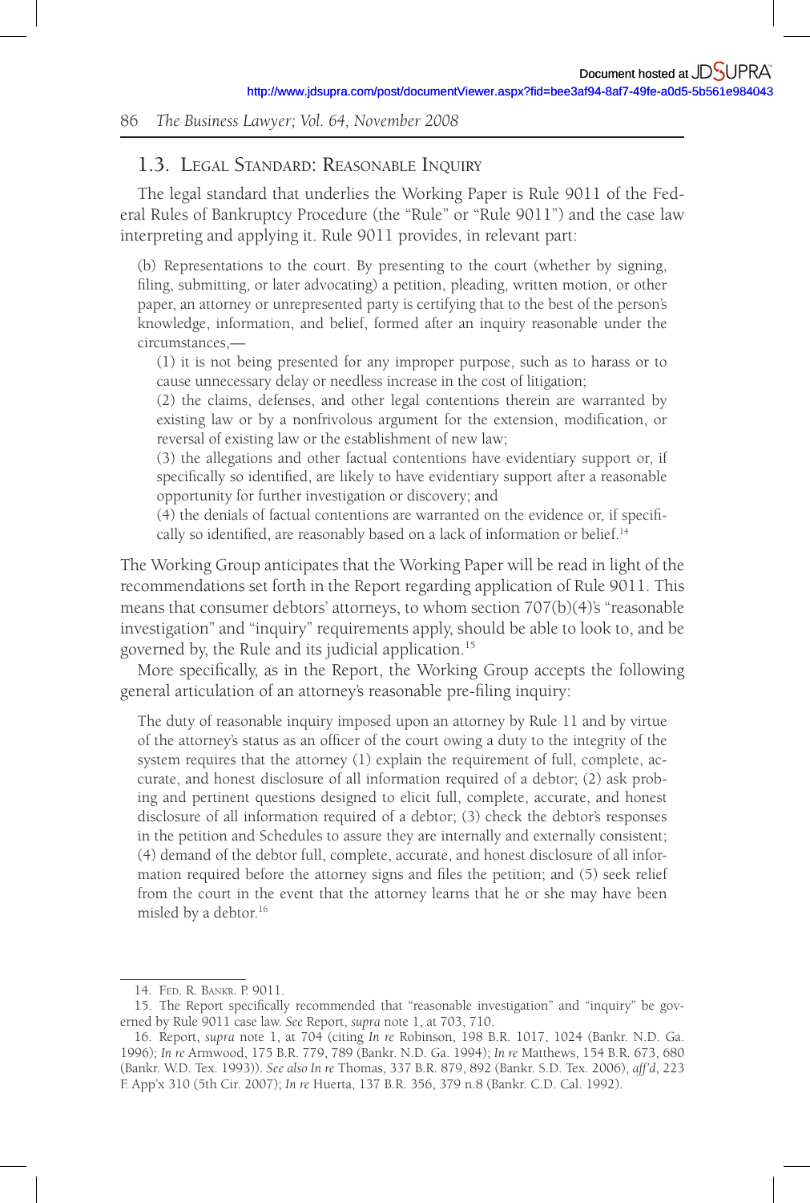### 1.3. Legal Standard: Reasonable Inquiry

The legal standard that underlies the Working Paper is Rule 9011 of the Federal Rules of Bankruptcy Procedure (the "Rule" or "Rule 9011") and the case law interpreting and applying it. Rule 9011 provides, in relevant part:

> (b) Representations to the court. By presenting to the court (whether by signing, filing, submitting, or later advocating) a petition, pleading, written motion, or other paper, an attorney or unrepresented party is certifying that to the best of the person's knowledge, information, and belief, formed after an inquiry reasonable under the circumstances,—
>
> (1) it is not being presented for any improper purpose, such as to harass or to cause unnecessary delay or needless increase in the cost of litigation;
>
> (2) the claims, defenses, and other legal contentions therein are warranted by existing law or by a nonfrivolous argument for the extension, modification, or reversal of existing law or the establishment of new law;
>
> (3) the allegations and other factual contentions have evidentiary support or, if specifically so identified, are likely to have evidentiary support after a reasonable opportunity for further investigation or discovery; and
>
> (4) the denials of factual contentions are warranted on the evidence or, if specifically so identified, are reasonably based on a lack of information or belief.[14]

The Working Group anticipates that the Working Paper will be read in light of the recommendations set forth in the Report regarding application of Rule 9011. This means that consumer debtors' attorneys, to whom section 707(b)(4)'s "reasonable investigation" and "inquiry" requirements apply, should be able to look to, and be governed by, the Rule and its judicial application.[15]

More specifically, as in the Report, the Working Group accepts the following general articulation of an attorney's reasonable pre-filing inquiry:

> The duty of reasonable inquiry imposed upon an attorney by Rule 11 and by virtue of the attorney's status as an officer of the court owing a duty to the integrity of the system requires that the attorney (1) explain the requirement of full, complete, accurate, and honest disclosure of all information required of a debtor; (2) ask probing and pertinent questions designed to elicit full, complete, accurate, and honest disclosure of all information required of a debtor; (3) check the debtor's responses in the petition and Schedules to assure they are internally and externally consistent; (4) demand of the debtor full, complete, accurate, and honest disclosure of all information required before the attorney signs and files the petition; and (5) seek relief from the court in the event that the attorney learns that he or she may have been misled by a debtor.[16]

---

14. Fed. R. Bankr. P. 9011.

15. The Report specifically recommended that "reasonable investigation" and "inquiry" be governed by Rule 9011 case law. *See* Report, *supra* note 1, at 703, 710.

16. Report, *supra* note 1, at 704 (citing *In re* Robinson, 198 B.R. 1017, 1024 (Bankr. N.D. Ga. 1996); *In re* Armwood, 175 B.R. 779, 789 (Bankr. N.D. Ga. 1994); *In re* Matthews, 154 B.R. 673, 680 (Bankr. W.D. Tex. 1993)). *See also In re* Thomas, 337 B.R. 879, 892 (Bankr. S.D. Tex. 2006), *aff'd*, 223 F. App'x 310 (5th Cir. 2007); *In re* Huerta, 137 B.R. 356, 379 n.8 (Bankr. C.D. Cal. 1992).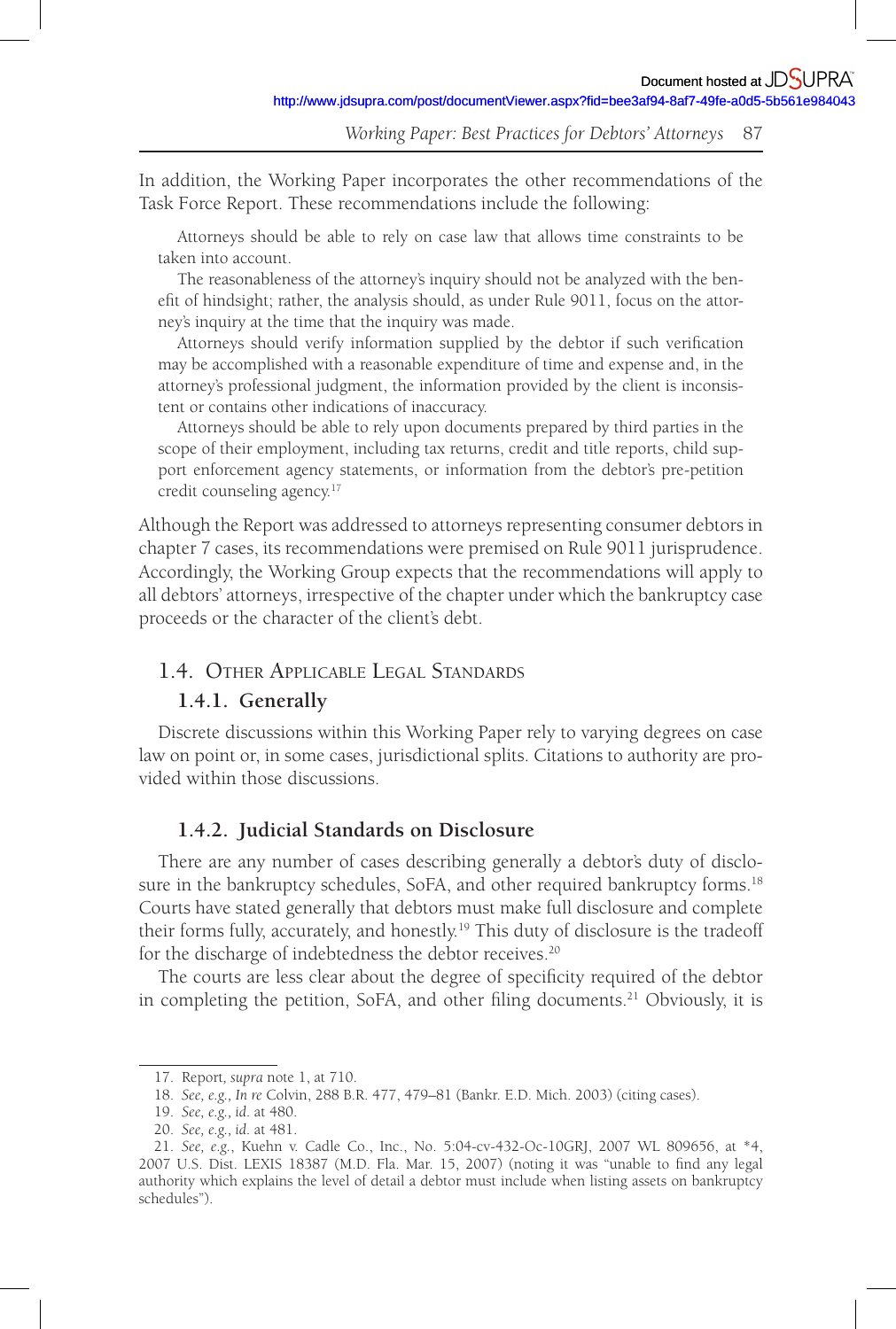In addition, the Working Paper incorporates the other recommendations of the Task Force Report. These recommendations include the following:

> Attorneys should be able to rely on case law that allows time constraints to be taken into account.
>
> The reasonableness of the attorney's inquiry should not be analyzed with the benefit of hindsight; rather, the analysis should, as under Rule 9011, focus on the attorney's inquiry at the time that the inquiry was made.
>
> Attorneys should verify information supplied by the debtor if such verification may be accomplished with a reasonable expenditure of time and expense and, in the attorney's professional judgment, the information provided by the client is inconsistent or contains other indications of inaccuracy.
>
> Attorneys should be able to rely upon documents prepared by third parties in the scope of their employment, including tax returns, credit and title reports, child support enforcement agency statements, or information from the debtor's pre-petition credit counseling agency.[17]

Although the Report was addressed to attorneys representing consumer debtors in chapter 7 cases, its recommendations were premised on Rule 9011 jurisprudence. Accordingly, the Working Group expects that the recommendations will apply to all debtors' attorneys, irrespective of the chapter under which the bankruptcy case proceeds or the character of the client's debt.

## 1.4. Other Applicable Legal Standards

### 1.4.1. Generally

Discrete discussions within this Working Paper rely to varying degrees on case law on point or, in some cases, jurisdictional splits. Citations to authority are provided within those discussions.

### 1.4.2. Judicial Standards on Disclosure

There are any number of cases describing generally a debtor's duty of disclosure in the bankruptcy schedules, SoFA, and other required bankruptcy forms.[18] Courts have stated generally that debtors must make full disclosure and complete their forms fully, accurately, and honestly.[19] This duty of disclosure is the tradeoff for the discharge of indebtedness the debtor receives.[20]

The courts are less clear about the degree of specificity required of the debtor in completing the petition, SoFA, and other filing documents.[21] Obviously, it is

---

17. Report, *supra* note 1, at 710.

18. *See, e.g.*, *In re* Colvin, 288 B.R. 477, 479–81 (Bankr. E.D. Mich. 2003) (citing cases).

19. *See, e.g.*, *id.* at 480.

20. *See, e.g.*, *id.* at 481.

21. *See, e.g.*, Kuehn v. Cadle Co., Inc., No. 5:04-cv-432-Oc-10GRJ, 2007 WL 809656, at *4, 2007 U.S. Dist. LEXIS 18387 (M.D. Fla. Mar. 15, 2007) (noting it was "unable to find any legal authority which explains the level of detail a debtor must include when listing assets on bankruptcy schedules").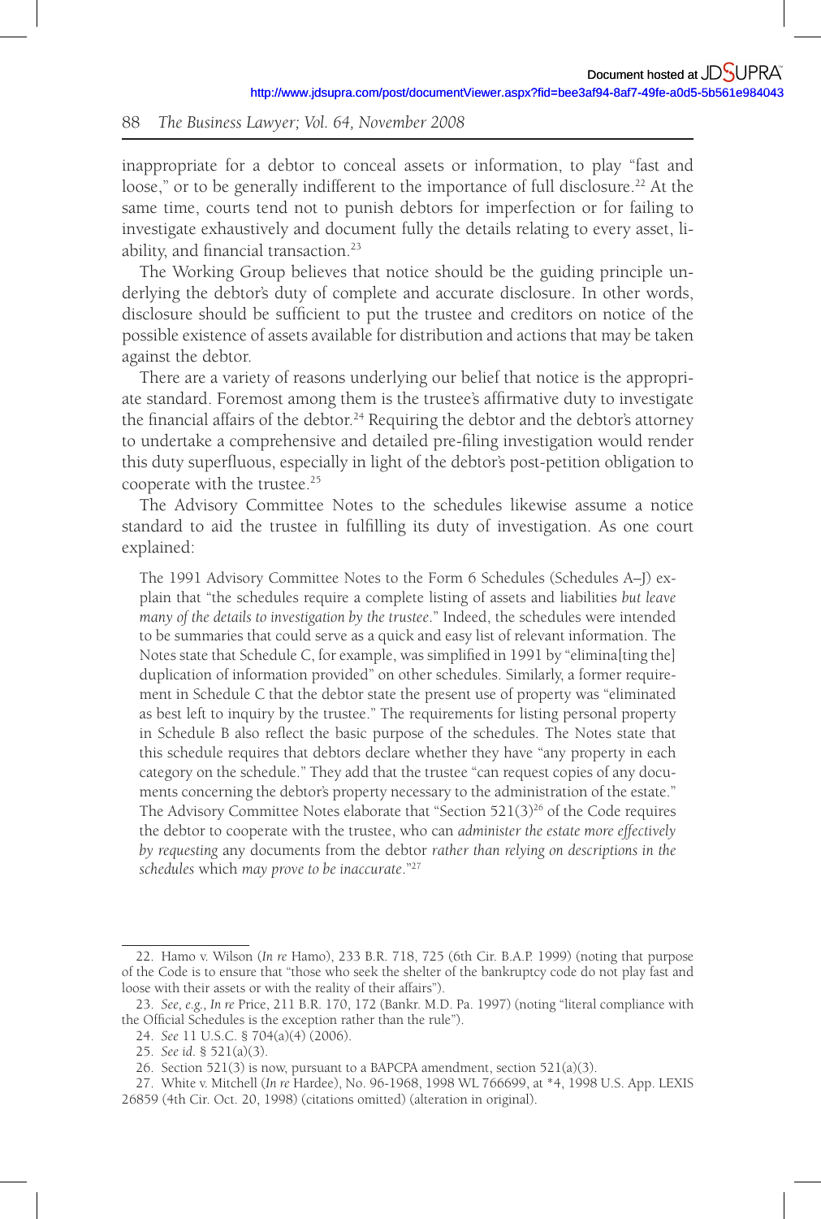inappropriate for a debtor to conceal assets or information, to play "fast and loose," or to be generally indifferent to the importance of full disclosure.[22] At the same time, courts tend not to punish debtors for imperfection or for failing to investigate exhaustively and document fully the details relating to every asset, liability, and financial transaction.[23]

The Working Group believes that notice should be the guiding principle underlying the debtor's duty of complete and accurate disclosure. In other words, disclosure should be sufficient to put the trustee and creditors on notice of the possible existence of assets available for distribution and actions that may be taken against the debtor.

There are a variety of reasons underlying our belief that notice is the appropriate standard. Foremost among them is the trustee's affirmative duty to investigate the financial affairs of the debtor.[24] Requiring the debtor and the debtor's attorney to undertake a comprehensive and detailed pre-filing investigation would render this duty superfluous, especially in light of the debtor's post-petition obligation to cooperate with the trustee.[25]

The Advisory Committee Notes to the schedules likewise assume a notice standard to aid the trustee in fulfilling its duty of investigation. As one court explained:

> The 1991 Advisory Committee Notes to the Form 6 Schedules (Schedules A–J) explain that "the schedules require a complete listing of assets and liabilities *but leave many of the details to investigation by the trustee*." Indeed, the schedules were intended to be summaries that could serve as a quick and easy list of relevant information. The Notes state that Schedule C, for example, was simplified in 1991 by "elimina[ting the] duplication of information provided" on other schedules. Similarly, a former requirement in Schedule C that the debtor state the present use of property was "eliminated as best left to inquiry by the trustee." The requirements for listing personal property in Schedule B also reflect the basic purpose of the schedules. The Notes state that this schedule requires that debtors declare whether they have "any property in each category on the schedule." They add that the trustee "can request copies of any documents concerning the debtor's property necessary to the administration of the estate." The Advisory Committee Notes elaborate that "Section 521(3)[26] of the Code requires the debtor to cooperate with the trustee, who can *administer the estate more effectively by requesting* any documents from the debtor *rather than relying on descriptions in the schedules* which *may prove to be inaccurate*."[27]

---

22. Hamo v. Wilson (*In re* Hamo), 233 B.R. 718, 725 (6th Cir. B.A.P. 1999) (noting that purpose of the Code is to ensure that "those who seek the shelter of the bankruptcy code do not play fast and loose with their assets or with the reality of their affairs").

23. *See, e.g.*, *In re* Price, 211 B.R. 170, 172 (Bankr. M.D. Pa. 1997) (noting "literal compliance with the Official Schedules is the exception rather than the rule").

24. *See* 11 U.S.C. § 704(a)(4) (2006).

25. *See id.* § 521(a)(3).

26. Section 521(3) is now, pursuant to a BAPCPA amendment, section 521(a)(3).

27. White v. Mitchell (*In re* Hardee), No. 96-1968, 1998 WL 766699, at *4, 1998 U.S. App. LEXIS 26859 (4th Cir. Oct. 20, 1998) (citations omitted) (alteration in original).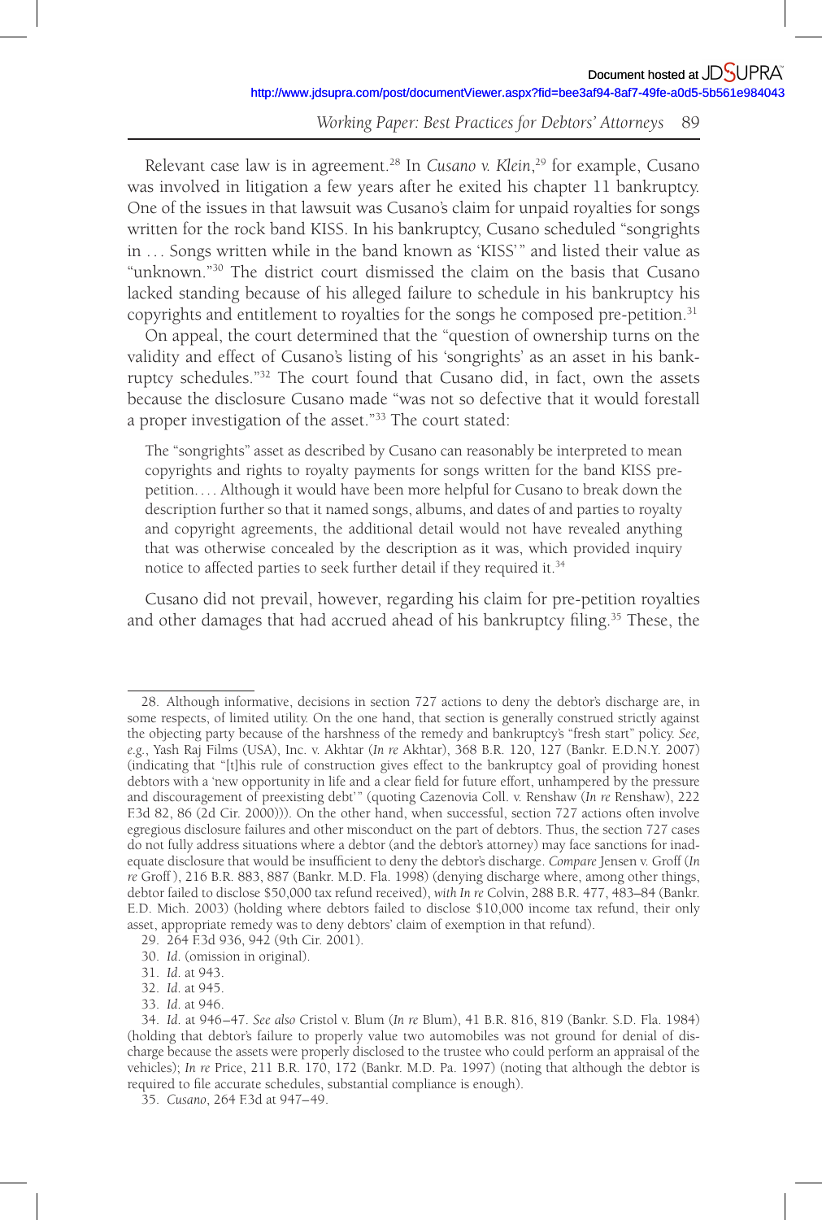Relevant case law is in agreement.[28] In *Cusano v. Klein*,[29] for example, Cusano was involved in litigation a few years after he exited his chapter 11 bankruptcy. One of the issues in that lawsuit was Cusano's claim for unpaid royalties for songs written for the rock band KISS. In his bankruptcy, Cusano scheduled "songrights in . . . Songs written while in the band known as 'KISS'" and listed their value as "unknown."[30] The district court dismissed the claim on the basis that Cusano lacked standing because of his alleged failure to schedule in his bankruptcy his copyrights and entitlement to royalties for the songs he composed pre-petition.[31]

On appeal, the court determined that the "question of ownership turns on the validity and effect of Cusano's listing of his 'songrights' as an asset in his bankruptcy schedules."[32] The court found that Cusano did, in fact, own the assets because the disclosure Cusano made "was not so defective that it would forestall a proper investigation of the asset."[33] The court stated:

> The "songrights" asset as described by Cusano can reasonably be interpreted to mean copyrights and rights to royalty payments for songs written for the band KISS pre-petition. . . . Although it would have been more helpful for Cusano to break down the description further so that it named songs, albums, and dates of and parties to royalty and copyright agreements, the additional detail would not have revealed anything that was otherwise concealed by the description as it was, which provided inquiry notice to affected parties to seek further detail if they required it.[34]

Cusano did not prevail, however, regarding his claim for pre-petition royalties and other damages that had accrued ahead of his bankruptcy filing.[35] These, the

---

28. Although informative, decisions in section 727 actions to deny the debtor's discharge are, in some respects, of limited utility. On the one hand, that section is generally construed strictly against the objecting party because of the harshness of the remedy and bankruptcy's "fresh start" policy. *See, e.g.*, Yash Raj Films (USA), Inc. v. Akhtar (*In re* Akhtar), 368 B.R. 120, 127 (Bankr. E.D.N.Y. 2007) (indicating that "[t]his rule of construction gives effect to the bankruptcy goal of providing honest debtors with a 'new opportunity in life and a clear field for future effort, unhampered by the pressure and discouragement of preexisting debt'" (quoting Cazenovia Coll. v. Renshaw (*In re* Renshaw), 222 F.3d 82, 86 (2d Cir. 2000))). On the other hand, when successful, section 727 actions often involve egregious disclosure failures and other misconduct on the part of debtors. Thus, the section 727 cases do not fully address situations where a debtor (and the debtor's attorney) may face sanctions for inadequate disclosure that would be insufficient to deny the debtor's discharge. *Compare* Jensen v. Groff (*In re* Groff), 216 B.R. 883, 887 (Bankr. M.D. Fla. 1998) (denying discharge where, among other things, debtor failed to disclose $50,000 tax refund received), *with In re* Colvin, 288 B.R. 477, 483–84 (Bankr. E.D. Mich. 2003) (holding where debtors failed to disclose $10,000 income tax refund, their only asset, appropriate remedy was to deny debtors' claim of exemption in that refund).

29. 264 F.3d 936, 942 (9th Cir. 2001).

30. *Id.* (omission in original).

31. *Id.* at 943.

32. *Id.* at 945.

33. *Id.* at 946.

34. *Id.* at 946–47. *See also* Cristol v. Blum (*In re* Blum), 41 B.R. 816, 819 (Bankr. S.D. Fla. 1984) (holding that debtor's failure to properly value two automobiles was not ground for denial of discharge because the assets were properly disclosed to the trustee who could perform an appraisal of the vehicles); *In re* Price, 211 B.R. 170, 172 (Bankr. M.D. Pa. 1997) (noting that although the debtor is required to file accurate schedules, substantial compliance is enough).

35. *Cusano*, 264 F.3d at 947–49.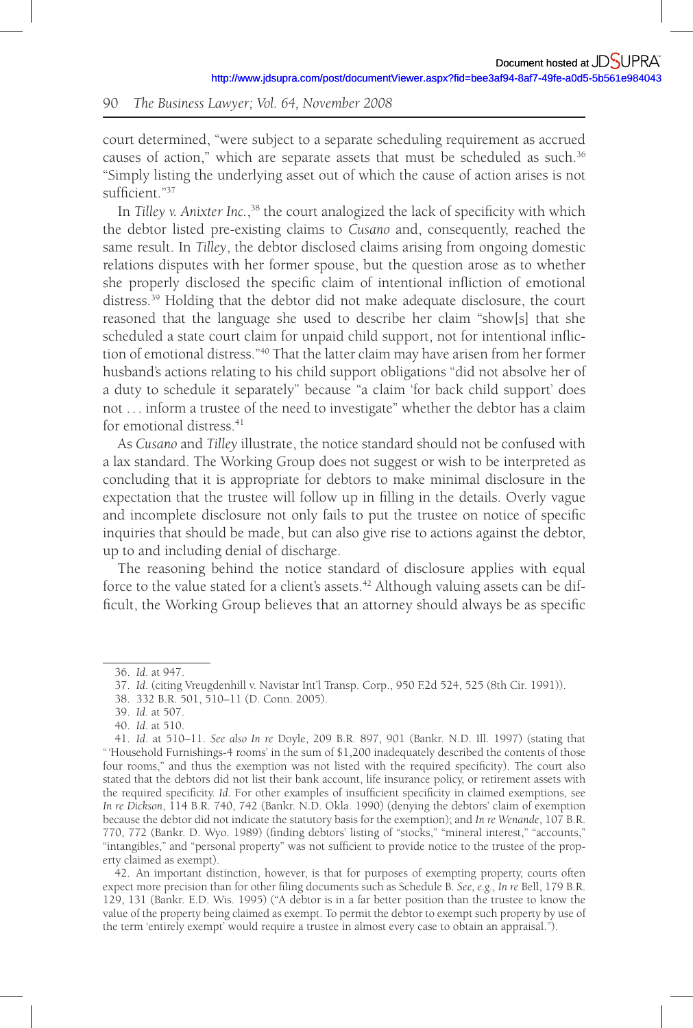court determined, "were subject to a separate scheduling requirement as accrued causes of action," which are separate assets that must be scheduled as such.[36] "Simply listing the underlying asset out of which the cause of action arises is not sufficient."[37]

In *Tilley v. Anixter Inc.*,[38] the court analogized the lack of specificity with which the debtor listed pre-existing claims to *Cusano* and, consequently, reached the same result. In *Tilley*, the debtor disclosed claims arising from ongoing domestic relations disputes with her former spouse, but the question arose as to whether she properly disclosed the specific claim of intentional infliction of emotional distress.[39] Holding that the debtor did not make adequate disclosure, the court reasoned that the language she used to describe her claim "show[s] that she scheduled a state court claim for unpaid child support, not for intentional infliction of emotional distress."[40] That the latter claim may have arisen from her former husband's actions relating to his child support obligations "did not absolve her of a duty to schedule it separately" because "a claim 'for back child support' does not . . . inform a trustee of the need to investigate" whether the debtor has a claim for emotional distress.[41]

As *Cusano* and *Tilley* illustrate, the notice standard should not be confused with a lax standard. The Working Group does not suggest or wish to be interpreted as concluding that it is appropriate for debtors to make minimal disclosure in the expectation that the trustee will follow up in filling in the details. Overly vague and incomplete disclosure not only fails to put the trustee on notice of specific inquiries that should be made, but can also give rise to actions against the debtor, up to and including denial of discharge.

The reasoning behind the notice standard of disclosure applies with equal force to the value stated for a client's assets.[42] Although valuing assets can be difficult, the Working Group believes that an attorney should always be as specific

---

36. *Id.* at 947.

37. *Id.* (citing Vreugdenhill v. Navistar Int'l Transp. Corp., 950 F.2d 524, 525 (8th Cir. 1991)).

38. 332 B.R. 501, 510–11 (D. Conn. 2005).

39. *Id.* at 507.

40. *Id.* at 510.

41. *Id.* at 510–11. *See also In re* Doyle, 209 B.R. 897, 901 (Bankr. N.D. Ill. 1997) (stating that "'Household Furnishings-4 rooms' in the sum of $1,200 inadequately described the contents of those four rooms," and thus the exemption was not listed with the required specificity). The court also stated that the debtors did not list their bank account, life insurance policy, or retirement assets with the required specificity. *Id.* For other examples of insufficient specificity in claimed exemptions, see *In re Dickson*, 114 B.R. 740, 742 (Bankr. N.D. Okla. 1990) (denying the debtors' claim of exemption because the debtor did not indicate the statutory basis for the exemption); and *In re Wenande*, 107 B.R. 770, 772 (Bankr. D. Wyo. 1989) (finding debtors' listing of "stocks," "mineral interest," "accounts," "intangibles," and "personal property" was not sufficient to provide notice to the trustee of the property claimed as exempt).

42. An important distinction, however, is that for purposes of exempting property, courts often expect more precision than for other filing documents such as Schedule B. *See, e.g., In re* Bell, 179 B.R. 129, 131 (Bankr. E.D. Wis. 1995) ("A debtor is in a far better position than the trustee to know the value of the property being claimed as exempt. To permit the debtor to exempt such property by use of the term 'entirely exempt' would require a trustee in almost every case to obtain an appraisal.").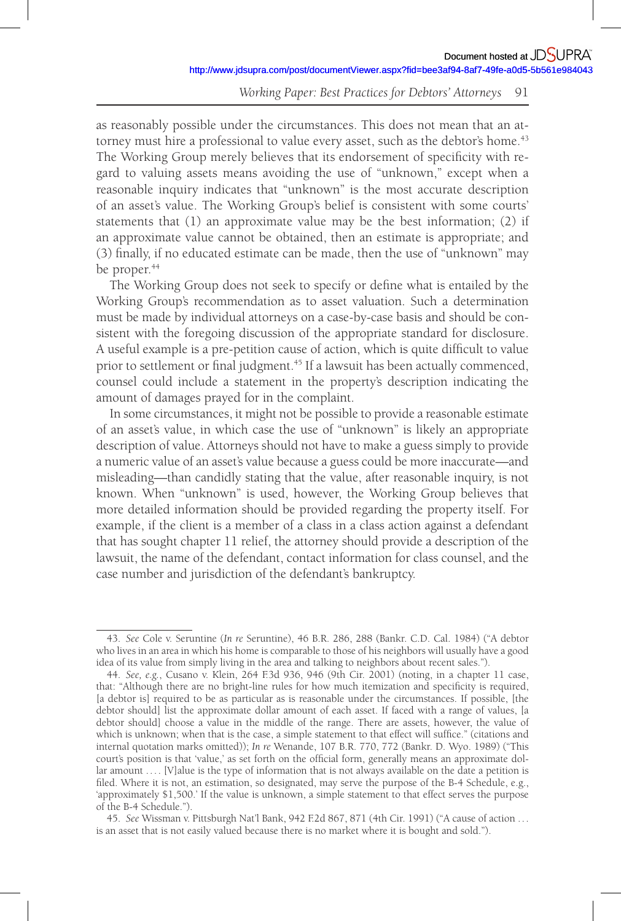as reasonably possible under the circumstances. This does not mean that an attorney must hire a professional to value every asset, such as the debtor's home.[43] The Working Group merely believes that its endorsement of specificity with regard to valuing assets means avoiding the use of "unknown," except when a reasonable inquiry indicates that "unknown" is the most accurate description of an asset's value. The Working Group's belief is consistent with some courts' statements that (1) an approximate value may be the best information; (2) if an approximate value cannot be obtained, then an estimate is appropriate; and (3) finally, if no educated estimate can be made, then the use of "unknown" may be proper.[44]

The Working Group does not seek to specify or define what is entailed by the Working Group's recommendation as to asset valuation. Such a determination must be made by individual attorneys on a case-by-case basis and should be consistent with the foregoing discussion of the appropriate standard for disclosure. A useful example is a pre-petition cause of action, which is quite difficult to value prior to settlement or final judgment.[45] If a lawsuit has been actually commenced, counsel could include a statement in the property's description indicating the amount of damages prayed for in the complaint.

In some circumstances, it might not be possible to provide a reasonable estimate of an asset's value, in which case the use of "unknown" is likely an appropriate description of value. Attorneys should not have to make a guess simply to provide a numeric value of an asset's value because a guess could be more inaccurate—and misleading—than candidly stating that the value, after reasonable inquiry, is not known. When "unknown" is used, however, the Working Group believes that more detailed information should be provided regarding the property itself. For example, if the client is a member of a class in a class action against a defendant that has sought chapter 11 relief, the attorney should provide a description of the lawsuit, the name of the defendant, contact information for class counsel, and the case number and jurisdiction of the defendant's bankruptcy.

---

43. *See* Cole v. Seruntine (*In re* Seruntine), 46 B.R. 286, 288 (Bankr. C.D. Cal. 1984) ("A debtor who lives in an area in which his home is comparable to those of his neighbors will usually have a good idea of its value from simply living in the area and talking to neighbors about recent sales.").

44. *See, e.g.*, Cusano v. Klein, 264 F.3d 936, 946 (9th Cir. 2001) (noting, in a chapter 11 case, that: "Although there are no bright-line rules for how much itemization and specificity is required, [a debtor is] required to be as particular as is reasonable under the circumstances. If possible, [the debtor should] list the approximate dollar amount of each asset. If faced with a range of values, [a debtor should] choose a value in the middle of the range. There are assets, however, the value of which is unknown; when that is the case, a simple statement to that effect will suffice." (citations and internal quotation marks omitted)); *In re* Wenande, 107 B.R. 770, 772 (Bankr. D. Wyo. 1989) ("This court's position is that 'value,' as set forth on the official form, generally means an approximate dollar amount .... [V]alue is the type of information that is not always available on the date a petition is filed. Where it is not, an estimation, so designated, may serve the purpose of the B-4 Schedule, e.g., 'approximately $1,500.' If the value is unknown, a simple statement to that effect serves the purpose of the B-4 Schedule.").

45. *See* Wissman v. Pittsburgh Nat'l Bank, 942 F.2d 867, 871 (4th Cir. 1991) ("A cause of action ... is an asset that is not easily valued because there is no market where it is bought and sold.").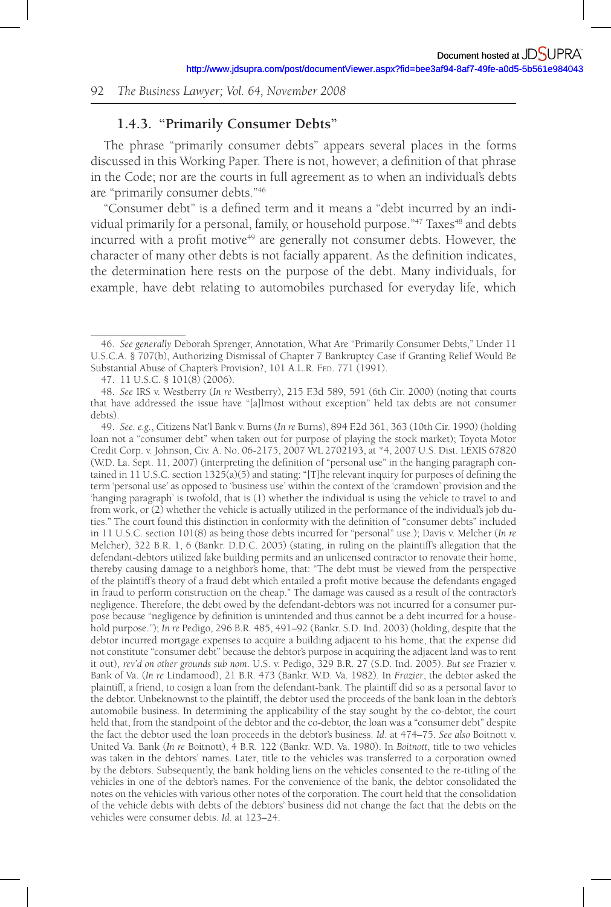### 1.4.3. "Primarily Consumer Debts"

The phrase "primarily consumer debts" appears several places in the forms discussed in this Working Paper. There is not, however, a definition of that phrase in the Code; nor are the courts in full agreement as to when an individual's debts are "primarily consumer debts."[46]

"Consumer debt" is a defined term and it means a "debt incurred by an individual primarily for a personal, family, or household purpose."[47] Taxes[48] and debts incurred with a profit motive[49] are generally not consumer debts. However, the character of many other debts is not facially apparent. As the definition indicates, the determination here rests on the purpose of the debt. Many individuals, for example, have debt relating to automobiles purchased for everyday life, which

---

46. *See generally* Deborah Sprenger, Annotation, What Are "Primarily Consumer Debts," Under 11 U.S.C.A. § 707(b), Authorizing Dismissal of Chapter 7 Bankruptcy Case if Granting Relief Would Be Substantial Abuse of Chapter's Provision?, 101 A.L.R. Fed. 771 (1991).

47. 11 U.S.C. § 101(8) (2006).

48. *See* IRS v. Westberry (*In re* Westberry), 215 F.3d 589, 591 (6th Cir. 2000) (noting that courts that have addressed the issue have "[a]lmost without exception" held tax debts are not consumer debts).

49. *See. e.g.*, Citizens Nat'l Bank v. Burns (*In re* Burns), 894 F.2d 361, 363 (10th Cir. 1990) (holding loan not a "consumer debt" when taken out for purpose of playing the stock market); Toyota Motor Credit Corp. v. Johnson, Civ. A. No. 06-2175, 2007 WL 2702193, at *4, 2007 U.S. Dist. LEXIS 67820 (W.D. La. Sept. 11, 2007) (interpreting the definition of "personal use" in the hanging paragraph contained in 11 U.S.C. section 1325(a)(5) and stating: "[T]he relevant inquiry for purposes of defining the term 'personal use' as opposed to 'business use' within the context of the 'cramdown' provision and the 'hanging paragraph' is twofold, that is (1) whether the individual is using the vehicle to travel to and from work, or (2) whether the vehicle is actually utilized in the performance of the individual's job duties." The court found this distinction in conformity with the definition of "consumer debts" included in 11 U.S.C. section 101(8) as being those debts incurred for "personal" use.); Davis v. Melcher (*In re* Melcher), 322 B.R. 1, 6 (Bankr. D.D.C. 2005) (stating, in ruling on the plaintiff's allegation that the defendant-debtors utilized fake building permits and an unlicensed contractor to renovate their home, thereby causing damage to a neighbor's home, that: "The debt must be viewed from the perspective of the plaintiff's theory of a fraud debt which entailed a profit motive because the defendants engaged in fraud to perform construction on the cheap." The damage was caused as a result of the contractor's negligence. Therefore, the debt owed by the defendant-debtors was not incurred for a consumer purpose because "negligence by definition is unintended and thus cannot be a debt incurred for a household purpose."); *In re* Pedigo, 296 B.R. 485, 491–92 (Bankr. S.D. Ind. 2003) (holding, despite that the debtor incurred mortgage expenses to acquire a building adjacent to his home, that the expense did not constitute "consumer debt" because the debtor's purpose in acquiring the adjacent land was to rent it out), *rev'd on other grounds sub nom*. U.S. v. Pedigo, 329 B.R. 27 (S.D. Ind. 2005). *But see* Frazier v. Bank of Va. (*In re* Lindamood), 21 B.R. 473 (Bankr. W.D. Va. 1982). In *Frazier*, the debtor asked the plaintiff, a friend, to cosign a loan from the defendant-bank. The plaintiff did so as a personal favor to the debtor. Unbeknownst to the plaintiff, the debtor used the proceeds of the bank loan in the debtor's automobile business. In determining the applicability of the stay sought by the co-debtor, the court held that, from the standpoint of the debtor and the co-debtor, the loan was a "consumer debt" despite the fact that the debtor used the loan proceeds in the debtor's business. *Id*. at 474–75. *See also* Boitnott v. United Va. Bank (*In re* Boitnott), 4 B.R. 122 (Bankr. W.D. Va. 1980). In *Boitnott*, title to two vehicles was taken in the debtors' names. Later, title to the vehicles was transferred to a corporation owned by the debtors. Subsequently, the bank holding liens on the vehicles consented to the re-titling of the vehicles in one of the debtor's names. For the convenience of the bank, the debtor consolidated the notes on the vehicles with various other notes of the corporation. The court held that the consolidation of the vehicle debts with debts of the debtors' business did not change the fact that the debts on the vehicles were consumer debts. *Id*. at 123–24.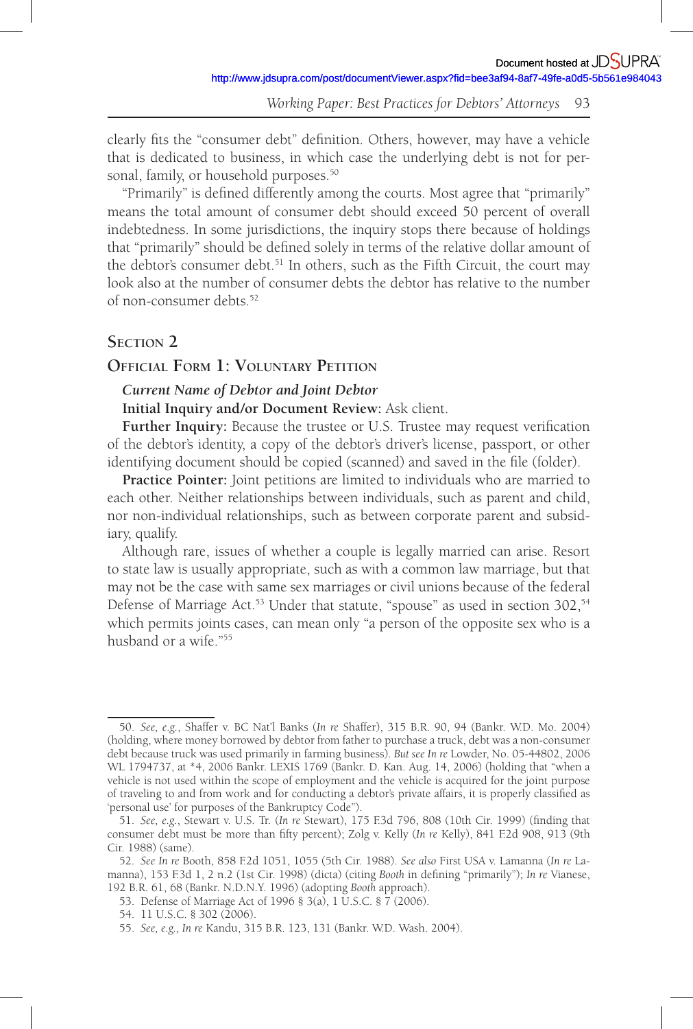clearly fits the "consumer debt" definition. Others, however, may have a vehicle that is dedicated to business, in which case the underlying debt is not for personal, family, or household purposes.[50]

"Primarily" is defined differently among the courts. Most agree that "primarily" means the total amount of consumer debt should exceed 50 percent of overall indebtedness. In some jurisdictions, the inquiry stops there because of holdings that "primarily" should be defined solely in terms of the relative dollar amount of the debtor's consumer debt.[51] In others, such as the Fifth Circuit, the court may look also at the number of consumer debts the debtor has relative to the number of non-consumer debts.[52]

## Section 2

## Official Form 1: Voluntary Petition

***Current Name of Debtor and Joint Debtor***

**Initial Inquiry and/or Document Review:** Ask client.

**Further Inquiry:** Because the trustee or U.S. Trustee may request verification of the debtor's identity, a copy of the debtor's driver's license, passport, or other identifying document should be copied (scanned) and saved in the file (folder).

**Practice Pointer:** Joint petitions are limited to individuals who are married to each other. Neither relationships between individuals, such as parent and child, nor non-individual relationships, such as between corporate parent and subsidiary, qualify.

Although rare, issues of whether a couple is legally married can arise. Resort to state law is usually appropriate, such as with a common law marriage, but that may not be the case with same sex marriages or civil unions because of the federal Defense of Marriage Act.[53] Under that statute, "spouse" as used in section 302,[54] which permits joints cases, can mean only "a person of the opposite sex who is a husband or a wife."[55]

---

50. *See, e.g.*, Shaffer v. BC Nat'l Banks (*In re* Shaffer), 315 B.R. 90, 94 (Bankr. W.D. Mo. 2004) (holding, where money borrowed by debtor from father to purchase a truck, debt was a non-consumer debt because truck was used primarily in farming business). *But see In re* Lowder, No. 05-44802, 2006 WL 1794737, at *4, 2006 Bankr. LEXIS 1769 (Bankr. D. Kan. Aug. 14, 2006) (holding that "when a vehicle is not used within the scope of employment and the vehicle is acquired for the joint purpose of traveling to and from work and for conducting a debtor's private affairs, it is properly classified as 'personal use' for purposes of the Bankruptcy Code").

51. *See, e.g.*, Stewart v. U.S. Tr. (*In re* Stewart), 175 F.3d 796, 808 (10th Cir. 1999) (finding that consumer debt must be more than fifty percent); Zolg v. Kelly (*In re* Kelly), 841 F.2d 908, 913 (9th Cir. 1988) (same).

52. *See In re* Booth, 858 F.2d 1051, 1055 (5th Cir. 1988). *See also* First USA v. Lamanna (*In re* Lamanna), 153 F.3d 1, 2 n.2 (1st Cir. 1998) (dicta) (citing *Booth* in defining "primarily"); *In re* Vianese, 192 B.R. 61, 68 (Bankr. N.D.N.Y. 1996) (adopting *Booth* approach).

53. Defense of Marriage Act of 1996 § 3(a), 1 U.S.C. § 7 (2006).

54. 11 U.S.C. § 302 (2006).

55. *See, e.g., In re* Kandu, 315 B.R. 123, 131 (Bankr. W.D. Wash. 2004).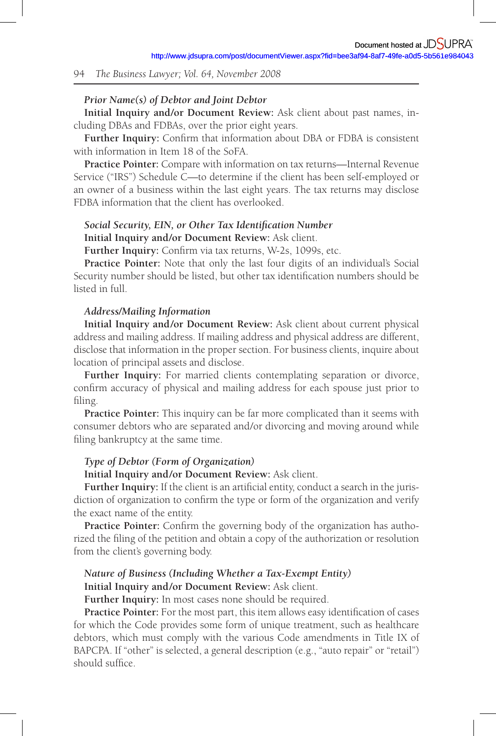*Prior Name(s) of Debtor and Joint Debtor*

**Initial Inquiry and/or Document Review:** Ask client about past names, including DBAs and FDBAs, over the prior eight years.

**Further Inquiry:** Confirm that information about DBA or FDBA is consistent with information in Item 18 of the SoFA.

**Practice Pointer:** Compare with information on tax returns—Internal Revenue Service ("IRS") Schedule C—to determine if the client has been self-employed or an owner of a business within the last eight years. The tax returns may disclose FDBA information that the client has overlooked.

*Social Security, EIN, or Other Tax Identification Number*

**Initial Inquiry and/or Document Review:** Ask client.

**Further Inquiry:** Confirm via tax returns, W-2s, 1099s, etc.

**Practice Pointer:** Note that only the last four digits of an individual's Social Security number should be listed, but other tax identification numbers should be listed in full.

*Address/Mailing Information*

**Initial Inquiry and/or Document Review:** Ask client about current physical address and mailing address. If mailing address and physical address are different, disclose that information in the proper section. For business clients, inquire about location of principal assets and disclose.

**Further Inquiry:** For married clients contemplating separation or divorce, confirm accuracy of physical and mailing address for each spouse just prior to filing.

**Practice Pointer:** This inquiry can be far more complicated than it seems with consumer debtors who are separated and/or divorcing and moving around while filing bankruptcy at the same time.

*Type of Debtor (Form of Organization)*

**Initial Inquiry and/or Document Review:** Ask client.

**Further Inquiry:** If the client is an artificial entity, conduct a search in the jurisdiction of organization to confirm the type or form of the organization and verify the exact name of the entity.

**Practice Pointer:** Confirm the governing body of the organization has authorized the filing of the petition and obtain a copy of the authorization or resolution from the client's governing body.

*Nature of Business (Including Whether a Tax-Exempt Entity)*

**Initial Inquiry and/or Document Review:** Ask client.

**Further Inquiry:** In most cases none should be required.

**Practice Pointer:** For the most part, this item allows easy identification of cases for which the Code provides some form of unique treatment, such as healthcare debtors, which must comply with the various Code amendments in Title IX of BAPCPA. If "other" is selected, a general description (e.g., "auto repair" or "retail") should suffice.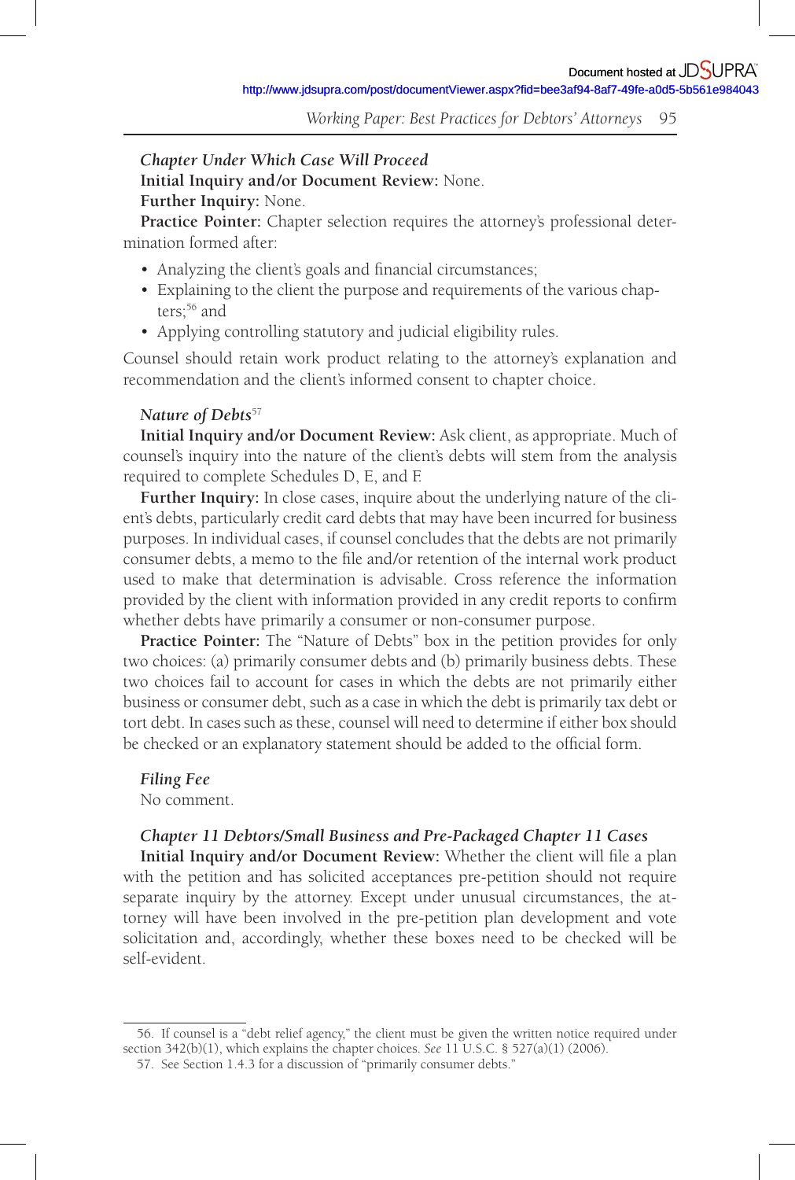*Chapter Under Which Case Will Proceed*

**Initial Inquiry and/or Document Review:** None.

**Further Inquiry:** None.

**Practice Pointer:** Chapter selection requires the attorney's professional determination formed after:

- Analyzing the client's goals and financial circumstances;
- Explaining to the client the purpose and requirements of the various chapters;[56] and
- Applying controlling statutory and judicial eligibility rules.

Counsel should retain work product relating to the attorney's explanation and recommendation and the client's informed consent to chapter choice.

*Nature of Debts*[57]

**Initial Inquiry and/or Document Review:** Ask client, as appropriate. Much of counsel's inquiry into the nature of the client's debts will stem from the analysis required to complete Schedules D, E, and F.

**Further Inquiry:** In close cases, inquire about the underlying nature of the client's debts, particularly credit card debts that may have been incurred for business purposes. In individual cases, if counsel concludes that the debts are not primarily consumer debts, a memo to the file and/or retention of the internal work product used to make that determination is advisable. Cross reference the information provided by the client with information provided in any credit reports to confirm whether debts have primarily a consumer or non-consumer purpose.

**Practice Pointer:** The "Nature of Debts" box in the petition provides for only two choices: (a) primarily consumer debts and (b) primarily business debts. These two choices fail to account for cases in which the debts are not primarily either business or consumer debt, such as a case in which the debt is primarily tax debt or tort debt. In cases such as these, counsel will need to determine if either box should be checked or an explanatory statement should be added to the official form.

*Filing Fee*

No comment.

*Chapter 11 Debtors/Small Business and Pre-Packaged Chapter 11 Cases*

**Initial Inquiry and/or Document Review:** Whether the client will file a plan with the petition and has solicited acceptances pre-petition should not require separate inquiry by the attorney. Except under unusual circumstances, the attorney will have been involved in the pre-petition plan development and vote solicitation and, accordingly, whether these boxes need to be checked will be self-evident.

---

56. If counsel is a "debt relief agency," the client must be given the written notice required under section 342(b)(1), which explains the chapter choices. *See* 11 U.S.C. § 527(a)(1) (2006).

57. See Section 1.4.3 for a discussion of "primarily consumer debts."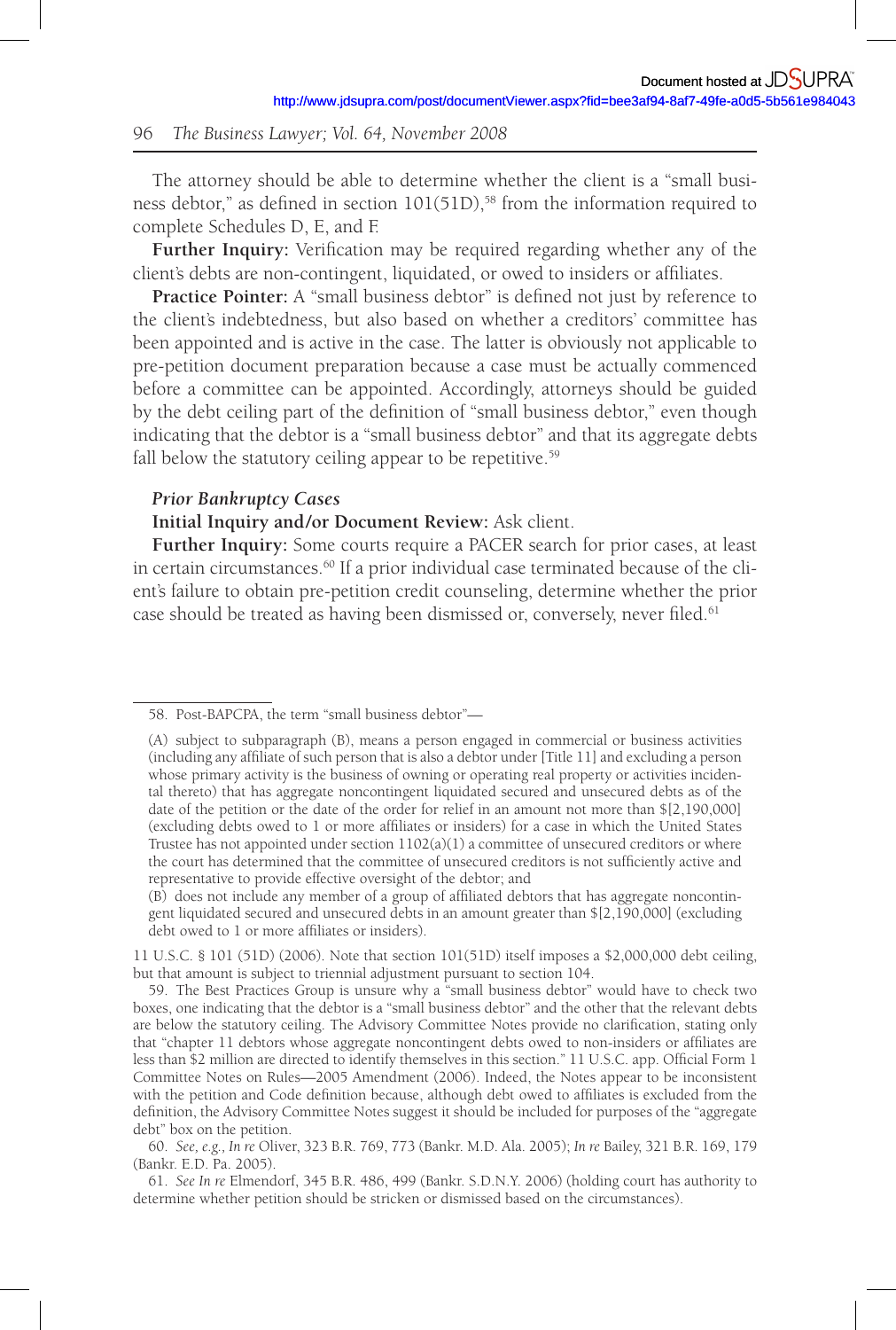The attorney should be able to determine whether the client is a "small business debtor," as defined in section 101(51D),[58] from the information required to complete Schedules D, E, and F.

**Further Inquiry:** Verification may be required regarding whether any of the client's debts are non-contingent, liquidated, or owed to insiders or affiliates.

**Practice Pointer:** A "small business debtor" is defined not just by reference to the client's indebtedness, but also based on whether a creditors' committee has been appointed and is active in the case. The latter is obviously not applicable to pre-petition document preparation because a case must be actually commenced before a committee can be appointed. Accordingly, attorneys should be guided by the debt ceiling part of the definition of "small business debtor," even though indicating that the debtor is a "small business debtor" and that its aggregate debts fall below the statutory ceiling appear to be repetitive.[59]

### *Prior Bankruptcy Cases*

**Initial Inquiry and/or Document Review:** Ask client.

**Further Inquiry:** Some courts require a PACER search for prior cases, at least in certain circumstances.[60] If a prior individual case terminated because of the client's failure to obtain pre-petition credit counseling, determine whether the prior case should be treated as having been dismissed or, conversely, never filed.[61]

---

58. Post-BAPCPA, the term "small business debtor"—

> (A) subject to subparagraph (B), means a person engaged in commercial or business activities (including any affiliate of such person that is also a debtor under [Title 11] and excluding a person whose primary activity is the business of owning or operating real property or activities incidental thereto) that has aggregate noncontingent liquidated secured and unsecured debts as of the date of the petition or the date of the order for relief in an amount not more than $[2,190,000] (excluding debts owed to 1 or more affiliates or insiders) for a case in which the United States Trustee has not appointed under section 1102(a)(1) a committee of unsecured creditors or where the court has determined that the committee of unsecured creditors is not sufficiently active and representative to provide effective oversight of the debtor; and
>
> (B) does not include any member of a group of affiliated debtors that has aggregate noncontingent liquidated secured and unsecured debts in an amount greater than $[2,190,000] (excluding debt owed to 1 or more affiliates or insiders).

11 U.S.C. § 101 (51D) (2006). Note that section 101(51D) itself imposes a $2,000,000 debt ceiling, but that amount is subject to triennial adjustment pursuant to section 104.

59. The Best Practices Group is unsure why a "small business debtor" would have to check two boxes, one indicating that the debtor is a "small business debtor" and the other that the relevant debts are below the statutory ceiling. The Advisory Committee Notes provide no clarification, stating only that "chapter 11 debtors whose aggregate noncontingent debts owed to non-insiders or affiliates are less than $2 million are directed to identify themselves in this section." 11 U.S.C. app. Official Form 1 Committee Notes on Rules—2005 Amendment (2006). Indeed, the Notes appear to be inconsistent with the petition and Code definition because, although debt owed to affiliates is excluded from the definition, the Advisory Committee Notes suggest it should be included for purposes of the "aggregate debt" box on the petition.

60. *See, e.g., In re* Oliver, 323 B.R. 769, 773 (Bankr. M.D. Ala. 2005); *In re* Bailey, 321 B.R. 169, 179 (Bankr. E.D. Pa. 2005).

61. *See In re* Elmendorf, 345 B.R. 486, 499 (Bankr. S.D.N.Y. 2006) (holding court has authority to determine whether petition should be stricken or dismissed based on the circumstances).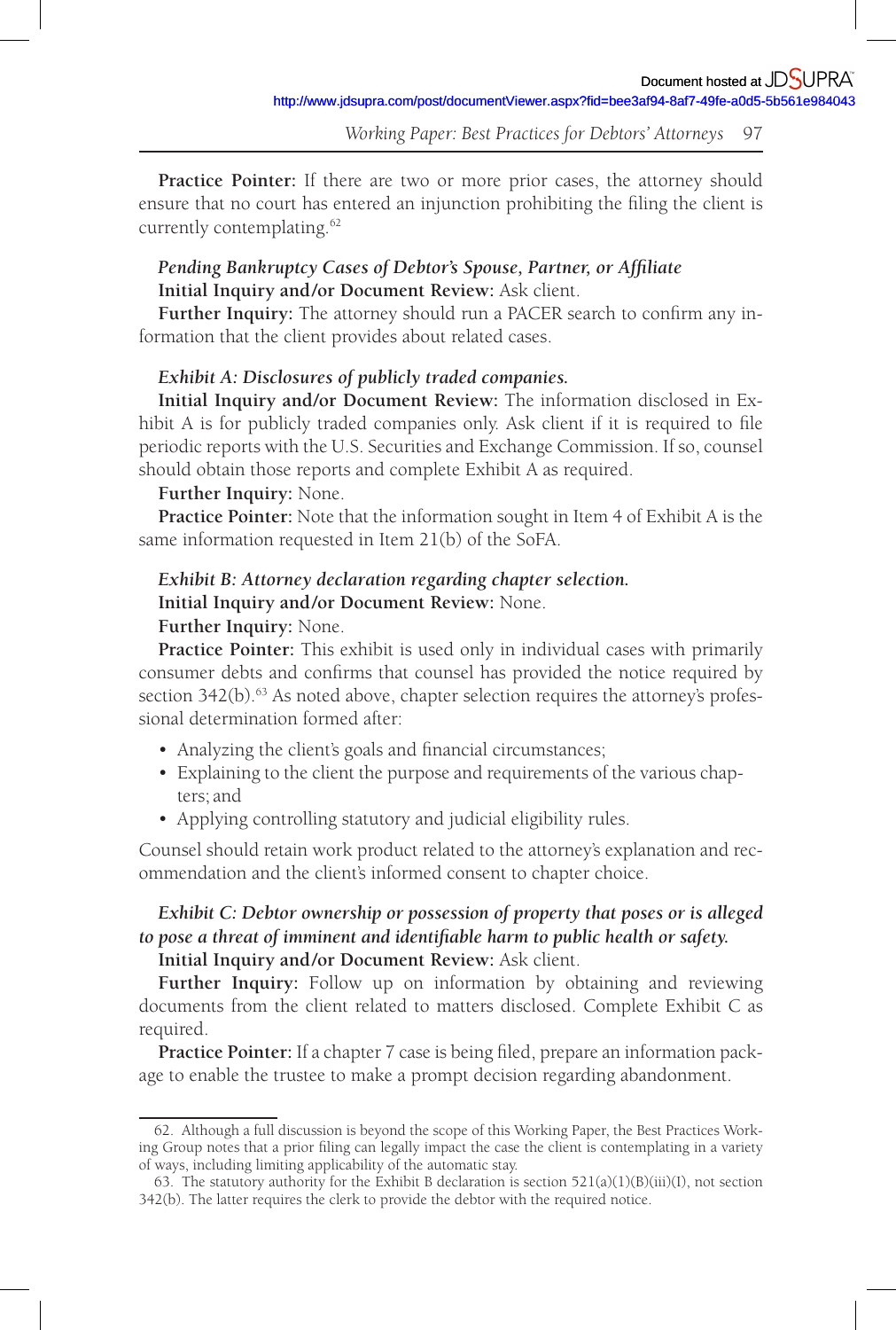**Practice Pointer:** If there are two or more prior cases, the attorney should ensure that no court has entered an injunction prohibiting the filing the client is currently contemplating.[62]

*Pending Bankruptcy Cases of Debtor's Spouse, Partner, or Affiliate*

**Initial Inquiry and/or Document Review:** Ask client.

**Further Inquiry:** The attorney should run a PACER search to confirm any information that the client provides about related cases.

*Exhibit A: Disclosures of publicly traded companies.*

**Initial Inquiry and/or Document Review:** The information disclosed in Exhibit A is for publicly traded companies only. Ask client if it is required to file periodic reports with the U.S. Securities and Exchange Commission. If so, counsel should obtain those reports and complete Exhibit A as required.

**Further Inquiry:** None.

**Practice Pointer:** Note that the information sought in Item 4 of Exhibit A is the same information requested in Item 21(b) of the SoFA.

*Exhibit B: Attorney declaration regarding chapter selection.*

**Initial Inquiry and/or Document Review:** None.

**Further Inquiry:** None.

**Practice Pointer:** This exhibit is used only in individual cases with primarily consumer debts and confirms that counsel has provided the notice required by section 342(b).[63] As noted above, chapter selection requires the attorney's professional determination formed after:

- Analyzing the client's goals and financial circumstances;
- Explaining to the client the purpose and requirements of the various chapters; and
- Applying controlling statutory and judicial eligibility rules.

Counsel should retain work product related to the attorney's explanation and recommendation and the client's informed consent to chapter choice.

*Exhibit C: Debtor ownership or possession of property that poses or is alleged to pose a threat of imminent and identifiable harm to public health or safety.*

**Initial Inquiry and/or Document Review:** Ask client.

**Further Inquiry:** Follow up on information by obtaining and reviewing documents from the client related to matters disclosed. Complete Exhibit C as required.

**Practice Pointer:** If a chapter 7 case is being filed, prepare an information package to enable the trustee to make a prompt decision regarding abandonment.

---

62. Although a full discussion is beyond the scope of this Working Paper, the Best Practices Working Group notes that a prior filing can legally impact the case the client is contemplating in a variety of ways, including limiting applicability of the automatic stay.

63. The statutory authority for the Exhibit B declaration is section 521(a)(1)(B)(iii)(I), not section 342(b). The latter requires the clerk to provide the debtor with the required notice.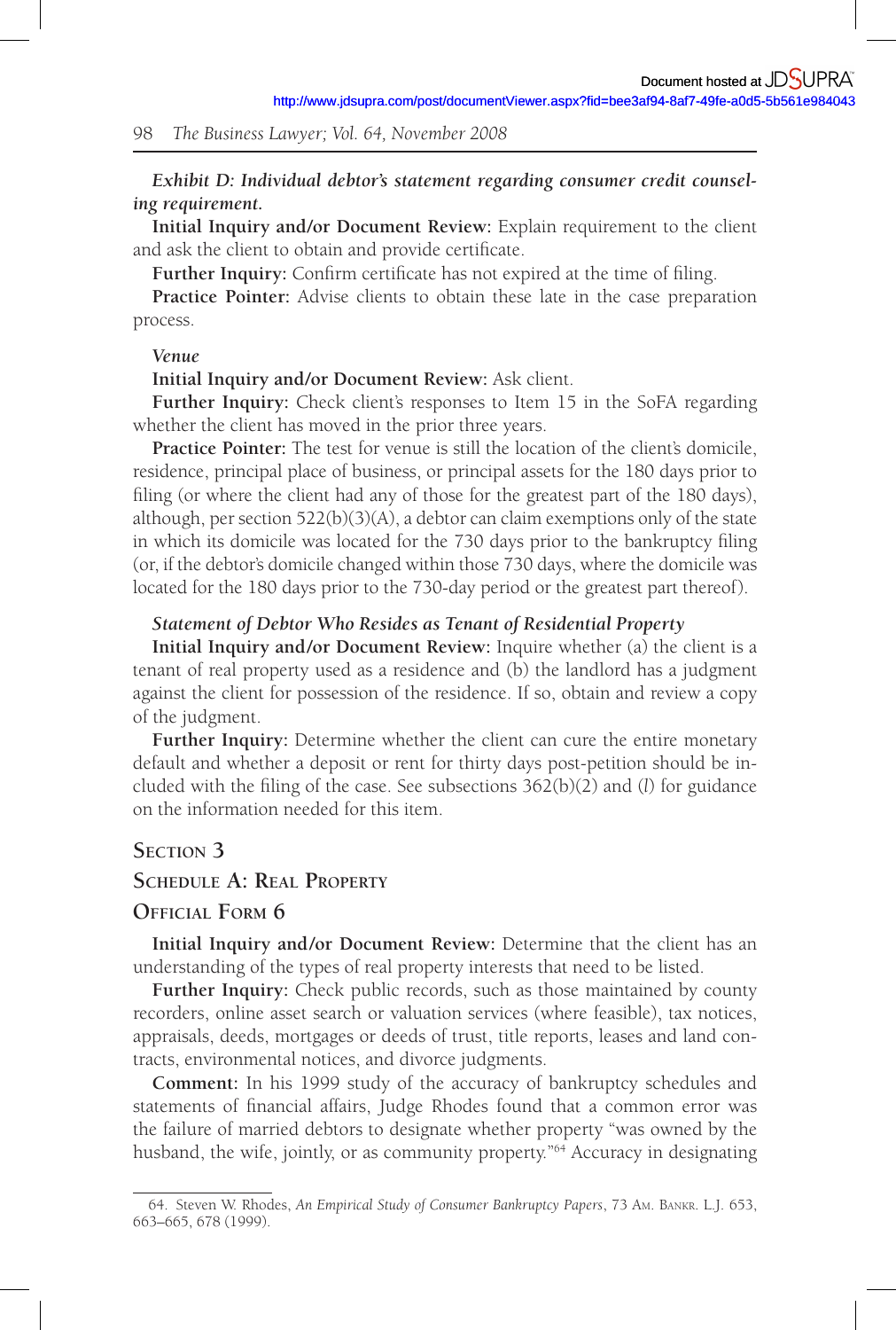***Exhibit D: Individual debtor's statement regarding consumer credit counseling requirement.***

**Initial Inquiry and/or Document Review:** Explain requirement to the client and ask the client to obtain and provide certificate.

**Further Inquiry:** Confirm certificate has not expired at the time of filing.

**Practice Pointer:** Advise clients to obtain these late in the case preparation process.

***Venue***

**Initial Inquiry and/or Document Review:** Ask client.

**Further Inquiry:** Check client's responses to Item 15 in the SoFA regarding whether the client has moved in the prior three years.

**Practice Pointer:** The test for venue is still the location of the client's domicile, residence, principal place of business, or principal assets for the 180 days prior to filing (or where the client had any of those for the greatest part of the 180 days), although, per section 522(b)(3)(A), a debtor can claim exemptions only of the state in which its domicile was located for the 730 days prior to the bankruptcy filing (or, if the debtor's domicile changed within those 730 days, where the domicile was located for the 180 days prior to the 730-day period or the greatest part thereof).

***Statement of Debtor Who Resides as Tenant of Residential Property***

**Initial Inquiry and/or Document Review:** Inquire whether (a) the client is a tenant of real property used as a residence and (b) the landlord has a judgment against the client for possession of the residence. If so, obtain and review a copy of the judgment.

**Further Inquiry:** Determine whether the client can cure the entire monetary default and whether a deposit or rent for thirty days post-petition should be included with the filing of the case. See subsections 362(b)(2) and (*l*) for guidance on the information needed for this item.

## Section 3

## Schedule A: Real Property

## Official Form 6

**Initial Inquiry and/or Document Review:** Determine that the client has an understanding of the types of real property interests that need to be listed.

**Further Inquiry:** Check public records, such as those maintained by county recorders, online asset search or valuation services (where feasible), tax notices, appraisals, deeds, mortgages or deeds of trust, title reports, leases and land contracts, environmental notices, and divorce judgments.

**Comment:** In his 1999 study of the accuracy of bankruptcy schedules and statements of financial affairs, Judge Rhodes found that a common error was the failure of married debtors to designate whether property "was owned by the husband, the wife, jointly, or as community property."[64] Accuracy in designating

64. Steven W. Rhodes, *An Empirical Study of Consumer Bankruptcy Papers*, 73 Am. Bankr. L.J. 653, 663–665, 678 (1999).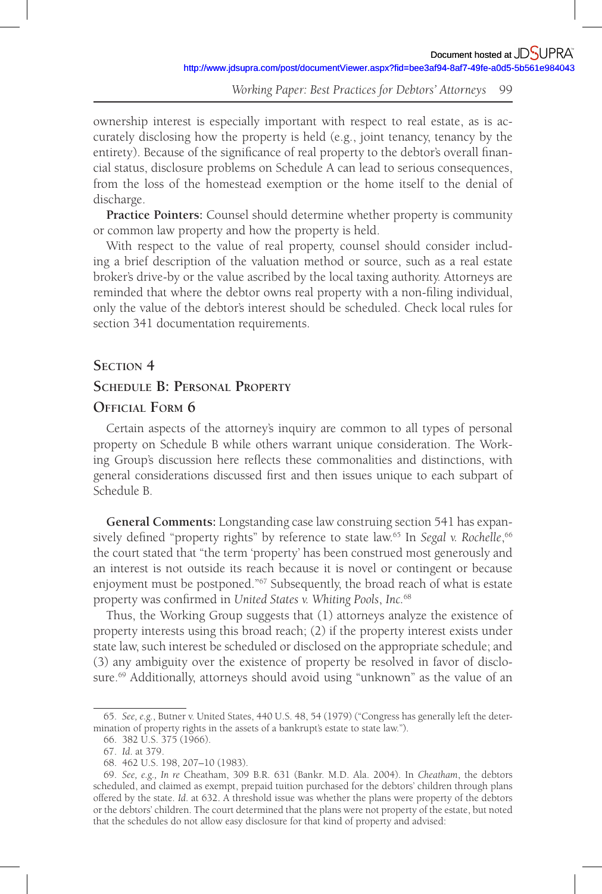ownership interest is especially important with respect to real estate, as is accurately disclosing how the property is held (e.g., joint tenancy, tenancy by the entirety). Because of the significance of real property to the debtor's overall financial status, disclosure problems on Schedule A can lead to serious consequences, from the loss of the homestead exemption or the home itself to the denial of discharge.

**Practice Pointers:** Counsel should determine whether property is community or common law property and how the property is held.

With respect to the value of real property, counsel should consider including a brief description of the valuation method or source, such as a real estate broker's drive-by or the value ascribed by the local taxing authority. Attorneys are reminded that where the debtor owns real property with a non-filing individual, only the value of the debtor's interest should be scheduled. Check local rules for section 341 documentation requirements.

## Section 4

## Schedule B: Personal Property

## Official Form 6

Certain aspects of the attorney's inquiry are common to all types of personal property on Schedule B while others warrant unique consideration. The Working Group's discussion here reflects these commonalities and distinctions, with general considerations discussed first and then issues unique to each subpart of Schedule B.

**General Comments:** Longstanding case law construing section 541 has expansively defined "property rights" by reference to state law.[65] In *Segal v. Rochelle*,[66] the court stated that "the term 'property' has been construed most generously and an interest is not outside its reach because it is novel or contingent or because enjoyment must be postponed."[67] Subsequently, the broad reach of what is estate property was confirmed in *United States v. Whiting Pools, Inc.*[68]

Thus, the Working Group suggests that (1) attorneys analyze the existence of property interests using this broad reach; (2) if the property interest exists under state law, such interest be scheduled or disclosed on the appropriate schedule; and (3) any ambiguity over the existence of property be resolved in favor of disclosure.[69] Additionally, attorneys should avoid using "unknown" as the value of an

---

65. *See, e.g.*, Butner v. United States, 440 U.S. 48, 54 (1979) ("Congress has generally left the determination of property rights in the assets of a bankrupt's estate to state law.").

66. 382 U.S. 375 (1966).

67. *Id.* at 379.

68. 462 U.S. 198, 207–10 (1983).

69. *See, e.g., In re* Cheatham, 309 B.R. 631 (Bankr. M.D. Ala. 2004). In *Cheatham*, the debtors scheduled, and claimed as exempt, prepaid tuition purchased for the debtors' children through plans offered by the state. *Id.* at 632. A threshold issue was whether the plans were property of the debtors or the debtors' children. The court determined that the plans were not property of the estate, but noted that the schedules do not allow easy disclosure for that kind of property and advised: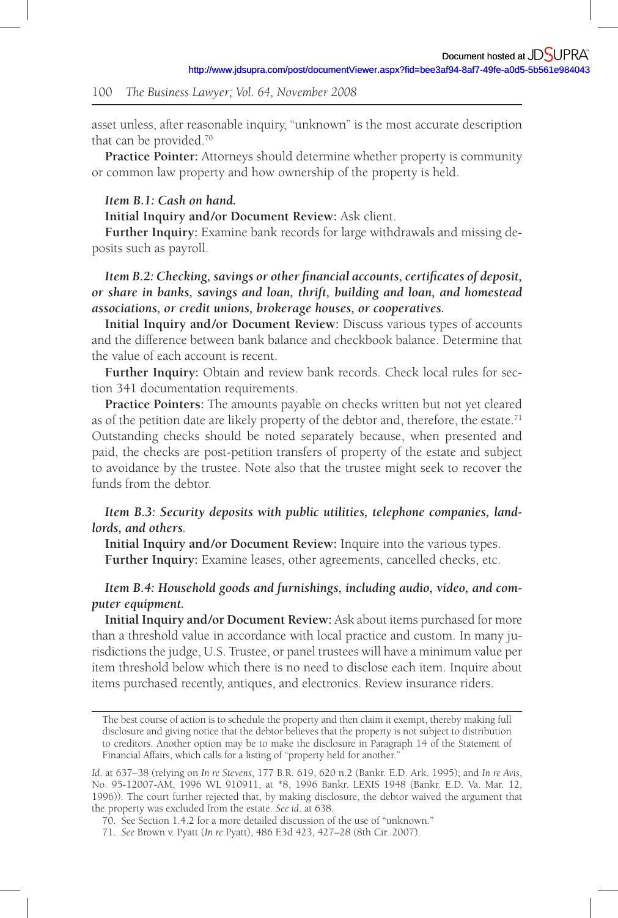asset unless, after reasonable inquiry, "unknown" is the most accurate description that can be provided.[70]

**Practice Pointer:** Attorneys should determine whether property is community or common law property and how ownership of the property is held.

***Item B.1: Cash on hand.***

**Initial Inquiry and/or Document Review:** Ask client.

**Further Inquiry:** Examine bank records for large withdrawals and missing deposits such as payroll.

***Item B.2: Checking, savings or other financial accounts, certificates of deposit, or share in banks, savings and loan, thrift, building and loan, and homestead associations, or credit unions, brokerage houses, or cooperatives.***

**Initial Inquiry and/or Document Review:** Discuss various types of accounts and the difference between bank balance and checkbook balance. Determine that the value of each account is recent.

**Further Inquiry:** Obtain and review bank records. Check local rules for section 341 documentation requirements.

**Practice Pointers:** The amounts payable on checks written but not yet cleared as of the petition date are likely property of the debtor and, therefore, the estate.[71] Outstanding checks should be noted separately because, when presented and paid, the checks are post-petition transfers of property of the estate and subject to avoidance by the trustee. Note also that the trustee might seek to recover the funds from the debtor.

***Item B.3: Security deposits with public utilities, telephone companies, landlords, and others.***

**Initial Inquiry and/or Document Review:** Inquire into the various types.

**Further Inquiry:** Examine leases, other agreements, cancelled checks, etc.

***Item B.4: Household goods and furnishings, including audio, video, and computer equipment.***

**Initial Inquiry and/or Document Review:** Ask about items purchased for more than a threshold value in accordance with local practice and custom. In many jurisdictions the judge, U.S. Trustee, or panel trustees will have a minimum value per item threshold below which there is no need to disclose each item. Inquire about items purchased recently, antiques, and electronics. Review insurance riders.

---

The best course of action is to schedule the property and then claim it exempt, thereby making full disclosure and giving notice that the debtor believes that the property is not subject to distribution to creditors. Another option may be to make the disclosure in Paragraph 14 of the Statement of Financial Affairs, which calls for a listing of "property held for another."

*Id.* at 637–38 (relying on *In re Stevens*, 177 B.R. 619, 620 n.2 (Bankr. E.D. Ark. 1995); and *In re Avis*, No. 95-12007-AM, 1996 WL 910911, at *8, 1996 Bankr. LEXIS 1948 (Bankr. E.D. Va. Mar. 12, 1996)). The court further rejected that, by making disclosure, the debtor waived the argument that the property was excluded from the estate. *See id.* at 638.

70. See Section 1.4.2 for a more detailed discussion of the use of "unknown."

71. *See* Brown v. Pyatt (*In re* Pyatt), 486 F.3d 423, 427–28 (8th Cir. 2007).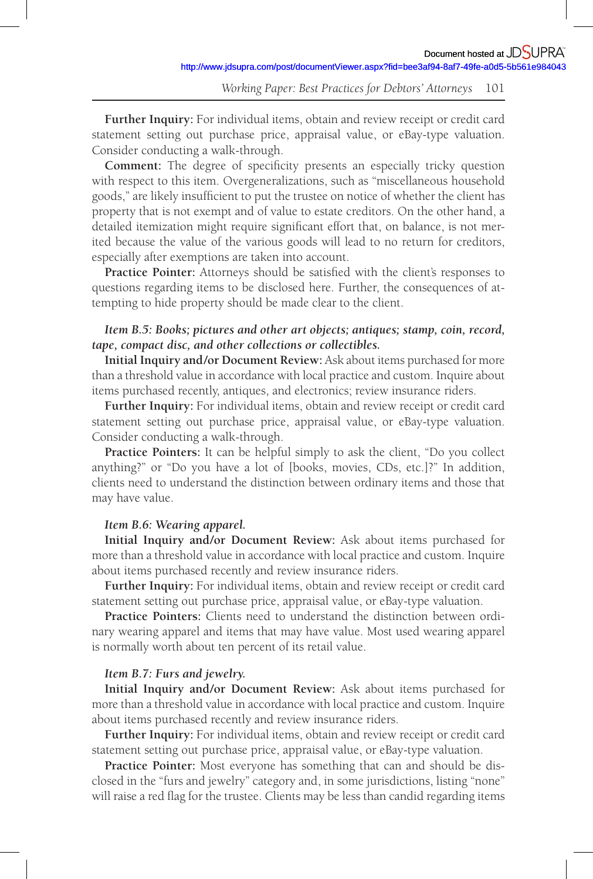**Further Inquiry:** For individual items, obtain and review receipt or credit card statement setting out purchase price, appraisal value, or eBay-type valuation. Consider conducting a walk-through.

**Comment:** The degree of specificity presents an especially tricky question with respect to this item. Overgeneralizations, such as "miscellaneous household goods," are likely insufficient to put the trustee on notice of whether the client has property that is not exempt and of value to estate creditors. On the other hand, a detailed itemization might require significant effort that, on balance, is not merited because the value of the various goods will lead to no return for creditors, especially after exemptions are taken into account.

**Practice Pointer:** Attorneys should be satisfied with the client's responses to questions regarding items to be disclosed here. Further, the consequences of attempting to hide property should be made clear to the client.

*Item B.5: Books; pictures and other art objects; antiques; stamp, coin, record, tape, compact disc, and other collections or collectibles.*

**Initial Inquiry and/or Document Review:** Ask about items purchased for more than a threshold value in accordance with local practice and custom. Inquire about items purchased recently, antiques, and electronics; review insurance riders.

**Further Inquiry:** For individual items, obtain and review receipt or credit card statement setting out purchase price, appraisal value, or eBay-type valuation. Consider conducting a walk-through.

**Practice Pointers:** It can be helpful simply to ask the client, "Do you collect anything?" or "Do you have a lot of [books, movies, CDs, etc.]?" In addition, clients need to understand the distinction between ordinary items and those that may have value.

*Item B.6: Wearing apparel.*

**Initial Inquiry and/or Document Review:** Ask about items purchased for more than a threshold value in accordance with local practice and custom. Inquire about items purchased recently and review insurance riders.

**Further Inquiry:** For individual items, obtain and review receipt or credit card statement setting out purchase price, appraisal value, or eBay-type valuation.

**Practice Pointers:** Clients need to understand the distinction between ordinary wearing apparel and items that may have value. Most used wearing apparel is normally worth about ten percent of its retail value.

*Item B.7: Furs and jewelry.*

**Initial Inquiry and/or Document Review:** Ask about items purchased for more than a threshold value in accordance with local practice and custom. Inquire about items purchased recently and review insurance riders.

**Further Inquiry:** For individual items, obtain and review receipt or credit card statement setting out purchase price, appraisal value, or eBay-type valuation.

**Practice Pointer:** Most everyone has something that can and should be disclosed in the "furs and jewelry" category and, in some jurisdictions, listing "none" will raise a red flag for the trustee. Clients may be less than candid regarding items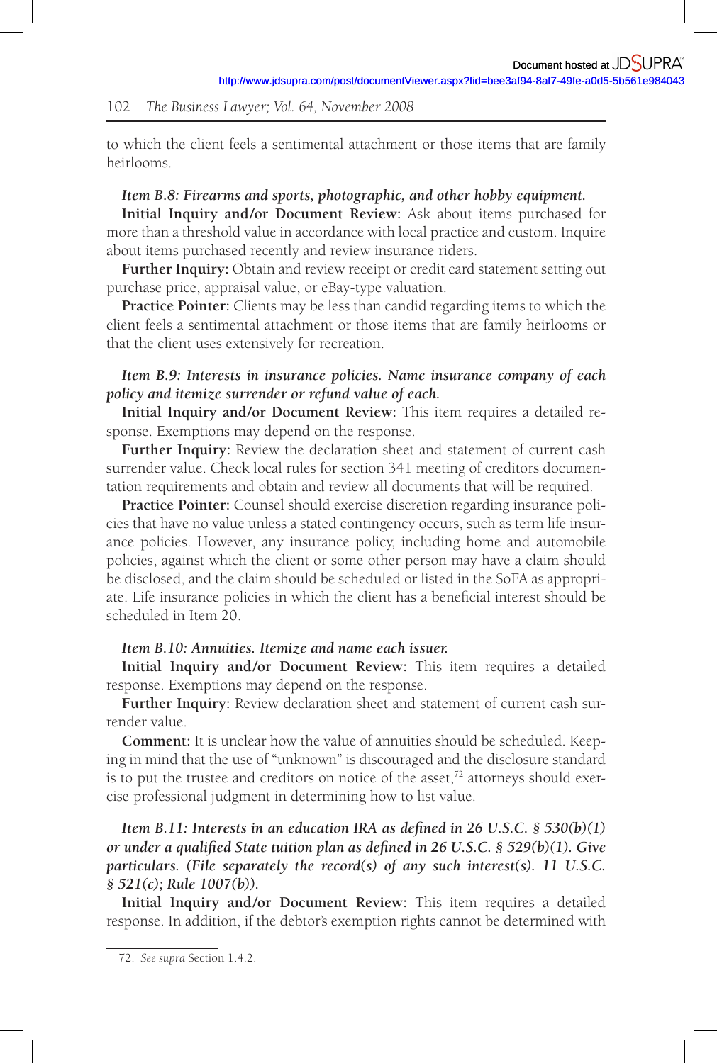to which the client feels a sentimental attachment or those items that are family heirlooms.

*Item B.8: Firearms and sports, photographic, and other hobby equipment.*

**Initial Inquiry and/or Document Review:** Ask about items purchased for more than a threshold value in accordance with local practice and custom. Inquire about items purchased recently and review insurance riders.

**Further Inquiry:** Obtain and review receipt or credit card statement setting out purchase price, appraisal value, or eBay-type valuation.

**Practice Pointer:** Clients may be less than candid regarding items to which the client feels a sentimental attachment or those items that are family heirlooms or that the client uses extensively for recreation.

*Item B.9: Interests in insurance policies. Name insurance company of each policy and itemize surrender or refund value of each.*

**Initial Inquiry and/or Document Review:** This item requires a detailed response. Exemptions may depend on the response.

**Further Inquiry:** Review the declaration sheet and statement of current cash surrender value. Check local rules for section 341 meeting of creditors documentation requirements and obtain and review all documents that will be required.

**Practice Pointer:** Counsel should exercise discretion regarding insurance policies that have no value unless a stated contingency occurs, such as term life insurance policies. However, any insurance policy, including home and automobile policies, against which the client or some other person may have a claim should be disclosed, and the claim should be scheduled or listed in the SoFA as appropriate. Life insurance policies in which the client has a beneficial interest should be scheduled in Item 20.

*Item B.10: Annuities. Itemize and name each issuer.*

**Initial Inquiry and/or Document Review:** This item requires a detailed response. Exemptions may depend on the response.

**Further Inquiry:** Review declaration sheet and statement of current cash surrender value.

**Comment:** It is unclear how the value of annuities should be scheduled. Keeping in mind that the use of "unknown" is discouraged and the disclosure standard is to put the trustee and creditors on notice of the asset,[72] attorneys should exercise professional judgment in determining how to list value.

*Item B.11: Interests in an education IRA as defined in 26 U.S.C. § 530(b)(1) or under a qualified State tuition plan as defined in 26 U.S.C. § 529(b)(1). Give particulars. (File separately the record(s) of any such interest(s). 11 U.S.C. § 521(c); Rule 1007(b)).*

**Initial Inquiry and/or Document Review:** This item requires a detailed response. In addition, if the debtor's exemption rights cannot be determined with

---

72. *See supra* Section 1.4.2.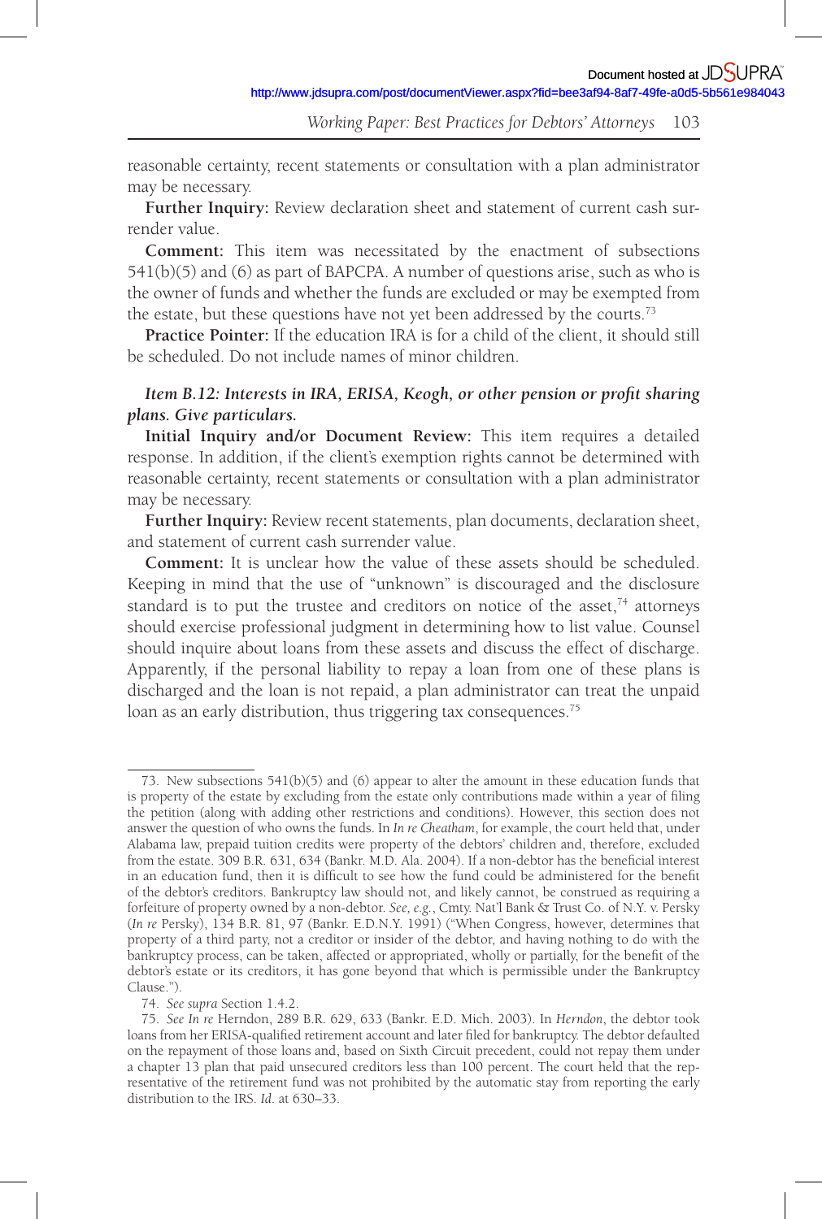reasonable certainty, recent statements or consultation with a plan administrator may be necessary.

**Further Inquiry:** Review declaration sheet and statement of current cash surrender value.

**Comment:** This item was necessitated by the enactment of subsections 541(b)(5) and (6) as part of BAPCPA. A number of questions arise, such as who is the owner of funds and whether the funds are excluded or may be exempted from the estate, but these questions have not yet been addressed by the courts.[73]

**Practice Pointer:** If the education IRA is for a child of the client, it should still be scheduled. Do not include names of minor children.

***Item B.12: Interests in IRA, ERISA, Keogh, or other pension or profit sharing plans. Give particulars.***

**Initial Inquiry and/or Document Review:** This item requires a detailed response. In addition, if the client's exemption rights cannot be determined with reasonable certainty, recent statements or consultation with a plan administrator may be necessary.

**Further Inquiry:** Review recent statements, plan documents, declaration sheet, and statement of current cash surrender value.

**Comment:** It is unclear how the value of these assets should be scheduled. Keeping in mind that the use of "unknown" is discouraged and the disclosure standard is to put the trustee and creditors on notice of the asset,[74] attorneys should exercise professional judgment in determining how to list value. Counsel should inquire about loans from these assets and discuss the effect of discharge. Apparently, if the personal liability to repay a loan from one of these plans is discharged and the loan is not repaid, a plan administrator can treat the unpaid loan as an early distribution, thus triggering tax consequences.[75]

---

73. New subsections 541(b)(5) and (6) appear to alter the amount in these education funds that is property of the estate by excluding from the estate only contributions made within a year of filing the petition (along with adding other restrictions and conditions). However, this section does not answer the question of who owns the funds. In *In re Cheatham*, for example, the court held that, under Alabama law, prepaid tuition credits were property of the debtors' children and, therefore, excluded from the estate. 309 B.R. 631, 634 (Bankr. M.D. Ala. 2004). If a non-debtor has the beneficial interest in an education fund, then it is difficult to see how the fund could be administered for the benefit of the debtor's creditors. Bankruptcy law should not, and likely cannot, be construed as requiring a forfeiture of property owned by a non-debtor. *See, e.g.*, Cmty. Nat'l Bank & Trust Co. of N.Y. v. Persky (*In re* Persky), 134 B.R. 81, 97 (Bankr. E.D.N.Y. 1991) ("When Congress, however, determines that property of a third party, not a creditor or insider of the debtor, and having nothing to do with the bankruptcy process, can be taken, affected or appropriated, wholly or partially, for the benefit of the debtor's estate or its creditors, it has gone beyond that which is permissible under the Bankruptcy Clause.").

74. *See supra* Section 1.4.2.

75. *See In re* Herndon, 289 B.R. 629, 633 (Bankr. E.D. Mich. 2003). In *Herndon*, the debtor took loans from her ERISA-qualified retirement account and later filed for bankruptcy. The debtor defaulted on the repayment of those loans and, based on Sixth Circuit precedent, could not repay them under a chapter 13 plan that paid unsecured creditors less than 100 percent. The court held that the representative of the retirement fund was not prohibited by the automatic stay from reporting the early distribution to the IRS. *Id.* at 630–33.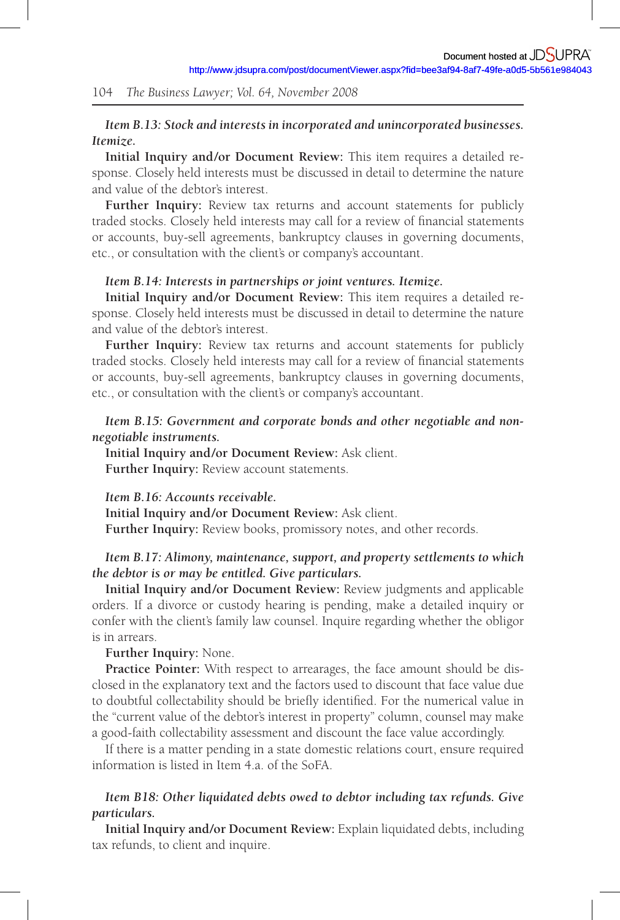*Item B.13: Stock and interests in incorporated and unincorporated businesses. Itemize.*

**Initial Inquiry and/or Document Review:** This item requires a detailed response. Closely held interests must be discussed in detail to determine the nature and value of the debtor's interest.

**Further Inquiry:** Review tax returns and account statements for publicly traded stocks. Closely held interests may call for a review of financial statements or accounts, buy-sell agreements, bankruptcy clauses in governing documents, etc., or consultation with the client's or company's accountant.

*Item B.14: Interests in partnerships or joint ventures. Itemize.*

**Initial Inquiry and/or Document Review:** This item requires a detailed response. Closely held interests must be discussed in detail to determine the nature and value of the debtor's interest.

**Further Inquiry:** Review tax returns and account statements for publicly traded stocks. Closely held interests may call for a review of financial statements or accounts, buy-sell agreements, bankruptcy clauses in governing documents, etc., or consultation with the client's or company's accountant.

*Item B.15: Government and corporate bonds and other negotiable and non-negotiable instruments.*

**Initial Inquiry and/or Document Review:** Ask client.

**Further Inquiry:** Review account statements.

*Item B.16: Accounts receivable.*

**Initial Inquiry and/or Document Review:** Ask client.

**Further Inquiry:** Review books, promissory notes, and other records.

*Item B.17: Alimony, maintenance, support, and property settlements to which the debtor is or may be entitled. Give particulars.*

**Initial Inquiry and/or Document Review:** Review judgments and applicable orders. If a divorce or custody hearing is pending, make a detailed inquiry or confer with the client's family law counsel. Inquire regarding whether the obligor is in arrears.

**Further Inquiry:** None.

**Practice Pointer:** With respect to arrearages, the face amount should be disclosed in the explanatory text and the factors used to discount that face value due to doubtful collectability should be briefly identified. For the numerical value in the "current value of the debtor's interest in property" column, counsel may make a good-faith collectability assessment and discount the face value accordingly.

If there is a matter pending in a state domestic relations court, ensure required information is listed in Item 4.a. of the SoFA.

*Item B18: Other liquidated debts owed to debtor including tax refunds. Give particulars.*

**Initial Inquiry and/or Document Review:** Explain liquidated debts, including tax refunds, to client and inquire.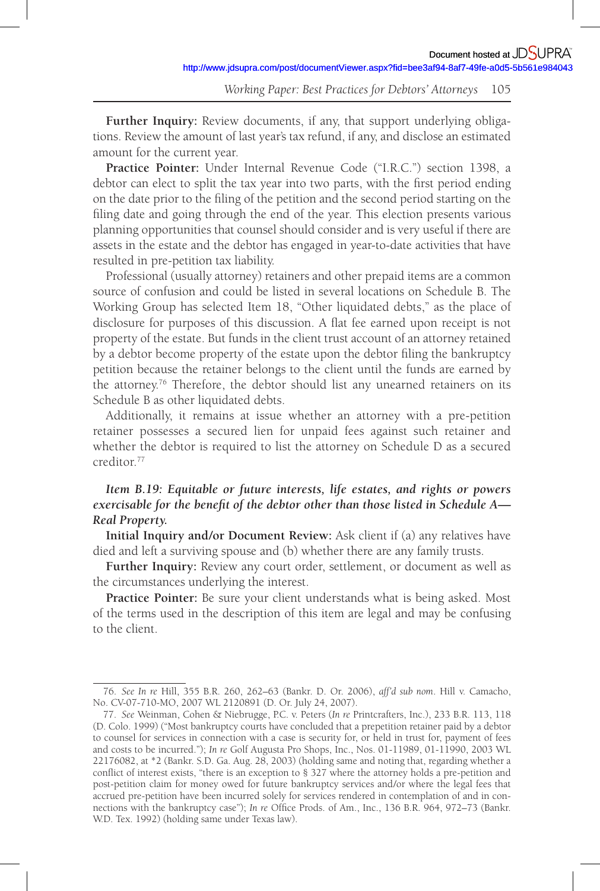**Further Inquiry:** Review documents, if any, that support underlying obligations. Review the amount of last year's tax refund, if any, and disclose an estimated amount for the current year.

**Practice Pointer:** Under Internal Revenue Code ("I.R.C.") section 1398, a debtor can elect to split the tax year into two parts, with the first period ending on the date prior to the filing of the petition and the second period starting on the filing date and going through the end of the year. This election presents various planning opportunities that counsel should consider and is very useful if there are assets in the estate and the debtor has engaged in year-to-date activities that have resulted in pre-petition tax liability.

Professional (usually attorney) retainers and other prepaid items are a common source of confusion and could be listed in several locations on Schedule B. The Working Group has selected Item 18, "Other liquidated debts," as the place of disclosure for purposes of this discussion. A flat fee earned upon receipt is not property of the estate. But funds in the client trust account of an attorney retained by a debtor become property of the estate upon the debtor filing the bankruptcy petition because the retainer belongs to the client until the funds are earned by the attorney.[76] Therefore, the debtor should list any unearned retainers on its Schedule B as other liquidated debts.

Additionally, it remains at issue whether an attorney with a pre-petition retainer possesses a secured lien for unpaid fees against such retainer and whether the debtor is required to list the attorney on Schedule D as a secured creditor.[77]

***Item B.19: Equitable or future interests, life estates, and rights or powers exercisable for the benefit of the debtor other than those listed in Schedule A—Real Property.***

**Initial Inquiry and/or Document Review:** Ask client if (a) any relatives have died and left a surviving spouse and (b) whether there are any family trusts.

**Further Inquiry:** Review any court order, settlement, or document as well as the circumstances underlying the interest.

**Practice Pointer:** Be sure your client understands what is being asked. Most of the terms used in the description of this item are legal and may be confusing to the client.

---

76. *See In re* Hill, 355 B.R. 260, 262–63 (Bankr. D. Or. 2006), *aff'd sub nom*. Hill v. Camacho, No. CV-07-710-MO, 2007 WL 2120891 (D. Or. July 24, 2007).

77. *See* Weinman, Cohen & Niebrugge, P.C. v. Peters (*In re* Printcrafters, Inc.), 233 B.R. 113, 118 (D. Colo. 1999) ("Most bankruptcy courts have concluded that a prepetition retainer paid by a debtor to counsel for services in connection with a case is security for, or held in trust for, payment of fees and costs to be incurred."); *In re* Golf Augusta Pro Shops, Inc., Nos. 01-11989, 01-11990, 2003 WL 22176082, at *2 (Bankr. S.D. Ga. Aug. 28, 2003) (holding same and noting that, regarding whether a conflict of interest exists, "there is an exception to § 327 where the attorney holds a pre-petition and post-petition claim for money owed for future bankruptcy services and/or where the legal fees that accrued pre-petition have been incurred solely for services rendered in contemplation of and in connections with the bankruptcy case"); *In re* Office Prods. of Am., Inc., 136 B.R. 964, 972–73 (Bankr. W.D. Tex. 1992) (holding same under Texas law).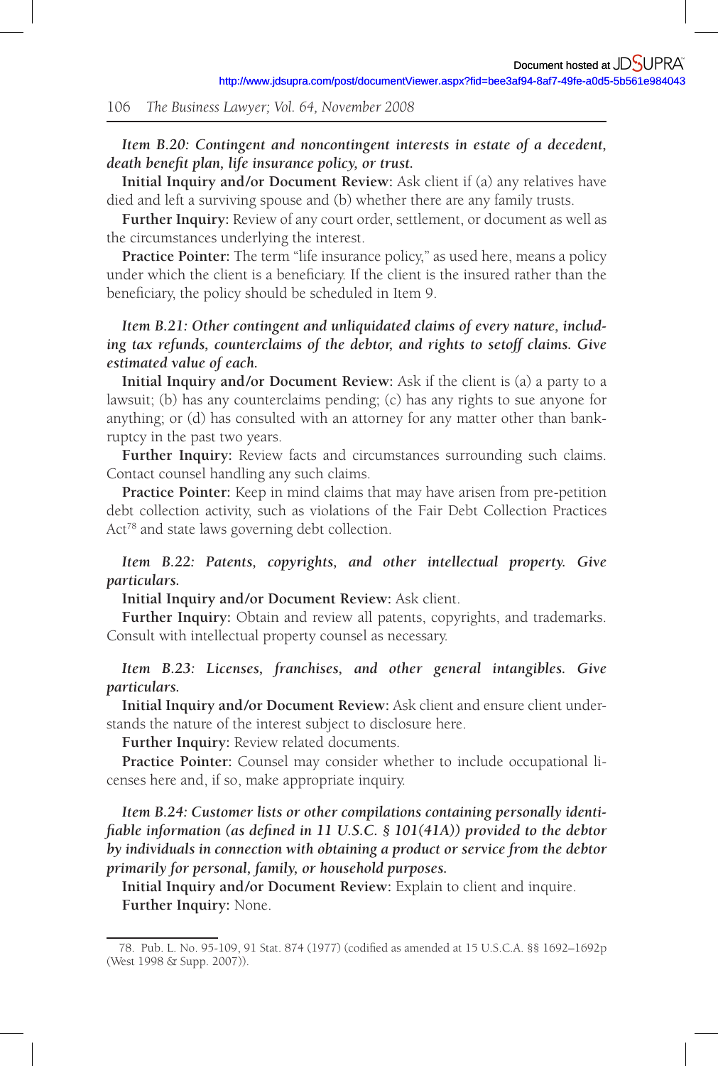*Item B.20: Contingent and noncontingent interests in estate of a decedent, death benefit plan, life insurance policy, or trust.*

**Initial Inquiry and/or Document Review:** Ask client if (a) any relatives have died and left a surviving spouse and (b) whether there are any family trusts.

**Further Inquiry:** Review of any court order, settlement, or document as well as the circumstances underlying the interest.

**Practice Pointer:** The term "life insurance policy," as used here, means a policy under which the client is a beneficiary. If the client is the insured rather than the beneficiary, the policy should be scheduled in Item 9.

*Item B.21: Other contingent and unliquidated claims of every nature, including tax refunds, counterclaims of the debtor, and rights to setoff claims. Give estimated value of each.*

**Initial Inquiry and/or Document Review:** Ask if the client is (a) a party to a lawsuit; (b) has any counterclaims pending; (c) has any rights to sue anyone for anything; or (d) has consulted with an attorney for any matter other than bankruptcy in the past two years.

**Further Inquiry:** Review facts and circumstances surrounding such claims. Contact counsel handling any such claims.

**Practice Pointer:** Keep in mind claims that may have arisen from pre-petition debt collection activity, such as violations of the Fair Debt Collection Practices Act[78] and state laws governing debt collection.

*Item B.22: Patents, copyrights, and other intellectual property. Give particulars.*

**Initial Inquiry and/or Document Review:** Ask client.

**Further Inquiry:** Obtain and review all patents, copyrights, and trademarks. Consult with intellectual property counsel as necessary.

*Item B.23: Licenses, franchises, and other general intangibles. Give particulars.*

**Initial Inquiry and/or Document Review:** Ask client and ensure client understands the nature of the interest subject to disclosure here.

**Further Inquiry:** Review related documents.

**Practice Pointer:** Counsel may consider whether to include occupational licenses here and, if so, make appropriate inquiry.

*Item B.24: Customer lists or other compilations containing personally identifiable information (as defined in 11 U.S.C. § 101(41A)) provided to the debtor by individuals in connection with obtaining a product or service from the debtor primarily for personal, family, or household purposes.*

**Initial Inquiry and/or Document Review:** Explain to client and inquire.

**Further Inquiry:** None.

---

78. Pub. L. No. 95-109, 91 Stat. 874 (1977) (codified as amended at 15 U.S.C.A. §§ 1692–1692p (West 1998 & Supp. 2007)).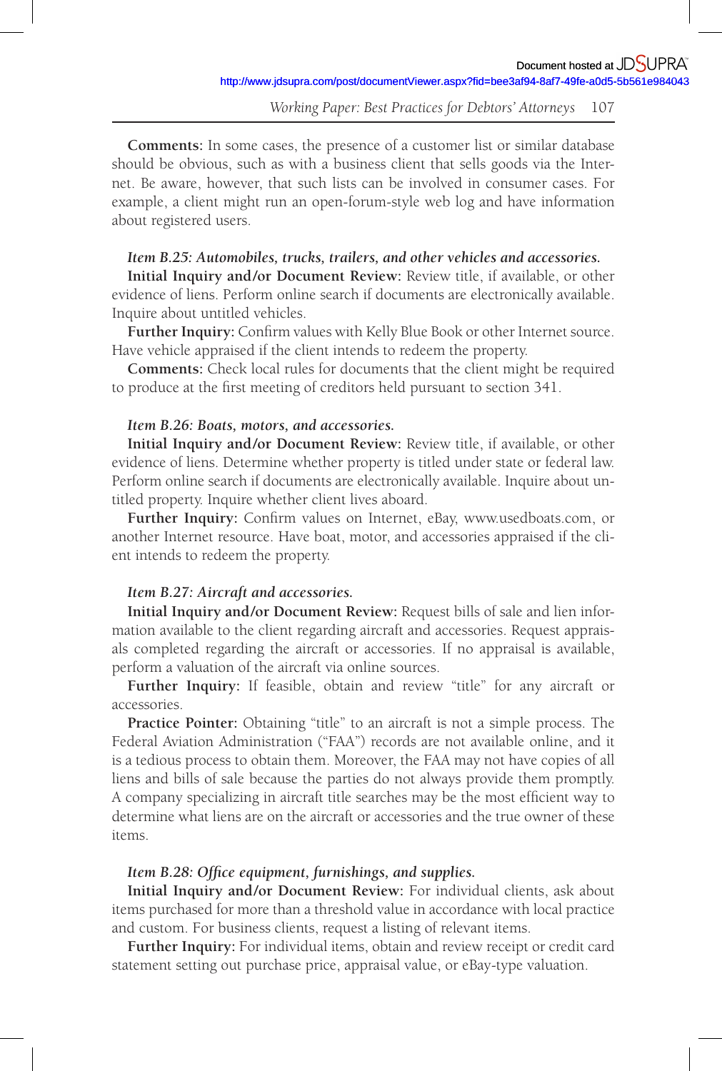**Comments:** In some cases, the presence of a customer list or similar database should be obvious, such as with a business client that sells goods via the Internet. Be aware, however, that such lists can be involved in consumer cases. For example, a client might run an open-forum-style web log and have information about registered users.

***Item B.25: Automobiles, trucks, trailers, and other vehicles and accessories.***

**Initial Inquiry and/or Document Review:** Review title, if available, or other evidence of liens. Perform online search if documents are electronically available. Inquire about untitled vehicles.

**Further Inquiry:** Confirm values with Kelly Blue Book or other Internet source. Have vehicle appraised if the client intends to redeem the property.

**Comments:** Check local rules for documents that the client might be required to produce at the first meeting of creditors held pursuant to section 341.

***Item B.26: Boats, motors, and accessories.***

**Initial Inquiry and/or Document Review:** Review title, if available, or other evidence of liens. Determine whether property is titled under state or federal law. Perform online search if documents are electronically available. Inquire about untitled property. Inquire whether client lives aboard.

**Further Inquiry:** Confirm values on Internet, eBay, www.usedboats.com, or another Internet resource. Have boat, motor, and accessories appraised if the client intends to redeem the property.

***Item B.27: Aircraft and accessories.***

**Initial Inquiry and/or Document Review:** Request bills of sale and lien information available to the client regarding aircraft and accessories. Request appraisals completed regarding the aircraft or accessories. If no appraisal is available, perform a valuation of the aircraft via online sources.

**Further Inquiry:** If feasible, obtain and review “title” for any aircraft or accessories.

**Practice Pointer:** Obtaining “title” to an aircraft is not a simple process. The Federal Aviation Administration (“FAA”) records are not available online, and it is a tedious process to obtain them. Moreover, the FAA may not have copies of all liens and bills of sale because the parties do not always provide them promptly. A company specializing in aircraft title searches may be the most efficient way to determine what liens are on the aircraft or accessories and the true owner of these items.

***Item B.28: Office equipment, furnishings, and supplies.***

**Initial Inquiry and/or Document Review:** For individual clients, ask about items purchased for more than a threshold value in accordance with local practice and custom. For business clients, request a listing of relevant items.

**Further Inquiry:** For individual items, obtain and review receipt or credit card statement setting out purchase price, appraisal value, or eBay-type valuation.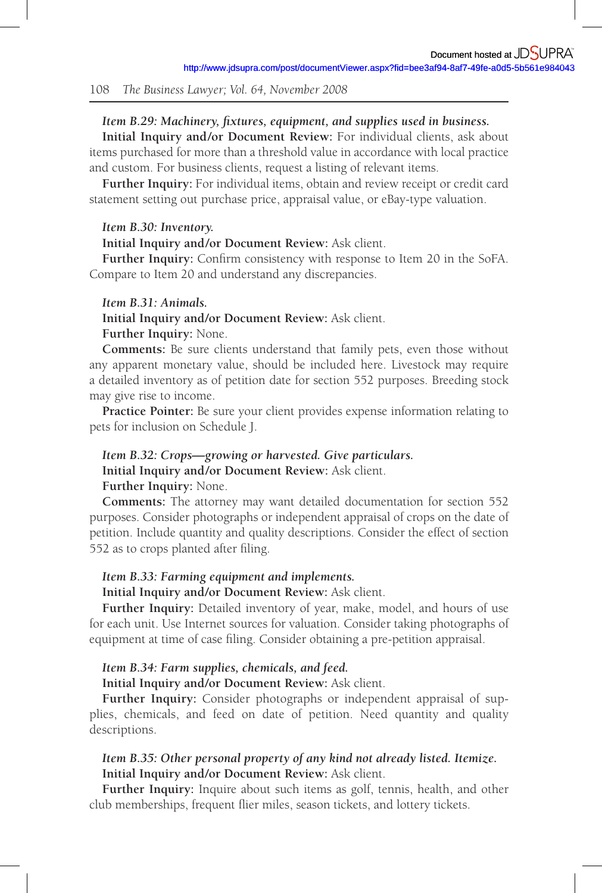*Item B.29: Machinery, fixtures, equipment, and supplies used in business.*

**Initial Inquiry and/or Document Review:** For individual clients, ask about items purchased for more than a threshold value in accordance with local practice and custom. For business clients, request a listing of relevant items.

**Further Inquiry:** For individual items, obtain and review receipt or credit card statement setting out purchase price, appraisal value, or eBay-type valuation.

*Item B.30: Inventory.*

**Initial Inquiry and/or Document Review:** Ask client.

**Further Inquiry:** Confirm consistency with response to Item 20 in the SoFA. Compare to Item 20 and understand any discrepancies.

*Item B.31: Animals.*

**Initial Inquiry and/or Document Review:** Ask client.

**Further Inquiry:** None.

**Comments:** Be sure clients understand that family pets, even those without any apparent monetary value, should be included here. Livestock may require a detailed inventory as of petition date for section 552 purposes. Breeding stock may give rise to income.

**Practice Pointer:** Be sure your client provides expense information relating to pets for inclusion on Schedule J.

*Item B.32: Crops—growing or harvested. Give particulars.*

**Initial Inquiry and/or Document Review:** Ask client.

**Further Inquiry:** None.

**Comments:** The attorney may want detailed documentation for section 552 purposes. Consider photographs or independent appraisal of crops on the date of petition. Include quantity and quality descriptions. Consider the effect of section 552 as to crops planted after filing.

*Item B.33: Farming equipment and implements.*

**Initial Inquiry and/or Document Review:** Ask client.

**Further Inquiry:** Detailed inventory of year, make, model, and hours of use for each unit. Use Internet sources for valuation. Consider taking photographs of equipment at time of case filing. Consider obtaining a pre-petition appraisal.

*Item B.34: Farm supplies, chemicals, and feed.*

**Initial Inquiry and/or Document Review:** Ask client.

**Further Inquiry:** Consider photographs or independent appraisal of supplies, chemicals, and feed on date of petition. Need quantity and quality descriptions.

*Item B.35: Other personal property of any kind not already listed. Itemize.*

**Initial Inquiry and/or Document Review:** Ask client.

**Further Inquiry:** Inquire about such items as golf, tennis, health, and other club memberships, frequent flier miles, season tickets, and lottery tickets.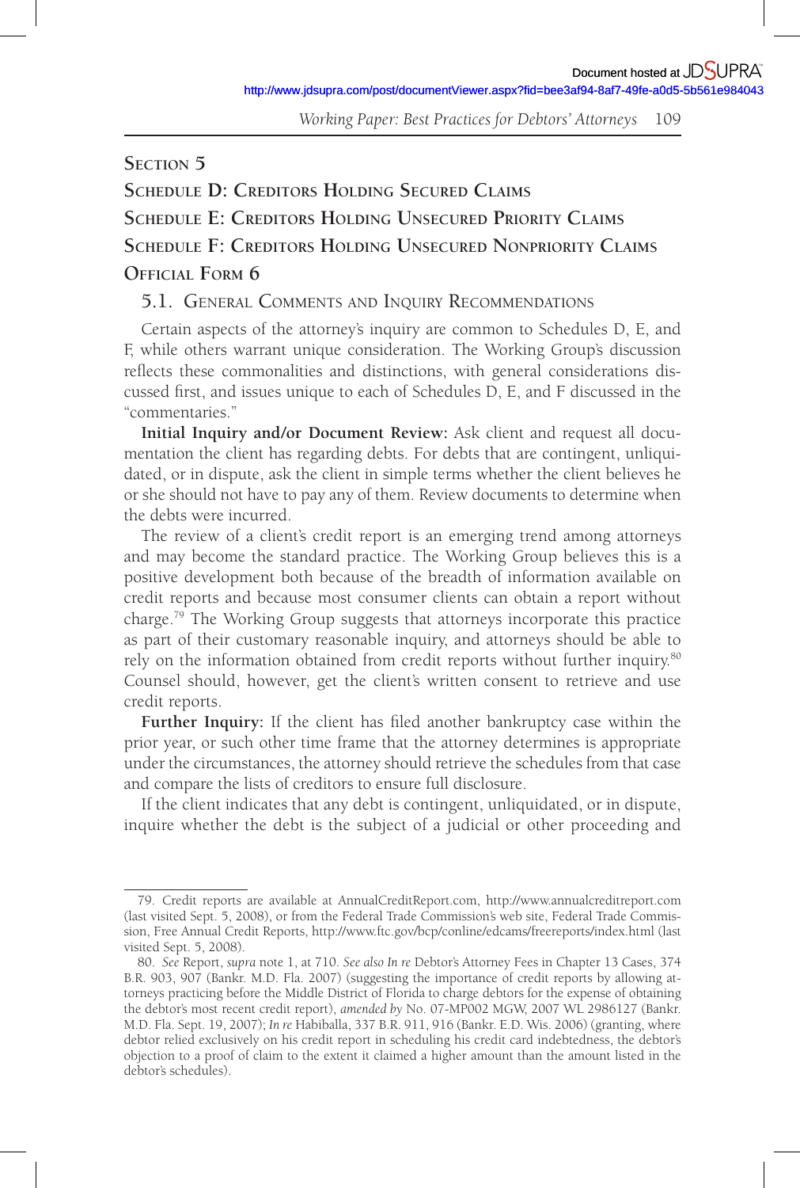## Section 5

## Schedule D: Creditors Holding Secured Claims

## Schedule E: Creditors Holding Unsecured Priority Claims

## Schedule F: Creditors Holding Unsecured Nonpriority Claims

## Official Form 6

### 5.1. General Comments and Inquiry Recommendations

Certain aspects of the attorney's inquiry are common to Schedules D, E, and F, while others warrant unique consideration. The Working Group's discussion reflects these commonalities and distinctions, with general considerations discussed first, and issues unique to each of Schedules D, E, and F discussed in the "commentaries."

**Initial Inquiry and/or Document Review:** Ask client and request all documentation the client has regarding debts. For debts that are contingent, unliquidated, or in dispute, ask the client in simple terms whether the client believes he or she should not have to pay any of them. Review documents to determine when the debts were incurred.

The review of a client's credit report is an emerging trend among attorneys and may become the standard practice. The Working Group believes this is a positive development both because of the breadth of information available on credit reports and because most consumer clients can obtain a report without charge.[79] The Working Group suggests that attorneys incorporate this practice as part of their customary reasonable inquiry, and attorneys should be able to rely on the information obtained from credit reports without further inquiry.[80] Counsel should, however, get the client's written consent to retrieve and use credit reports.

**Further Inquiry:** If the client has filed another bankruptcy case within the prior year, or such other time frame that the attorney determines is appropriate under the circumstances, the attorney should retrieve the schedules from that case and compare the lists of creditors to ensure full disclosure.

If the client indicates that any debt is contingent, unliquidated, or in dispute, inquire whether the debt is the subject of a judicial or other proceeding and

---

79. Credit reports are available at AnnualCreditReport.com, http://www.annualcreditreport.com (last visited Sept. 5, 2008), or from the Federal Trade Commission's web site, Federal Trade Commission, Free Annual Credit Reports, http://www.ftc.gov/bcp/conline/edcams/freereports/index.html (last visited Sept. 5, 2008).

80. *See* Report, *supra* note 1, at 710. *See also In re* Debtor's Attorney Fees in Chapter 13 Cases, 374 B.R. 903, 907 (Bankr. M.D. Fla. 2007) (suggesting the importance of credit reports by allowing attorneys practicing before the Middle District of Florida to charge debtors for the expense of obtaining the debtor's most recent credit report), *amended by* No. 07-MP002 MGW, 2007 WL 2986127 (Bankr. M.D. Fla. Sept. 19, 2007); *In re* Habiballa, 337 B.R. 911, 916 (Bankr. E.D. Wis. 2006) (granting, where debtor relied exclusively on his credit report in scheduling his credit card indebtedness, the debtor's objection to a proof of claim to the extent it claimed a higher amount than the amount listed in the debtor's schedules).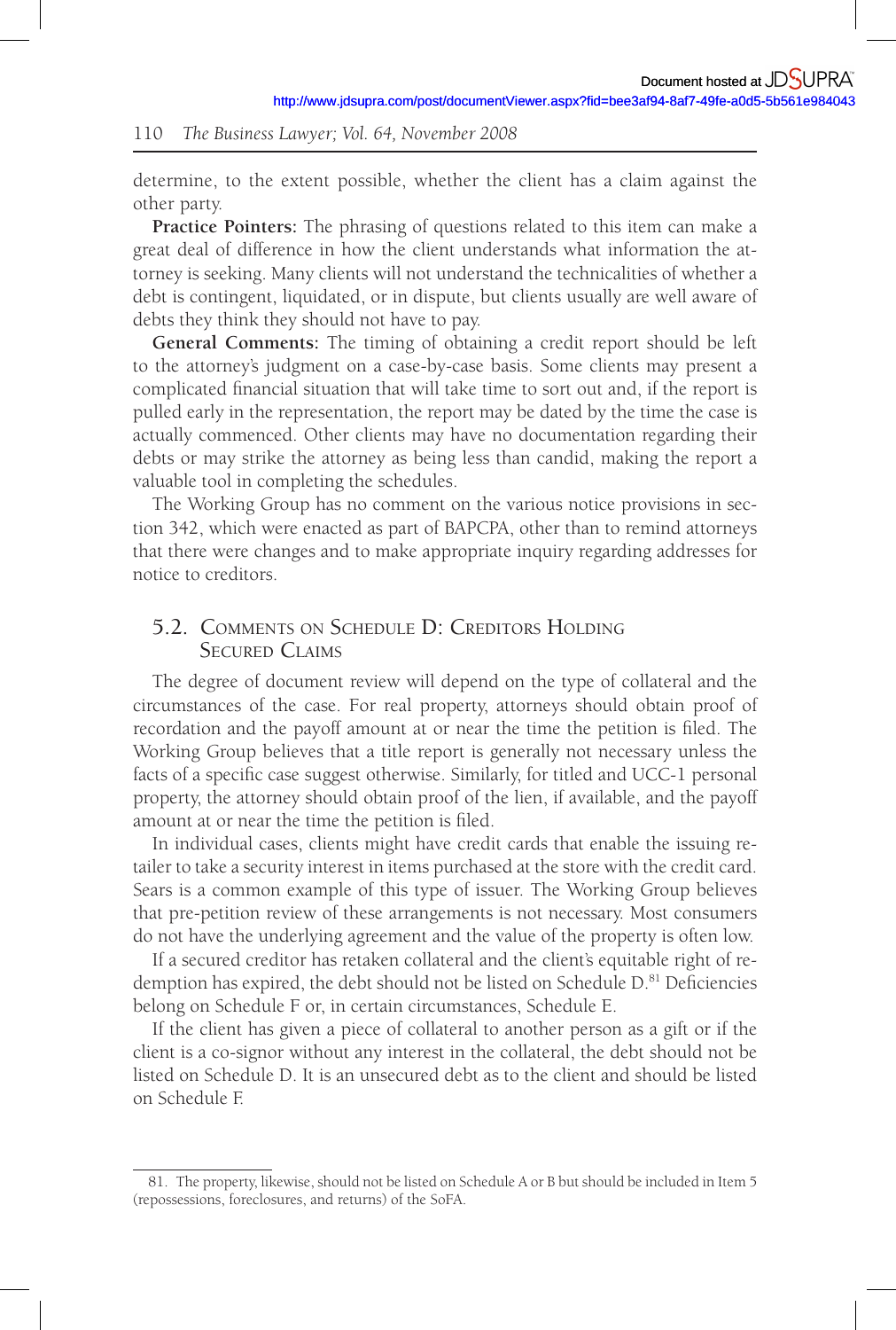determine, to the extent possible, whether the client has a claim against the other party.

**Practice Pointers:** The phrasing of questions related to this item can make a great deal of difference in how the client understands what information the attorney is seeking. Many clients will not understand the technicalities of whether a debt is contingent, liquidated, or in dispute, but clients usually are well aware of debts they think they should not have to pay.

**General Comments:** The timing of obtaining a credit report should be left to the attorney's judgment on a case-by-case basis. Some clients may present a complicated financial situation that will take time to sort out and, if the report is pulled early in the representation, the report may be dated by the time the case is actually commenced. Other clients may have no documentation regarding their debts or may strike the attorney as being less than candid, making the report a valuable tool in completing the schedules.

The Working Group has no comment on the various notice provisions in section 342, which were enacted as part of BAPCPA, other than to remind attorneys that there were changes and to make appropriate inquiry regarding addresses for notice to creditors.

## 5.2. Comments on Schedule D: Creditors Holding Secured Claims

The degree of document review will depend on the type of collateral and the circumstances of the case. For real property, attorneys should obtain proof of recordation and the payoff amount at or near the time the petition is filed. The Working Group believes that a title report is generally not necessary unless the facts of a specific case suggest otherwise. Similarly, for titled and UCC-1 personal property, the attorney should obtain proof of the lien, if available, and the payoff amount at or near the time the petition is filed.

In individual cases, clients might have credit cards that enable the issuing retailer to take a security interest in items purchased at the store with the credit card. Sears is a common example of this type of issuer. The Working Group believes that pre-petition review of these arrangements is not necessary. Most consumers do not have the underlying agreement and the value of the property is often low.

If a secured creditor has retaken collateral and the client's equitable right of redemption has expired, the debt should not be listed on Schedule D.[81] Deficiencies belong on Schedule F or, in certain circumstances, Schedule E.

If the client has given a piece of collateral to another person as a gift or if the client is a co-signor without any interest in the collateral, the debt should not be listed on Schedule D. It is an unsecured debt as to the client and should be listed on Schedule F.

81. The property, likewise, should not be listed on Schedule A or B but should be included in Item 5 (repossessions, foreclosures, and returns) of the SoFA.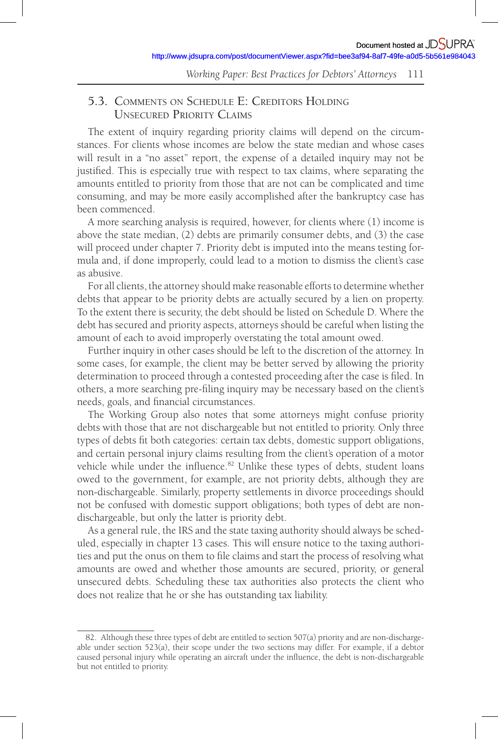## 5.3. Comments on Schedule E: Creditors Holding Unsecured Priority Claims

The extent of inquiry regarding priority claims will depend on the circumstances. For clients whose incomes are below the state median and whose cases will result in a "no asset" report, the expense of a detailed inquiry may not be justified. This is especially true with respect to tax claims, where separating the amounts entitled to priority from those that are not can be complicated and time consuming, and may be more easily accomplished after the bankruptcy case has been commenced.

A more searching analysis is required, however, for clients where (1) income is above the state median, (2) debts are primarily consumer debts, and (3) the case will proceed under chapter 7. Priority debt is imputed into the means testing formula and, if done improperly, could lead to a motion to dismiss the client's case as abusive.

For all clients, the attorney should make reasonable efforts to determine whether debts that appear to be priority debts are actually secured by a lien on property. To the extent there is security, the debt should be listed on Schedule D. Where the debt has secured and priority aspects, attorneys should be careful when listing the amount of each to avoid improperly overstating the total amount owed.

Further inquiry in other cases should be left to the discretion of the attorney. In some cases, for example, the client may be better served by allowing the priority determination to proceed through a contested proceeding after the case is filed. In others, a more searching pre-filing inquiry may be necessary based on the client's needs, goals, and financial circumstances.

The Working Group also notes that some attorneys might confuse priority debts with those that are not dischargeable but not entitled to priority. Only three types of debts fit both categories: certain tax debts, domestic support obligations, and certain personal injury claims resulting from the client's operation of a motor vehicle while under the influence.[82] Unlike these types of debts, student loans owed to the government, for example, are not priority debts, although they are non-dischargeable. Similarly, property settlements in divorce proceedings should not be confused with domestic support obligations; both types of debt are non-dischargeable, but only the latter is priority debt.

As a general rule, the IRS and the state taxing authority should always be scheduled, especially in chapter 13 cases. This will ensure notice to the taxing authorities and put the onus on them to file claims and start the process of resolving what amounts are owed and whether those amounts are secured, priority, or general unsecured debts. Scheduling these tax authorities also protects the client who does not realize that he or she has outstanding tax liability.

---

82. Although these three types of debt are entitled to section 507(a) priority and are non-dischargeable under section 523(a), their scope under the two sections may differ. For example, if a debtor caused personal injury while operating an aircraft under the influence, the debt is non-dischargeable but not entitled to priority.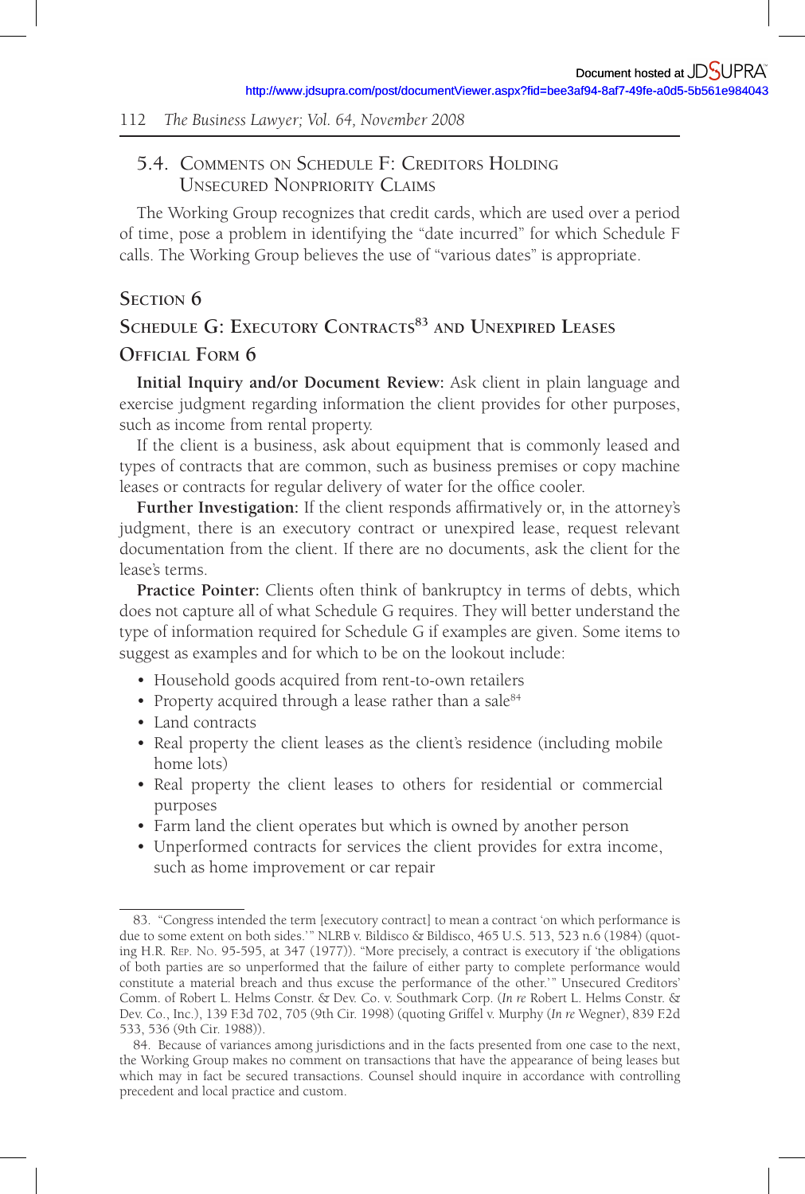### 5.4. Comments on Schedule F: Creditors Holding Unsecured Nonpriority Claims

The Working Group recognizes that credit cards, which are used over a period of time, pose a problem in identifying the "date incurred" for which Schedule F calls. The Working Group believes the use of "various dates" is appropriate.

## Section 6

## Schedule G: Executory Contracts[83] and Unexpired Leases

## Official Form 6

**Initial Inquiry and/or Document Review:** Ask client in plain language and exercise judgment regarding information the client provides for other purposes, such as income from rental property.

If the client is a business, ask about equipment that is commonly leased and types of contracts that are common, such as business premises or copy machine leases or contracts for regular delivery of water for the office cooler.

**Further Investigation:** If the client responds affirmatively or, in the attorney's judgment, there is an executory contract or unexpired lease, request relevant documentation from the client. If there are no documents, ask the client for the lease's terms.

**Practice Pointer:** Clients often think of bankruptcy in terms of debts, which does not capture all of what Schedule G requires. They will better understand the type of information required for Schedule G if examples are given. Some items to suggest as examples and for which to be on the lookout include:

- Household goods acquired from rent-to-own retailers
- Property acquired through a lease rather than a sale[84]
- Land contracts
- Real property the client leases as the client's residence (including mobile home lots)
- Real property the client leases to others for residential or commercial purposes
- Farm land the client operates but which is owned by another person
- Unperformed contracts for services the client provides for extra income, such as home improvement or car repair

---

83. "Congress intended the term [executory contract] to mean a contract 'on which performance is due to some extent on both sides.'" NLRB v. Bildisco & Bildisco, 465 U.S. 513, 523 n.6 (1984) (quoting H.R. Rep. No. 95-595, at 347 (1977)). "More precisely, a contract is executory if 'the obligations of both parties are so unperformed that the failure of either party to complete performance would constitute a material breach and thus excuse the performance of the other.'" Unsecured Creditors' Comm. of Robert L. Helms Constr. & Dev. Co. v. Southmark Corp. (*In re* Robert L. Helms Constr. & Dev. Co., Inc.), 139 F.3d 702, 705 (9th Cir. 1998) (quoting Griffel v. Murphy (*In re* Wegner), 839 F.2d 533, 536 (9th Cir. 1988)).

84. Because of variances among jurisdictions and in the facts presented from one case to the next, the Working Group makes no comment on transactions that have the appearance of being leases but which may in fact be secured transactions. Counsel should inquire in accordance with controlling precedent and local practice and custom.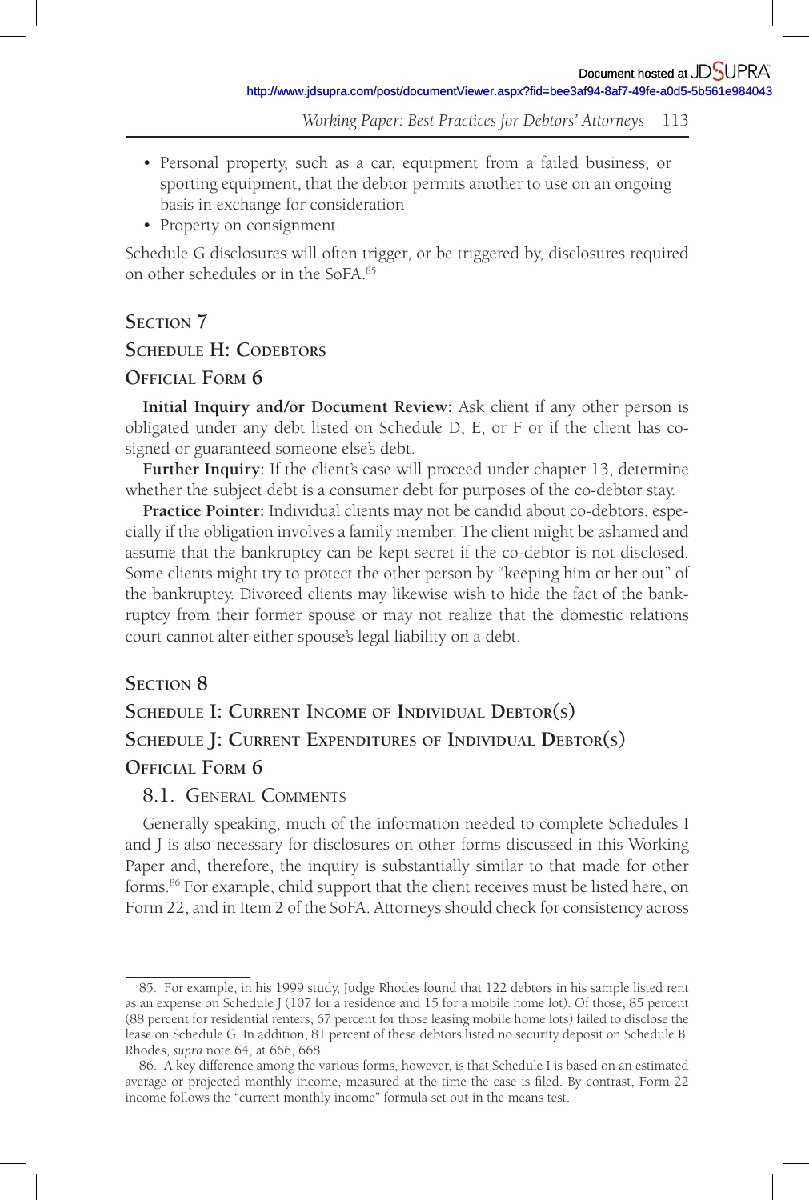- Personal property, such as a car, equipment from a failed business, or sporting equipment, that the debtor permits another to use on an ongoing basis in exchange for consideration
- Property on consignment.

Schedule G disclosures will often trigger, or be triggered by, disclosures required on other schedules or in the SoFA.[85]

## Section 7
## Schedule H: Codebtors
## Official Form 6

**Initial Inquiry and/or Document Review:** Ask client if any other person is obligated under any debt listed on Schedule D, E, or F or if the client has co-signed or guaranteed someone else's debt.

**Further Inquiry:** If the client's case will proceed under chapter 13, determine whether the subject debt is a consumer debt for purposes of the co-debtor stay.

**Practice Pointer:** Individual clients may not be candid about co-debtors, especially if the obligation involves a family member. The client might be ashamed and assume that the bankruptcy can be kept secret if the co-debtor is not disclosed. Some clients might try to protect the other person by "keeping him or her out" of the bankruptcy. Divorced clients may likewise wish to hide the fact of the bankruptcy from their former spouse or may not realize that the domestic relations court cannot alter either spouse's legal liability on a debt.

## Section 8
## Schedule I: Current Income of Individual Debtor(s)
## Schedule J: Current Expenditures of Individual Debtor(s)
## Official Form 6

### 8.1. General Comments

Generally speaking, much of the information needed to complete Schedules I and J is also necessary for disclosures on other forms discussed in this Working Paper and, therefore, the inquiry is substantially similar to that made for other forms.[86] For example, child support that the client receives must be listed here, on Form 22, and in Item 2 of the SoFA. Attorneys should check for consistency across

---

85. For example, in his 1999 study, Judge Rhodes found that 122 debtors in his sample listed rent as an expense on Schedule J (107 for a residence and 15 for a mobile home lot). Of those, 85 percent (88 percent for residential renters, 67 percent for those leasing mobile home lots) failed to disclose the lease on Schedule G. In addition, 81 percent of these debtors listed no security deposit on Schedule B. Rhodes, *supra* note 64, at 666, 668.

86. A key difference among the various forms, however, is that Schedule I is based on an estimated average or projected monthly income, measured at the time the case is filed. By contrast, Form 22 income follows the "current monthly income" formula set out in the means test.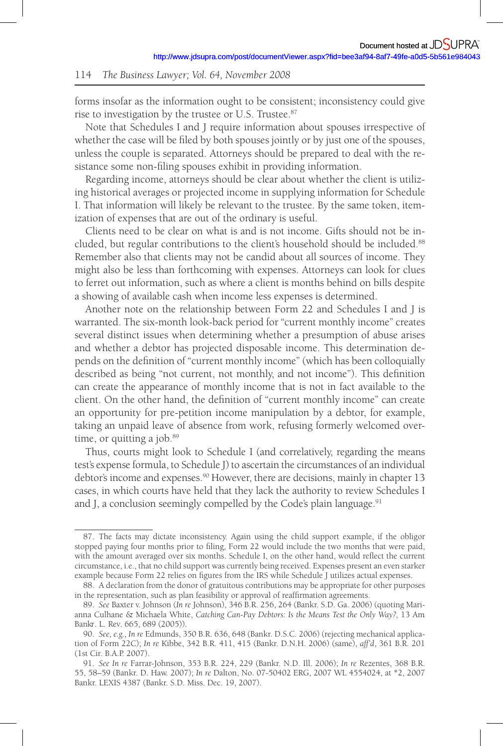forms insofar as the information ought to be consistent; inconsistency could give rise to investigation by the trustee or U.S. Trustee.[87]

Note that Schedules I and J require information about spouses irrespective of whether the case will be filed by both spouses jointly or by just one of the spouses, unless the couple is separated. Attorneys should be prepared to deal with the resistance some non-filing spouses exhibit in providing information.

Regarding income, attorneys should be clear about whether the client is utilizing historical averages or projected income in supplying information for Schedule I. That information will likely be relevant to the trustee. By the same token, itemization of expenses that are out of the ordinary is useful.

Clients need to be clear on what is and is not income. Gifts should not be included, but regular contributions to the client's household should be included.[88] Remember also that clients may not be candid about all sources of income. They might also be less than forthcoming with expenses. Attorneys can look for clues to ferret out information, such as where a client is months behind on bills despite a showing of available cash when income less expenses is determined.

Another note on the relationship between Form 22 and Schedules I and J is warranted. The six-month look-back period for "current monthly income" creates several distinct issues when determining whether a presumption of abuse arises and whether a debtor has projected disposable income. This determination depends on the definition of "current monthly income" (which has been colloquially described as being "not current, not monthly, and not income"). This definition can create the appearance of monthly income that is not in fact available to the client. On the other hand, the definition of "current monthly income" can create an opportunity for pre-petition income manipulation by a debtor, for example, taking an unpaid leave of absence from work, refusing formerly welcomed overtime, or quitting a job.[89]

Thus, courts might look to Schedule I (and correlatively, regarding the means test's expense formula, to Schedule J) to ascertain the circumstances of an individual debtor's income and expenses.[90] However, there are decisions, mainly in chapter 13 cases, in which courts have held that they lack the authority to review Schedules I and J, a conclusion seemingly compelled by the Code's plain language.[91]

---

87. The facts may dictate inconsistency. Again using the child support example, if the obligor stopped paying four months prior to filing, Form 22 would include the two months that were paid, with the amount averaged over six months. Schedule I, on the other hand, would reflect the current circumstance, i.e., that no child support was currently being received. Expenses present an even starker example because Form 22 relies on figures from the IRS while Schedule J utilizes actual expenses.

88. A declaration from the donor of gratuitous contributions may be appropriate for other purposes in the representation, such as plan feasibility or approval of reaffirmation agreements.

89. *See* Baxter v. Johnson (*In re* Johnson), 346 B.R. 256, 264 (Bankr. S.D. Ga. 2006) (quoting Marianna Culhane & Michaela White, *Catching Can-Pay Debtors: Is the Means Test the Only Way?*, 13 Am Bankr. L. Rev. 665, 689 (2005)).

90. *See, e.g.*, *In re* Edmunds, 350 B.R. 636, 648 (Bankr. D.S.C. 2006) (rejecting mechanical application of Form 22C); *In re* Kibbe, 342 B.R. 411, 415 (Bankr. D.N.H. 2006) (same), *aff'd*, 361 B.R. 201 (1st Cir. B.A.P. 2007).

91. *See In re* Farrar-Johnson, 353 B.R. 224, 229 (Bankr. N.D. Ill. 2006); *In re* Rezentes, 368 B.R. 55, 58–59 (Bankr. D. Haw. 2007); *In re* Dalton, No. 07-50402 ERG, 2007 WL 4554024, at *2, 2007 Bankr. LEXIS 4387 (Bankr. S.D. Miss. Dec. 19, 2007).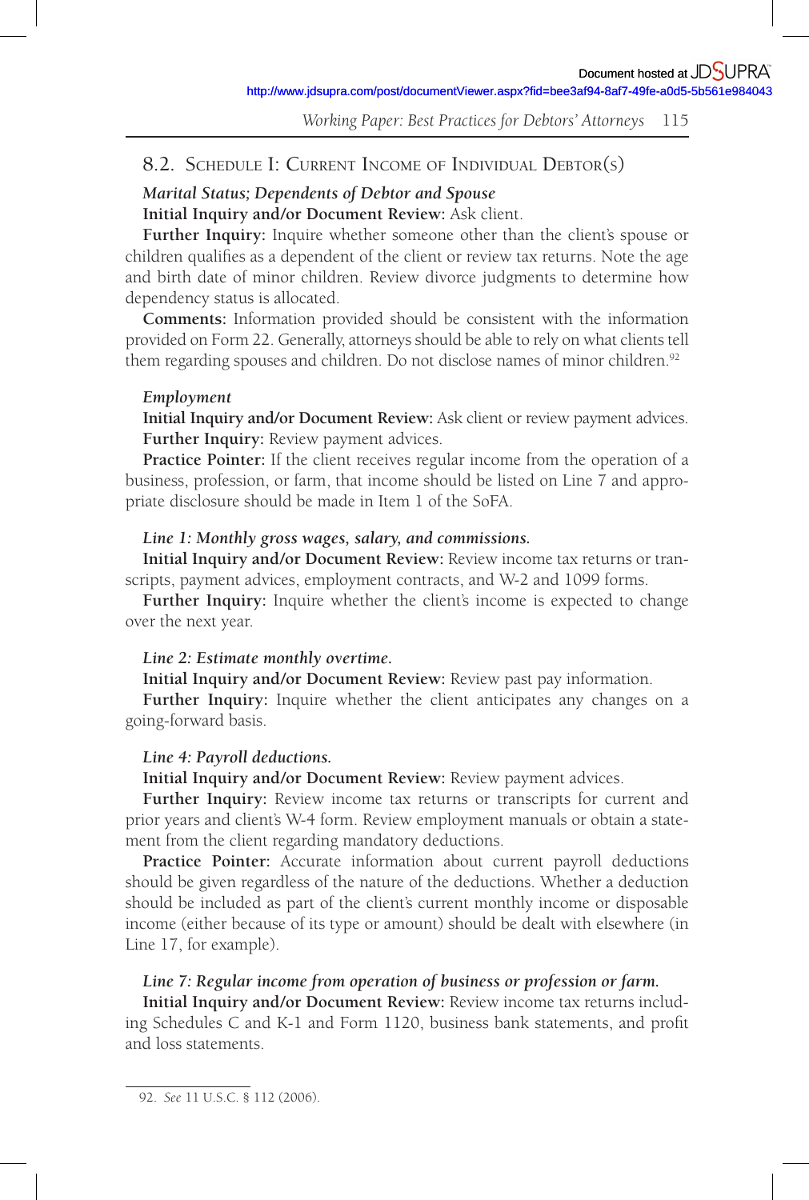## 8.2. Schedule I: Current Income of Individual Debtor(s)

***Marital Status; Dependents of Debtor and Spouse***

**Initial Inquiry and/or Document Review:** Ask client.

**Further Inquiry:** Inquire whether someone other than the client's spouse or children qualifies as a dependent of the client or review tax returns. Note the age and birth date of minor children. Review divorce judgments to determine how dependency status is allocated.

**Comments:** Information provided should be consistent with the information provided on Form 22. Generally, attorneys should be able to rely on what clients tell them regarding spouses and children. Do not disclose names of minor children.[92]

***Employment***

**Initial Inquiry and/or Document Review:** Ask client or review payment advices.

**Further Inquiry:** Review payment advices.

**Practice Pointer:** If the client receives regular income from the operation of a business, profession, or farm, that income should be listed on Line 7 and appropriate disclosure should be made in Item 1 of the SoFA.

***Line 1: Monthly gross wages, salary, and commissions.***

**Initial Inquiry and/or Document Review:** Review income tax returns or transcripts, payment advices, employment contracts, and W-2 and 1099 forms.

**Further Inquiry:** Inquire whether the client's income is expected to change over the next year.

***Line 2: Estimate monthly overtime.***

**Initial Inquiry and/or Document Review:** Review past pay information.

**Further Inquiry:** Inquire whether the client anticipates any changes on a going-forward basis.

***Line 4: Payroll deductions.***

**Initial Inquiry and/or Document Review:** Review payment advices.

**Further Inquiry:** Review income tax returns or transcripts for current and prior years and client's W-4 form. Review employment manuals or obtain a statement from the client regarding mandatory deductions.

**Practice Pointer:** Accurate information about current payroll deductions should be given regardless of the nature of the deductions. Whether a deduction should be included as part of the client's current monthly income or disposable income (either because of its type or amount) should be dealt with elsewhere (in Line 17, for example).

***Line 7: Regular income from operation of business or profession or farm.***

**Initial Inquiry and/or Document Review:** Review income tax returns including Schedules C and K-1 and Form 1120, business bank statements, and profit and loss statements.

---

92. *See* 11 U.S.C. § 112 (2006).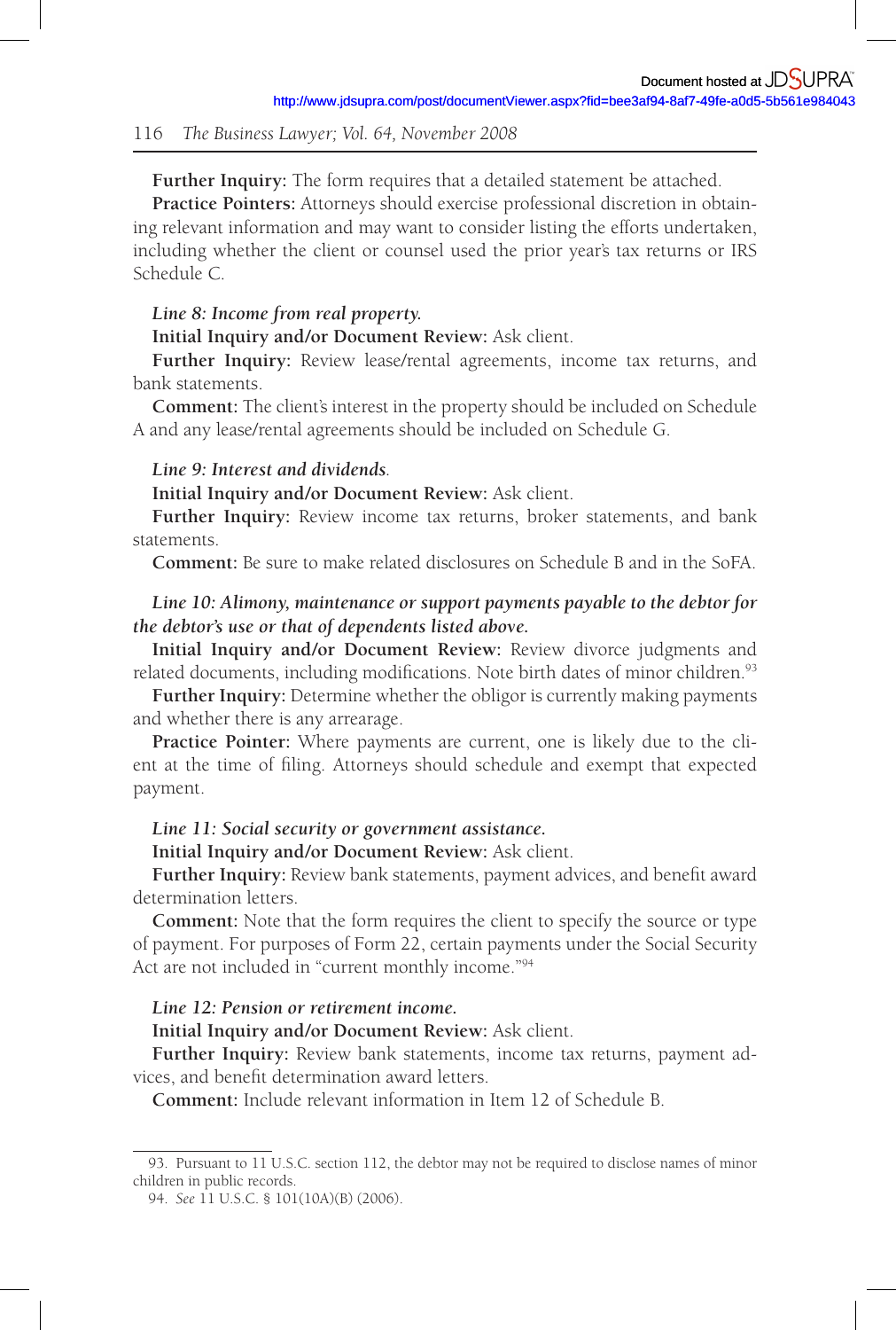**Further Inquiry:** The form requires that a detailed statement be attached.

**Practice Pointers:** Attorneys should exercise professional discretion in obtaining relevant information and may want to consider listing the efforts undertaken, including whether the client or counsel used the prior year's tax returns or IRS Schedule C.

***Line 8: Income from real property.***

**Initial Inquiry and/or Document Review:** Ask client.

**Further Inquiry:** Review lease/rental agreements, income tax returns, and bank statements.

**Comment:** The client's interest in the property should be included on Schedule A and any lease/rental agreements should be included on Schedule G.

***Line 9: Interest and dividends.***

**Initial Inquiry and/or Document Review:** Ask client.

**Further Inquiry:** Review income tax returns, broker statements, and bank statements.

**Comment:** Be sure to make related disclosures on Schedule B and in the SoFA.

***Line 10: Alimony, maintenance or support payments payable to the debtor for the debtor's use or that of dependents listed above.***

**Initial Inquiry and/or Document Review:** Review divorce judgments and related documents, including modifications. Note birth dates of minor children.[93]

**Further Inquiry:** Determine whether the obligor is currently making payments and whether there is any arrearage.

**Practice Pointer:** Where payments are current, one is likely due to the client at the time of filing. Attorneys should schedule and exempt that expected payment.

***Line 11: Social security or government assistance.***

**Initial Inquiry and/or Document Review:** Ask client.

**Further Inquiry:** Review bank statements, payment advices, and benefit award determination letters.

**Comment:** Note that the form requires the client to specify the source or type of payment. For purposes of Form 22, certain payments under the Social Security Act are not included in "current monthly income."[94]

***Line 12: Pension or retirement income.***

**Initial Inquiry and/or Document Review:** Ask client.

**Further Inquiry:** Review bank statements, income tax returns, payment advices, and benefit determination award letters.

**Comment:** Include relevant information in Item 12 of Schedule B.

---

93. Pursuant to 11 U.S.C. section 112, the debtor may not be required to disclose names of minor children in public records.

94. *See* 11 U.S.C. § 101(10A)(B) (2006).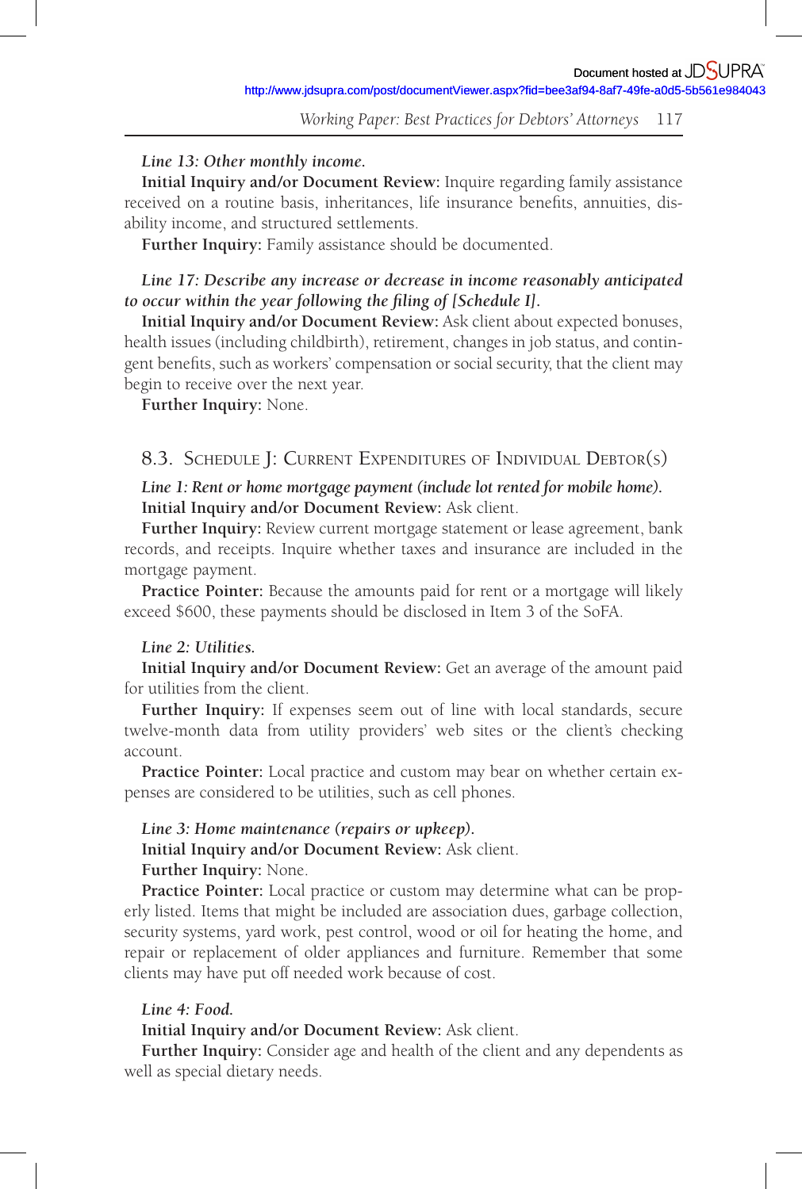*Line 13: Other monthly income.*

**Initial Inquiry and/or Document Review:** Inquire regarding family assistance received on a routine basis, inheritances, life insurance benefits, annuities, disability income, and structured settlements.

**Further Inquiry:** Family assistance should be documented.

*Line 17: Describe any increase or decrease in income reasonably anticipated to occur within the year following the filing of [Schedule I].*

**Initial Inquiry and/or Document Review:** Ask client about expected bonuses, health issues (including childbirth), retirement, changes in job status, and contingent benefits, such as workers' compensation or social security, that the client may begin to receive over the next year.

**Further Inquiry:** None.

## 8.3. Schedule J: Current Expenditures of Individual Debtor(s)

*Line 1: Rent or home mortgage payment (include lot rented for mobile home).*

**Initial Inquiry and/or Document Review:** Ask client.

**Further Inquiry:** Review current mortgage statement or lease agreement, bank records, and receipts. Inquire whether taxes and insurance are included in the mortgage payment.

**Practice Pointer:** Because the amounts paid for rent or a mortgage will likely exceed $600, these payments should be disclosed in Item 3 of the SoFA.

*Line 2: Utilities.*

**Initial Inquiry and/or Document Review:** Get an average of the amount paid for utilities from the client.

**Further Inquiry:** If expenses seem out of line with local standards, secure twelve-month data from utility providers' web sites or the client's checking account.

**Practice Pointer:** Local practice and custom may bear on whether certain expenses are considered to be utilities, such as cell phones.

*Line 3: Home maintenance (repairs or upkeep).*

**Initial Inquiry and/or Document Review:** Ask client.

**Further Inquiry:** None.

**Practice Pointer:** Local practice or custom may determine what can be properly listed. Items that might be included are association dues, garbage collection, security systems, yard work, pest control, wood or oil for heating the home, and repair or replacement of older appliances and furniture. Remember that some clients may have put off needed work because of cost.

*Line 4: Food.*

**Initial Inquiry and/or Document Review:** Ask client.

**Further Inquiry:** Consider age and health of the client and any dependents as well as special dietary needs.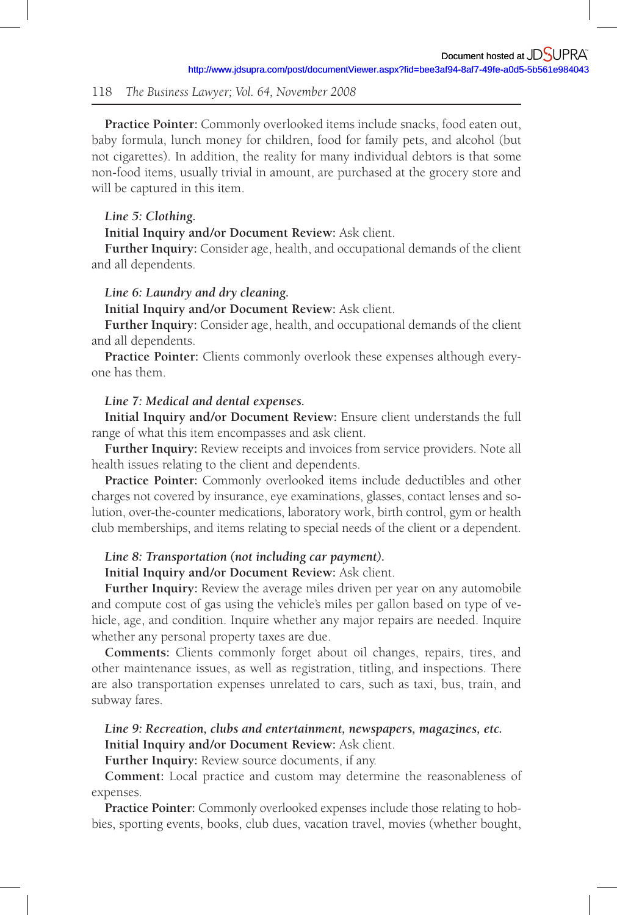**Practice Pointer:** Commonly overlooked items include snacks, food eaten out, baby formula, lunch money for children, food for family pets, and alcohol (but not cigarettes). In addition, the reality for many individual debtors is that some non-food items, usually trivial in amount, are purchased at the grocery store and will be captured in this item.

*Line 5: Clothing.*

**Initial Inquiry and/or Document Review:** Ask client.

**Further Inquiry:** Consider age, health, and occupational demands of the client and all dependents.

*Line 6: Laundry and dry cleaning.*

**Initial Inquiry and/or Document Review:** Ask client.

**Further Inquiry:** Consider age, health, and occupational demands of the client and all dependents.

**Practice Pointer:** Clients commonly overlook these expenses although everyone has them.

*Line 7: Medical and dental expenses.*

**Initial Inquiry and/or Document Review:** Ensure client understands the full range of what this item encompasses and ask client.

**Further Inquiry:** Review receipts and invoices from service providers. Note all health issues relating to the client and dependents.

**Practice Pointer:** Commonly overlooked items include deductibles and other charges not covered by insurance, eye examinations, glasses, contact lenses and solution, over-the-counter medications, laboratory work, birth control, gym or health club memberships, and items relating to special needs of the client or a dependent.

*Line 8: Transportation (not including car payment).*

**Initial Inquiry and/or Document Review:** Ask client.

**Further Inquiry:** Review the average miles driven per year on any automobile and compute cost of gas using the vehicle's miles per gallon based on type of vehicle, age, and condition. Inquire whether any major repairs are needed. Inquire whether any personal property taxes are due.

**Comments:** Clients commonly forget about oil changes, repairs, tires, and other maintenance issues, as well as registration, titling, and inspections. There are also transportation expenses unrelated to cars, such as taxi, bus, train, and subway fares.

*Line 9: Recreation, clubs and entertainment, newspapers, magazines, etc.*

**Initial Inquiry and/or Document Review:** Ask client.

**Further Inquiry:** Review source documents, if any.

**Comment:** Local practice and custom may determine the reasonableness of expenses.

**Practice Pointer:** Commonly overlooked expenses include those relating to hobbies, sporting events, books, club dues, vacation travel, movies (whether bought,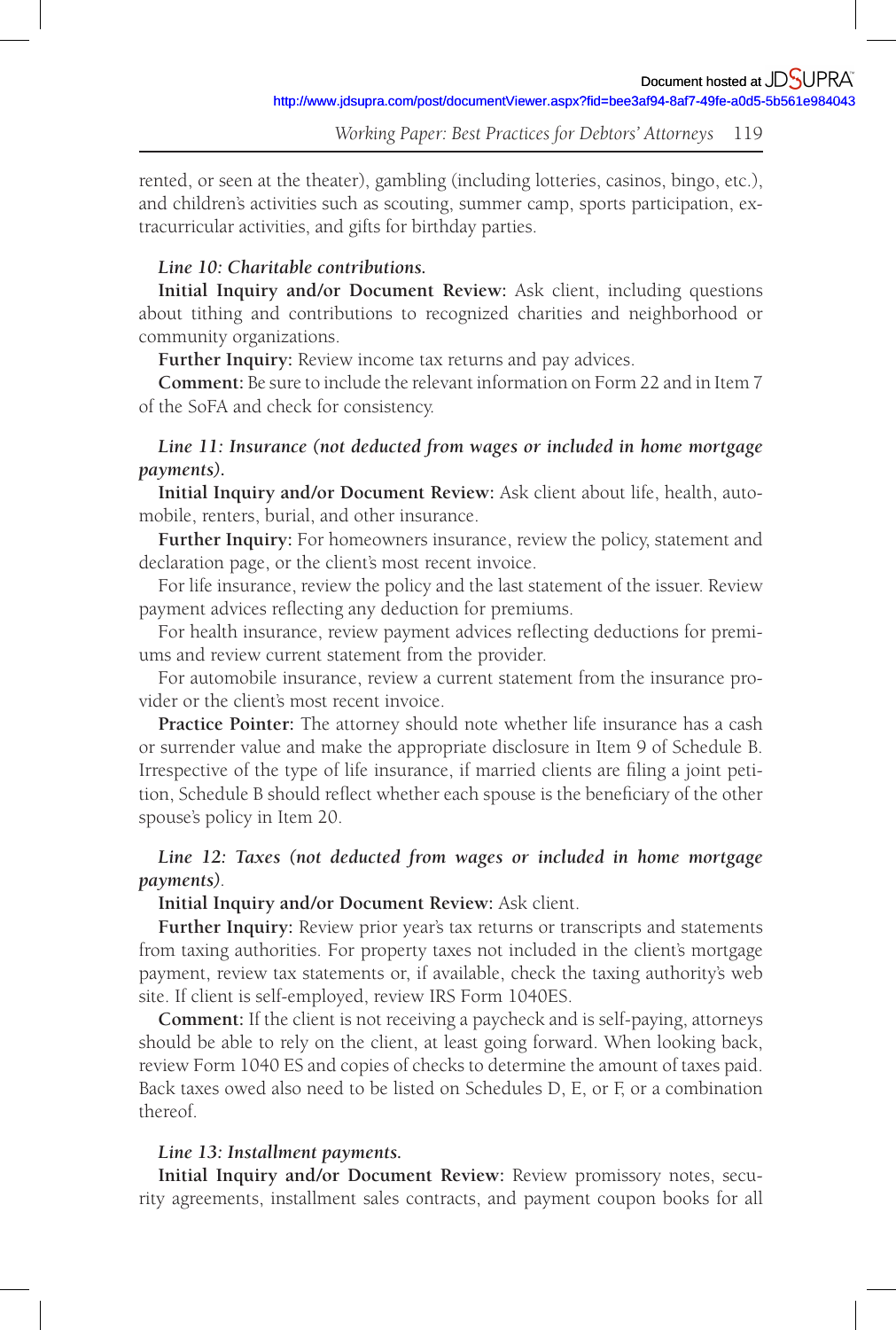rented, or seen at the theater), gambling (including lotteries, casinos, bingo, etc.), and children's activities such as scouting, summer camp, sports participation, extracurricular activities, and gifts for birthday parties.

*Line 10: Charitable contributions.*

**Initial Inquiry and/or Document Review:** Ask client, including questions about tithing and contributions to recognized charities and neighborhood or community organizations.

**Further Inquiry:** Review income tax returns and pay advices.

**Comment:** Be sure to include the relevant information on Form 22 and in Item 7 of the SoFA and check for consistency.

*Line 11: Insurance (not deducted from wages or included in home mortgage payments).*

**Initial Inquiry and/or Document Review:** Ask client about life, health, automobile, renters, burial, and other insurance.

**Further Inquiry:** For homeowners insurance, review the policy, statement and declaration page, or the client's most recent invoice.

For life insurance, review the policy and the last statement of the issuer. Review payment advices reflecting any deduction for premiums.

For health insurance, review payment advices reflecting deductions for premiums and review current statement from the provider.

For automobile insurance, review a current statement from the insurance provider or the client's most recent invoice.

**Practice Pointer:** The attorney should note whether life insurance has a cash or surrender value and make the appropriate disclosure in Item 9 of Schedule B. Irrespective of the type of life insurance, if married clients are filing a joint petition, Schedule B should reflect whether each spouse is the beneficiary of the other spouse's policy in Item 20.

*Line 12: Taxes (not deducted from wages or included in home mortgage payments).*

**Initial Inquiry and/or Document Review:** Ask client.

**Further Inquiry:** Review prior year's tax returns or transcripts and statements from taxing authorities. For property taxes not included in the client's mortgage payment, review tax statements or, if available, check the taxing authority's web site. If client is self-employed, review IRS Form 1040ES.

**Comment:** If the client is not receiving a paycheck and is self-paying, attorneys should be able to rely on the client, at least going forward. When looking back, review Form 1040 ES and copies of checks to determine the amount of taxes paid. Back taxes owed also need to be listed on Schedules D, E, or F, or a combination thereof.

*Line 13: Installment payments.*

**Initial Inquiry and/or Document Review:** Review promissory notes, security agreements, installment sales contracts, and payment coupon books for all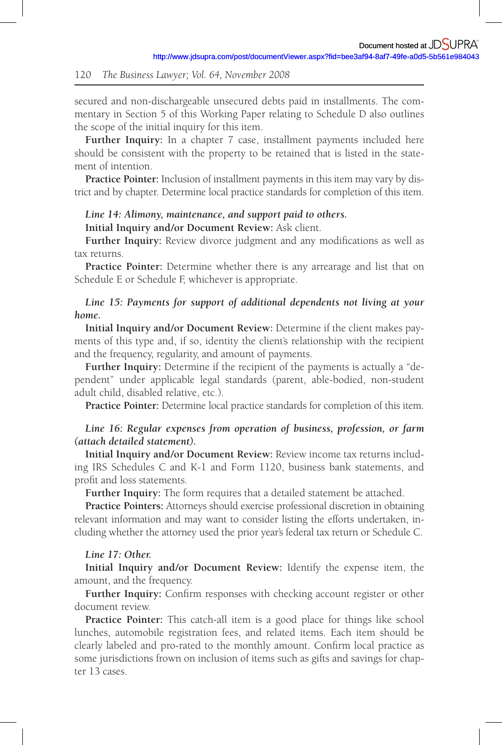secured and non-dischargeable unsecured debts paid in installments. The commentary in Section 5 of this Working Paper relating to Schedule D also outlines the scope of the initial inquiry for this item.

**Further Inquiry:** In a chapter 7 case, installment payments included here should be consistent with the property to be retained that is listed in the statement of intention.

**Practice Pointer:** Inclusion of installment payments in this item may vary by district and by chapter. Determine local practice standards for completion of this item.

***Line 14: Alimony, maintenance, and support paid to others.***

**Initial Inquiry and/or Document Review:** Ask client.

**Further Inquiry:** Review divorce judgment and any modifications as well as tax returns.

**Practice Pointer:** Determine whether there is any arrearage and list that on Schedule E or Schedule F, whichever is appropriate.

***Line 15: Payments for support of additional dependents not living at your home.***

**Initial Inquiry and/or Document Review:** Determine if the client makes payments of this type and, if so, identity the client's relationship with the recipient and the frequency, regularity, and amount of payments.

**Further Inquiry:** Determine if the recipient of the payments is actually a "dependent" under applicable legal standards (parent, able-bodied, non-student adult child, disabled relative, etc.).

**Practice Pointer:** Determine local practice standards for completion of this item.

***Line 16: Regular expenses from operation of business, profession, or farm (attach detailed statement).***

**Initial Inquiry and/or Document Review:** Review income tax returns including IRS Schedules C and K-1 and Form 1120, business bank statements, and profit and loss statements.

**Further Inquiry:** The form requires that a detailed statement be attached.

**Practice Pointers:** Attorneys should exercise professional discretion in obtaining relevant information and may want to consider listing the efforts undertaken, including whether the attorney used the prior year's federal tax return or Schedule C.

***Line 17: Other.***

**Initial Inquiry and/or Document Review:** Identify the expense item, the amount, and the frequency.

**Further Inquiry:** Confirm responses with checking account register or other document review.

**Practice Pointer:** This catch-all item is a good place for things like school lunches, automobile registration fees, and related items. Each item should be clearly labeled and pro-rated to the monthly amount. Confirm local practice as some jurisdictions frown on inclusion of items such as gifts and savings for chapter 13 cases.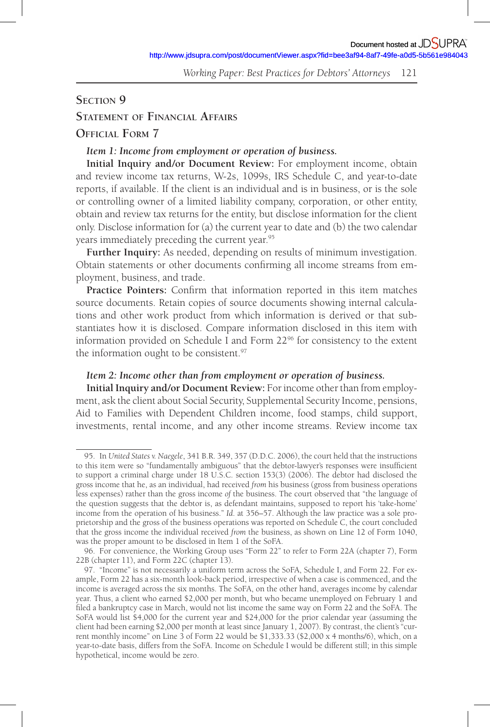## Section 9

## Statement of Financial Affairs

## Official Form 7

***Item 1: Income from employment or operation of business.***

**Initial Inquiry and/or Document Review:** For employment income, obtain and review income tax returns, W-2s, 1099s, IRS Schedule C, and year-to-date reports, if available. If the client is an individual and is in business, or is the sole or controlling owner of a limited liability company, corporation, or other entity, obtain and review tax returns for the entity, but disclose information for the client only. Disclose information for (a) the current year to date and (b) the two calendar years immediately preceding the current year.[95]

**Further Inquiry:** As needed, depending on results of minimum investigation. Obtain statements or other documents confirming all income streams from employment, business, and trade.

**Practice Pointers:** Confirm that information reported in this item matches source documents. Retain copies of source documents showing internal calculations and other work product from which information is derived or that substantiates how it is disclosed. Compare information disclosed in this item with information provided on Schedule I and Form 22[96] for consistency to the extent the information ought to be consistent.[97]

***Item 2: Income other than from employment or operation of business.***

**Initial Inquiry and/or Document Review:** For income other than from employment, ask the client about Social Security, Supplemental Security Income, pensions, Aid to Families with Dependent Children income, food stamps, child support, investments, rental income, and any other income streams. Review income tax

---

95. In *United States v. Naegele*, 341 B.R. 349, 357 (D.D.C. 2006), the court held that the instructions to this item were so "fundamentally ambiguous" that the debtor-lawyer's responses were insufficient to support a criminal charge under 18 U.S.C. section 153(3) (2006). The debtor had disclosed the gross income that he, as an individual, had received *from* his business (gross from business operations less expenses) rather than the gross income *of* the business. The court observed that "the language of the question suggests that the debtor is, as defendant maintains, supposed to report his 'take-home' income from the operation of his business." *Id.* at 356–57. Although the law practice was a sole proprietorship and the gross of the business operations was reported on Schedule C, the court concluded that the gross income the individual received *from* the business, as shown on Line 12 of Form 1040, was the proper amount to be disclosed in Item 1 of the SoFA.

96. For convenience, the Working Group uses "Form 22" to refer to Form 22A (chapter 7), Form 22B (chapter 11), and Form 22C (chapter 13).

97. "Income" is not necessarily a uniform term across the SoFA, Schedule I, and Form 22. For example, Form 22 has a six-month look-back period, irrespective of when a case is commenced, and the income is averaged across the six months. The SoFA, on the other hand, averages income by calendar year. Thus, a client who earned $2,000 per month, but who became unemployed on February 1 and filed a bankruptcy case in March, would not list income the same way on Form 22 and the SoFA. The SoFA would list $4,000 for the current year and $24,000 for the prior calendar year (assuming the client had been earning $2,000 per month at least since January 1, 2007). By contrast, the client's "current monthly income" on Line 3 of Form 22 would be $1,333.33 ($2,000 x 4 months/6), which, on a year-to-date basis, differs from the SoFA. Income on Schedule I would be different still; in this simple hypothetical, income would be zero.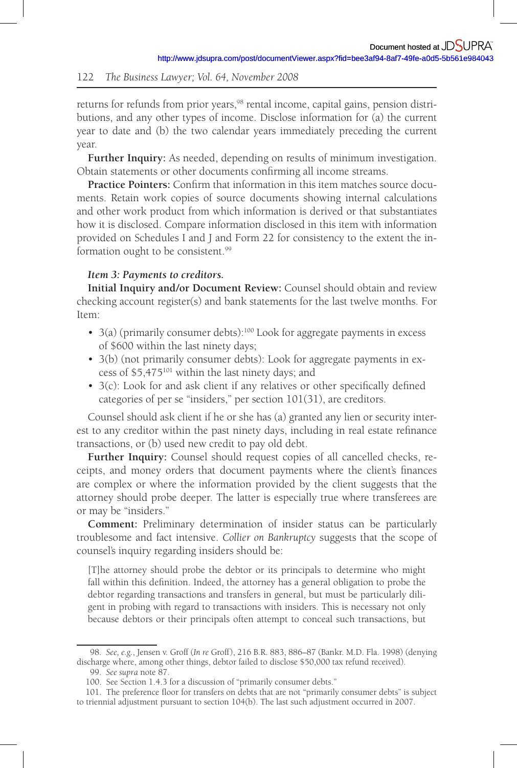returns for refunds from prior years,[98] rental income, capital gains, pension distributions, and any other types of income. Disclose information for (a) the current year to date and (b) the two calendar years immediately preceding the current year.

**Further Inquiry:** As needed, depending on results of minimum investigation. Obtain statements or other documents confirming all income streams.

**Practice Pointers:** Confirm that information in this item matches source documents. Retain work copies of source documents showing internal calculations and other work product from which information is derived or that substantiates how it is disclosed. Compare information disclosed in this item with information provided on Schedules I and J and Form 22 for consistency to the extent the information ought to be consistent.[99]

*Item 3: Payments to creditors.*

**Initial Inquiry and/or Document Review:** Counsel should obtain and review checking account register(s) and bank statements for the last twelve months. For Item:

- 3(a) (primarily consumer debts):[100] Look for aggregate payments in excess of $600 within the last ninety days;
- 3(b) (not primarily consumer debts): Look for aggregate payments in excess of $5,475[101] within the last ninety days; and
- 3(c): Look for and ask client if any relatives or other specifically defined categories of per se "insiders," per section 101(31), are creditors.

Counsel should ask client if he or she has (a) granted any lien or security interest to any creditor within the past ninety days, including in real estate refinance transactions, or (b) used new credit to pay old debt.

**Further Inquiry:** Counsel should request copies of all cancelled checks, receipts, and money orders that document payments where the client's finances are complex or where the information provided by the client suggests that the attorney should probe deeper. The latter is especially true where transferees are or may be "insiders."

**Comment:** Preliminary determination of insider status can be particularly troublesome and fact intensive. *Collier on Bankruptcy* suggests that the scope of counsel's inquiry regarding insiders should be:

> [T]he attorney should probe the debtor or its principals to determine who might fall within this definition. Indeed, the attorney has a general obligation to probe the debtor regarding transactions and transfers in general, but must be particularly diligent in probing with regard to transactions with insiders. This is necessary not only because debtors or their principals often attempt to conceal such transactions, but

---

98. *See, e.g.*, Jensen v. Groff (*In re* Groff), 216 B.R. 883, 886–87 (Bankr. M.D. Fla. 1998) (denying discharge where, among other things, debtor failed to disclose $50,000 tax refund received).

99. *See supra* note 87.

100. See Section 1.4.3 for a discussion of "primarily consumer debts."

101. The preference floor for transfers on debts that are not "primarily consumer debts" is subject to triennial adjustment pursuant to section 104(b). The last such adjustment occurred in 2007.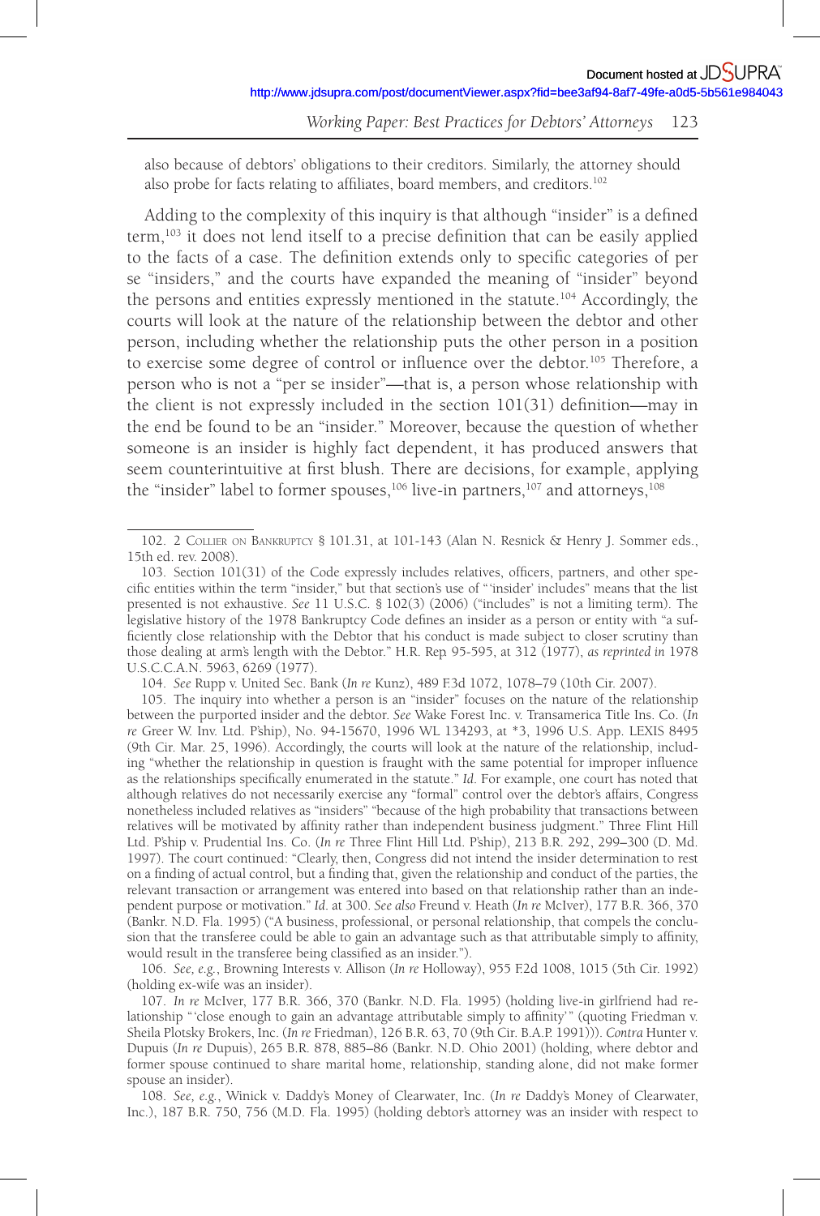also because of debtors' obligations to their creditors. Similarly, the attorney should also probe for facts relating to affiliates, board members, and creditors.[102]

Adding to the complexity of this inquiry is that although "insider" is a defined term,[103] it does not lend itself to a precise definition that can be easily applied to the facts of a case. The definition extends only to specific categories of per se "insiders," and the courts have expanded the meaning of "insider" beyond the persons and entities expressly mentioned in the statute.[104] Accordingly, the courts will look at the nature of the relationship between the debtor and other person, including whether the relationship puts the other person in a position to exercise some degree of control or influence over the debtor.[105] Therefore, a person who is not a "per se insider"—that is, a person whose relationship with the client is not expressly included in the section 101(31) definition—may in the end be found to be an "insider." Moreover, because the question of whether someone is an insider is highly fact dependent, it has produced answers that seem counterintuitive at first blush. There are decisions, for example, applying the "insider" label to former spouses,[106] live-in partners,[107] and attorneys,[108]

---

102. 2 Collier on Bankruptcy § 101.31, at 101-143 (Alan N. Resnick & Henry J. Sommer eds., 15th ed. rev. 2008).

103. Section 101(31) of the Code expressly includes relatives, officers, partners, and other specific entities within the term "insider," but that section's use of "'insider' includes" means that the list presented is not exhaustive. *See* 11 U.S.C. § 102(3) (2006) ("includes" is not a limiting term). The legislative history of the 1978 Bankruptcy Code defines an insider as a person or entity with "a sufficiently close relationship with the Debtor that his conduct is made subject to closer scrutiny than those dealing at arm's length with the Debtor." H.R. Rep. 95-595, at 312 (1977), *as reprinted in* 1978 U.S.C.C.A.N. 5963, 6269 (1977).

104. *See* Rupp v. United Sec. Bank (*In re* Kunz), 489 F.3d 1072, 1078–79 (10th Cir. 2007).

105. The inquiry into whether a person is an "insider" focuses on the nature of the relationship between the purported insider and the debtor. *See* Wake Forest Inc. v. Transamerica Title Ins. Co. (*In re* Greer W. Inv. Ltd. P'ship), No. 94-15670, 1996 WL 134293, at *3, 1996 U.S. App. LEXIS 8495 (9th Cir. Mar. 25, 1996). Accordingly, the courts will look at the nature of the relationship, including "whether the relationship in question is fraught with the same potential for improper influence as the relationships specifically enumerated in the statute." *Id.* For example, one court has noted that although relatives do not necessarily exercise any "formal" control over the debtor's affairs, Congress nonetheless included relatives as "insiders" "because of the high probability that transactions between relatives will be motivated by affinity rather than independent business judgment." Three Flint Hill Ltd. P'ship v. Prudential Ins. Co. (*In re* Three Flint Hill Ltd. P'ship), 213 B.R. 292, 299–300 (D. Md. 1997). The court continued: "Clearly, then, Congress did not intend the insider determination to rest on a finding of actual control, but a finding that, given the relationship and conduct of the parties, the relevant transaction or arrangement was entered into based on that relationship rather than an independent purpose or motivation." *Id.* at 300. *See also* Freund v. Heath (*In re* McIver), 177 B.R. 366, 370 (Bankr. N.D. Fla. 1995) ("A business, professional, or personal relationship, that compels the conclusion that the transferee could be able to gain an advantage such as that attributable simply to affinity, would result in the transferee being classified as an insider.").

106. *See, e.g.*, Browning Interests v. Allison (*In re* Holloway), 955 F.2d 1008, 1015 (5th Cir. 1992) (holding ex-wife was an insider).

107. *In re* McIver, 177 B.R. 366, 370 (Bankr. N.D. Fla. 1995) (holding live-in girlfriend had relationship "'close enough to gain an advantage attributable simply to affinity'" (quoting Friedman v. Sheila Plotsky Brokers, Inc. (*In re* Friedman), 126 B.R. 63, 70 (9th Cir. B.A.P. 1991))). *Contra* Hunter v. Dupuis (*In re* Dupuis), 265 B.R. 878, 885–86 (Bankr. N.D. Ohio 2001) (holding, where debtor and former spouse continued to share marital home, relationship, standing alone, did not make former spouse an insider).

108. *See, e.g.*, Winick v. Daddy's Money of Clearwater, Inc. (*In re* Daddy's Money of Clearwater, Inc.), 187 B.R. 750, 756 (M.D. Fla. 1995) (holding debtor's attorney was an insider with respect to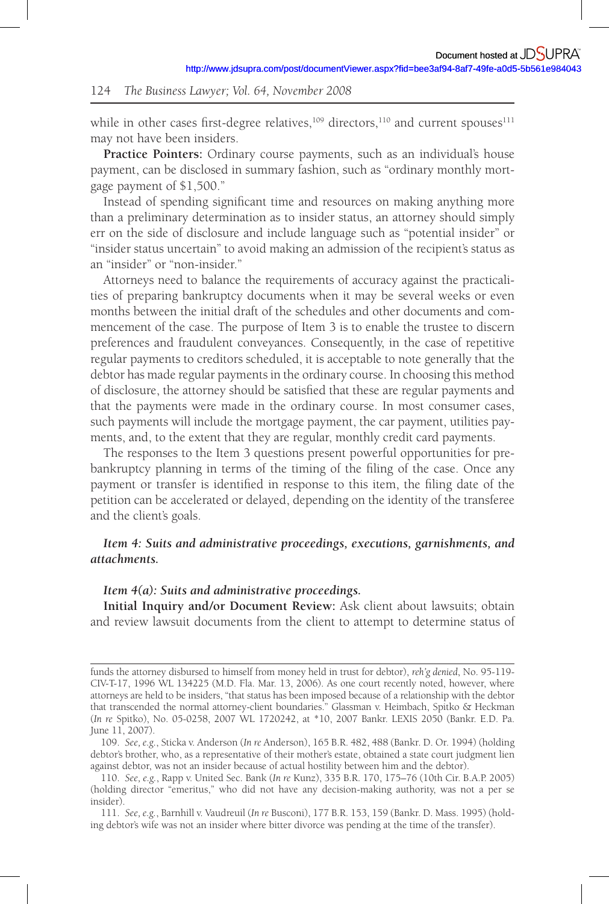while in other cases first-degree relatives,[109] directors,[110] and current spouses[111] may not have been insiders.

**Practice Pointers:** Ordinary course payments, such as an individual's house payment, can be disclosed in summary fashion, such as "ordinary monthly mortgage payment of $1,500."

Instead of spending significant time and resources on making anything more than a preliminary determination as to insider status, an attorney should simply err on the side of disclosure and include language such as "potential insider" or "insider status uncertain" to avoid making an admission of the recipient's status as an "insider" or "non-insider."

Attorneys need to balance the requirements of accuracy against the practicalities of preparing bankruptcy documents when it may be several weeks or even months between the initial draft of the schedules and other documents and commencement of the case. The purpose of Item 3 is to enable the trustee to discern preferences and fraudulent conveyances. Consequently, in the case of repetitive regular payments to creditors scheduled, it is acceptable to note generally that the debtor has made regular payments in the ordinary course. In choosing this method of disclosure, the attorney should be satisfied that these are regular payments and that the payments were made in the ordinary course. In most consumer cases, such payments will include the mortgage payment, the car payment, utilities payments, and, to the extent that they are regular, monthly credit card payments.

The responses to the Item 3 questions present powerful opportunities for pre-bankruptcy planning in terms of the timing of the filing of the case. Once any payment or transfer is identified in response to this item, the filing date of the petition can be accelerated or delayed, depending on the identity of the transferee and the client's goals.

***Item 4: Suits and administrative proceedings, executions, garnishments, and attachments.***

***Item 4(a): Suits and administrative proceedings.***

**Initial Inquiry and/or Document Review:** Ask client about lawsuits; obtain and review lawsuit documents from the client to attempt to determine status of

---

funds the attorney disbursed to himself from money held in trust for debtor), *reh'g denied*, No. 95-119-CIV-T-17, 1996 WL 134225 (M.D. Fla. Mar. 13, 2006). As one court recently noted, however, where attorneys are held to be insiders, "that status has been imposed because of a relationship with the debtor that transcended the normal attorney-client boundaries." Glassman v. Heimbach, Spitko & Heckman (*In re* Spitko), No. 05-0258, 2007 WL 1720242, at *10, 2007 Bankr. LEXIS 2050 (Bankr. E.D. Pa. June 11, 2007).

109. *See, e.g.*, Sticka v. Anderson (*In re* Anderson), 165 B.R. 482, 488 (Bankr. D. Or. 1994) (holding debtor's brother, who, as a representative of their mother's estate, obtained a state court judgment lien against debtor, was not an insider because of actual hostility between him and the debtor).

110. *See, e.g.*, Rapp v. United Sec. Bank (*In re* Kunz), 335 B.R. 170, 175–76 (10th Cir. B.A.P. 2005) (holding director "emeritus," who did not have any decision-making authority, was not a per se insider).

111. *See, e.g.*, Barnhill v. Vaudreuil (*In re* Busconi), 177 B.R. 153, 159 (Bankr. D. Mass. 1995) (holding debtor's wife was not an insider where bitter divorce was pending at the time of the transfer).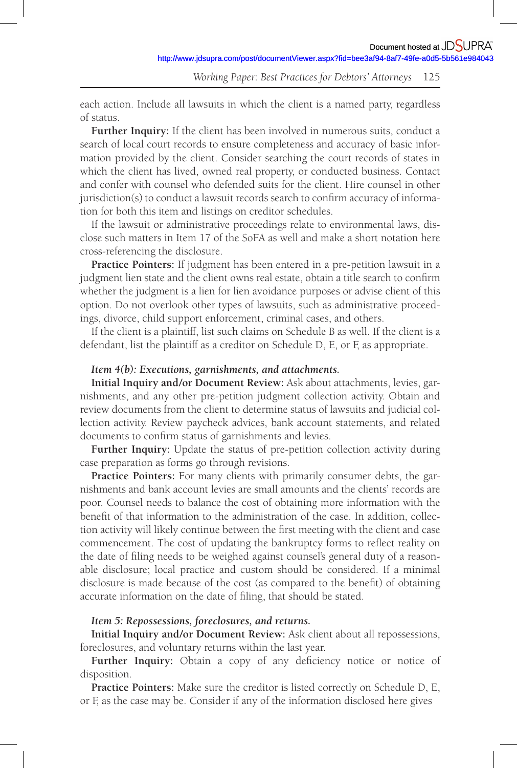each action. Include all lawsuits in which the client is a named party, regardless of status.

**Further Inquiry:** If the client has been involved in numerous suits, conduct a search of local court records to ensure completeness and accuracy of basic information provided by the client. Consider searching the court records of states in which the client has lived, owned real property, or conducted business. Contact and confer with counsel who defended suits for the client. Hire counsel in other jurisdiction(s) to conduct a lawsuit records search to confirm accuracy of information for both this item and listings on creditor schedules.

If the lawsuit or administrative proceedings relate to environmental laws, disclose such matters in Item 17 of the SoFA as well and make a short notation here cross-referencing the disclosure.

**Practice Pointers:** If judgment has been entered in a pre-petition lawsuit in a judgment lien state and the client owns real estate, obtain a title search to confirm whether the judgment is a lien for lien avoidance purposes or advise client of this option. Do not overlook other types of lawsuits, such as administrative proceedings, divorce, child support enforcement, criminal cases, and others.

If the client is a plaintiff, list such claims on Schedule B as well. If the client is a defendant, list the plaintiff as a creditor on Schedule D, E, or F, as appropriate.

***Item 4(b): Executions, garnishments, and attachments.***

**Initial Inquiry and/or Document Review:** Ask about attachments, levies, garnishments, and any other pre-petition judgment collection activity. Obtain and review documents from the client to determine status of lawsuits and judicial collection activity. Review paycheck advices, bank account statements, and related documents to confirm status of garnishments and levies.

**Further Inquiry:** Update the status of pre-petition collection activity during case preparation as forms go through revisions.

**Practice Pointers:** For many clients with primarily consumer debts, the garnishments and bank account levies are small amounts and the clients' records are poor. Counsel needs to balance the cost of obtaining more information with the benefit of that information to the administration of the case. In addition, collection activity will likely continue between the first meeting with the client and case commencement. The cost of updating the bankruptcy forms to reflect reality on the date of filing needs to be weighed against counsel's general duty of a reasonable disclosure; local practice and custom should be considered. If a minimal disclosure is made because of the cost (as compared to the benefit) of obtaining accurate information on the date of filing, that should be stated.

***Item 5: Repossessions, foreclosures, and returns.***

**Initial Inquiry and/or Document Review:** Ask client about all repossessions, foreclosures, and voluntary returns within the last year.

**Further Inquiry:** Obtain a copy of any deficiency notice or notice of disposition.

**Practice Pointers:** Make sure the creditor is listed correctly on Schedule D, E, or F, as the case may be. Consider if any of the information disclosed here gives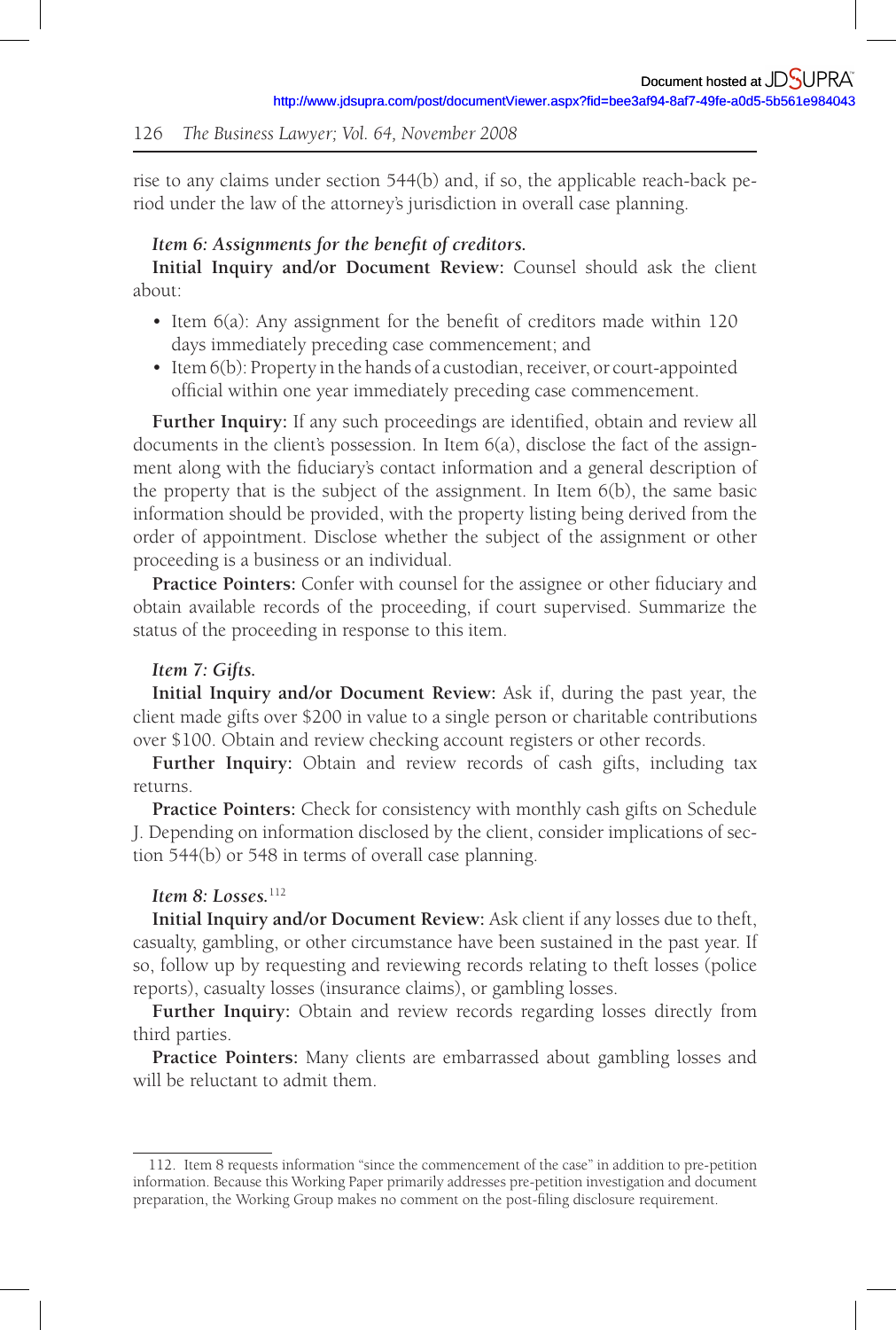rise to any claims under section 544(b) and, if so, the applicable reach-back period under the law of the attorney's jurisdiction in overall case planning.

*Item 6: Assignments for the benefit of creditors.*

**Initial Inquiry and/or Document Review:** Counsel should ask the client about:

- Item 6(a): Any assignment for the benefit of creditors made within 120 days immediately preceding case commencement; and
- Item 6(b): Property in the hands of a custodian, receiver, or court-appointed official within one year immediately preceding case commencement.

**Further Inquiry:** If any such proceedings are identified, obtain and review all documents in the client's possession. In Item 6(a), disclose the fact of the assignment along with the fiduciary's contact information and a general description of the property that is the subject of the assignment. In Item 6(b), the same basic information should be provided, with the property listing being derived from the order of appointment. Disclose whether the subject of the assignment or other proceeding is a business or an individual.

**Practice Pointers:** Confer with counsel for the assignee or other fiduciary and obtain available records of the proceeding, if court supervised. Summarize the status of the proceeding in response to this item.

*Item 7: Gifts.*

**Initial Inquiry and/or Document Review:** Ask if, during the past year, the client made gifts over $200 in value to a single person or charitable contributions over $100. Obtain and review checking account registers or other records.

**Further Inquiry:** Obtain and review records of cash gifts, including tax returns.

**Practice Pointers:** Check for consistency with monthly cash gifts on Schedule J. Depending on information disclosed by the client, consider implications of section 544(b) or 548 in terms of overall case planning.

*Item 8: Losses.*[112]

**Initial Inquiry and/or Document Review:** Ask client if any losses due to theft, casualty, gambling, or other circumstance have been sustained in the past year. If so, follow up by requesting and reviewing records relating to theft losses (police reports), casualty losses (insurance claims), or gambling losses.

**Further Inquiry:** Obtain and review records regarding losses directly from third parties.

**Practice Pointers:** Many clients are embarrassed about gambling losses and will be reluctant to admit them.

---

112. Item 8 requests information "since the commencement of the case" in addition to pre-petition information. Because this Working Paper primarily addresses pre-petition investigation and document preparation, the Working Group makes no comment on the post-filing disclosure requirement.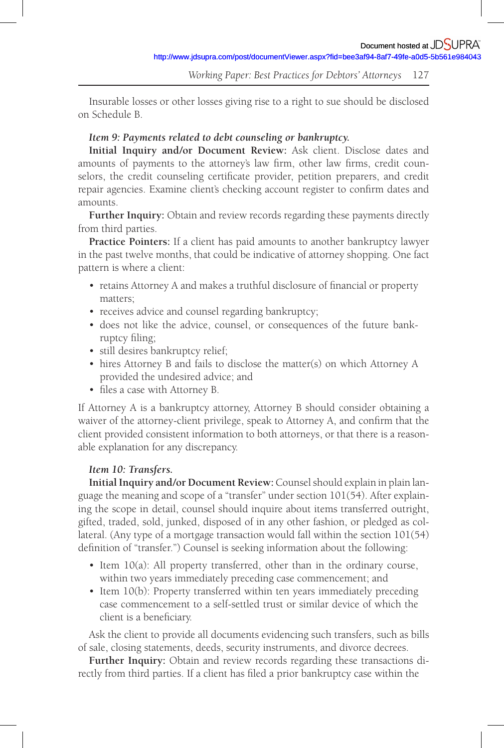Insurable losses or other losses giving rise to a right to sue should be disclosed on Schedule B.

***Item 9: Payments related to debt counseling or bankruptcy.***

**Initial Inquiry and/or Document Review:** Ask client. Disclose dates and amounts of payments to the attorney's law firm, other law firms, credit counselors, the credit counseling certificate provider, petition preparers, and credit repair agencies. Examine client's checking account register to confirm dates and amounts.

**Further Inquiry:** Obtain and review records regarding these payments directly from third parties.

**Practice Pointers:** If a client has paid amounts to another bankruptcy lawyer in the past twelve months, that could be indicative of attorney shopping. One fact pattern is where a client:

- retains Attorney A and makes a truthful disclosure of financial or property matters;
- receives advice and counsel regarding bankruptcy;
- does not like the advice, counsel, or consequences of the future bankruptcy filing;
- still desires bankruptcy relief;
- hires Attorney B and fails to disclose the matter(s) on which Attorney A provided the undesired advice; and
- files a case with Attorney B.

If Attorney A is a bankruptcy attorney, Attorney B should consider obtaining a waiver of the attorney-client privilege, speak to Attorney A, and confirm that the client provided consistent information to both attorneys, or that there is a reasonable explanation for any discrepancy.

***Item 10: Transfers.***

**Initial Inquiry and/or Document Review:** Counsel should explain in plain language the meaning and scope of a "transfer" under section 101(54). After explaining the scope in detail, counsel should inquire about items transferred outright, gifted, traded, sold, junked, disposed of in any other fashion, or pledged as collateral. (Any type of a mortgage transaction would fall within the section 101(54) definition of "transfer.") Counsel is seeking information about the following:

- Item 10(a): All property transferred, other than in the ordinary course, within two years immediately preceding case commencement; and
- Item 10(b): Property transferred within ten years immediately preceding case commencement to a self-settled trust or similar device of which the client is a beneficiary.

Ask the client to provide all documents evidencing such transfers, such as bills of sale, closing statements, deeds, security instruments, and divorce decrees.

**Further Inquiry:** Obtain and review records regarding these transactions directly from third parties. If a client has filed a prior bankruptcy case within the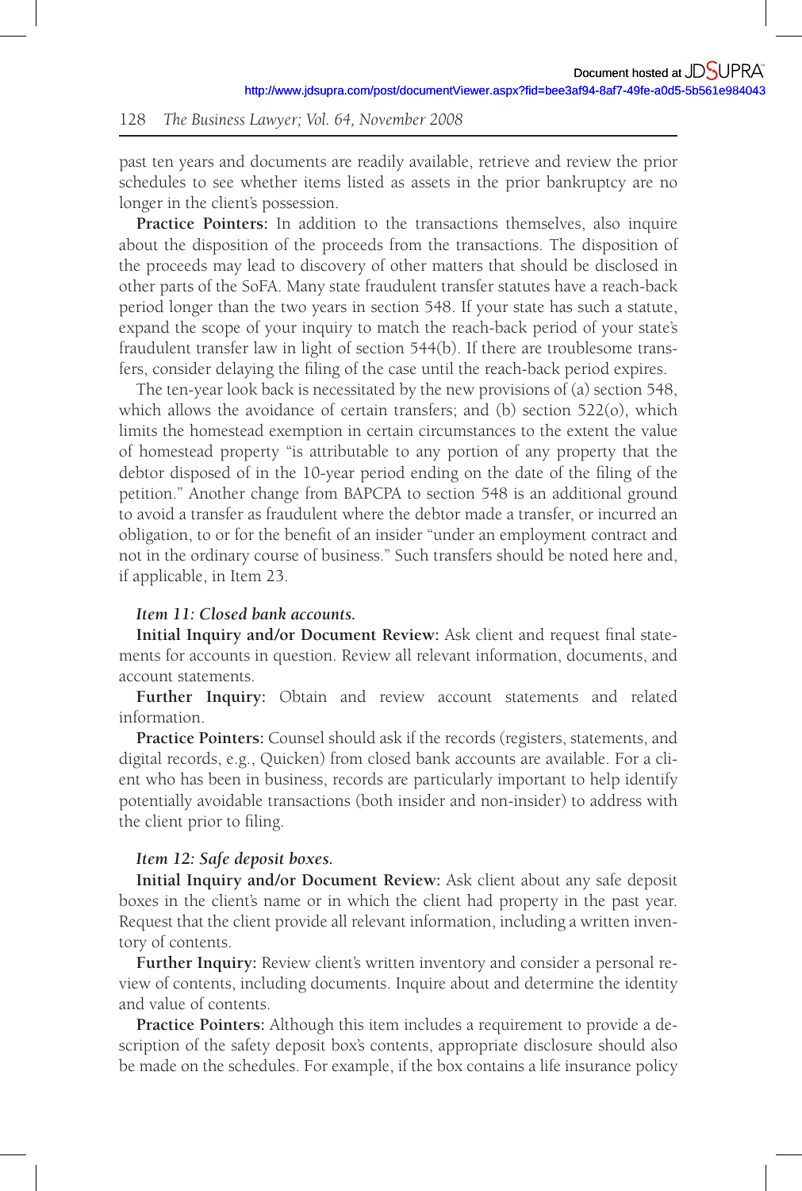past ten years and documents are readily available, retrieve and review the prior schedules to see whether items listed as assets in the prior bankruptcy are no longer in the client's possession.

**Practice Pointers:** In addition to the transactions themselves, also inquire about the disposition of the proceeds from the transactions. The disposition of the proceeds may lead to discovery of other matters that should be disclosed in other parts of the SoFA. Many state fraudulent transfer statutes have a reach-back period longer than the two years in section 548. If your state has such a statute, expand the scope of your inquiry to match the reach-back period of your state's fraudulent transfer law in light of section 544(b). If there are troublesome transfers, consider delaying the filing of the case until the reach-back period expires.

The ten-year look back is necessitated by the new provisions of (a) section 548, which allows the avoidance of certain transfers; and (b) section 522(o), which limits the homestead exemption in certain circumstances to the extent the value of homestead property "is attributable to any portion of any property that the debtor disposed of in the 10-year period ending on the date of the filing of the petition." Another change from BAPCPA to section 548 is an additional ground to avoid a transfer as fraudulent where the debtor made a transfer, or incurred an obligation, to or for the benefit of an insider "under an employment contract and not in the ordinary course of business." Such transfers should be noted here and, if applicable, in Item 23.

*Item 11: Closed bank accounts.*

**Initial Inquiry and/or Document Review:** Ask client and request final statements for accounts in question. Review all relevant information, documents, and account statements.

**Further Inquiry:** Obtain and review account statements and related information.

**Practice Pointers:** Counsel should ask if the records (registers, statements, and digital records, e.g., Quicken) from closed bank accounts are available. For a client who has been in business, records are particularly important to help identify potentially avoidable transactions (both insider and non-insider) to address with the client prior to filing.

*Item 12: Safe deposit boxes.*

**Initial Inquiry and/or Document Review:** Ask client about any safe deposit boxes in the client's name or in which the client had property in the past year. Request that the client provide all relevant information, including a written inventory of contents.

**Further Inquiry:** Review client's written inventory and consider a personal review of contents, including documents. Inquire about and determine the identity and value of contents.

**Practice Pointers:** Although this item includes a requirement to provide a description of the safety deposit box's contents, appropriate disclosure should also be made on the schedules. For example, if the box contains a life insurance policy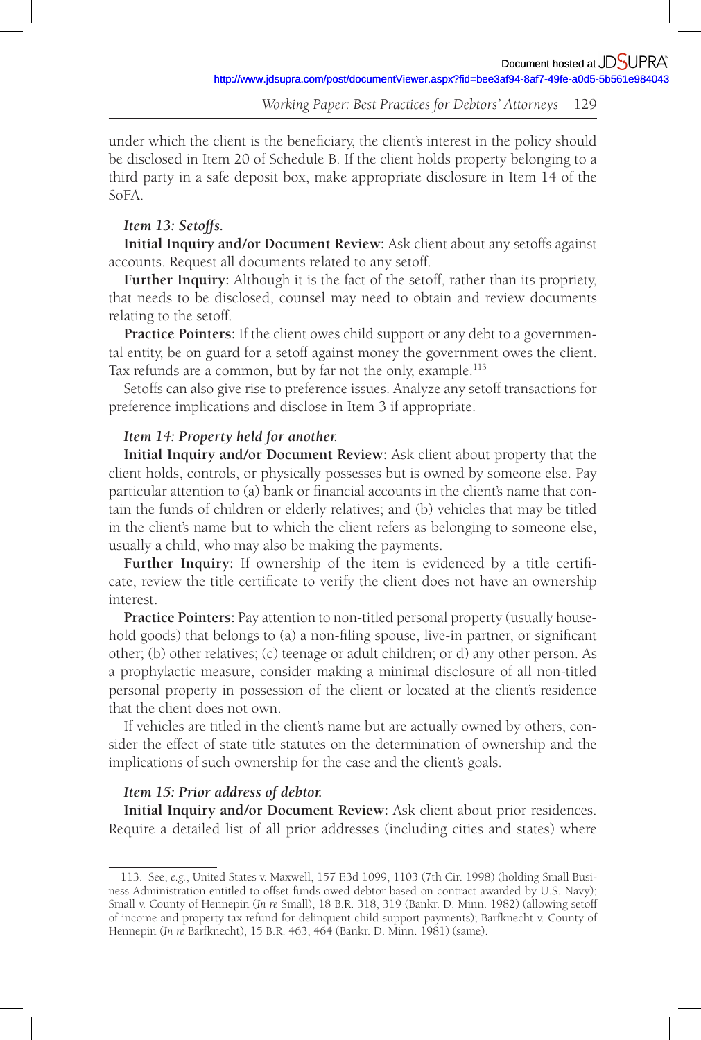under which the client is the beneficiary, the client's interest in the policy should be disclosed in Item 20 of Schedule B. If the client holds property belonging to a third party in a safe deposit box, make appropriate disclosure in Item 14 of the SoFA.

***Item 13: Setoffs.***

**Initial Inquiry and/or Document Review:** Ask client about any setoffs against accounts. Request all documents related to any setoff.

**Further Inquiry:** Although it is the fact of the setoff, rather than its propriety, that needs to be disclosed, counsel may need to obtain and review documents relating to the setoff.

**Practice Pointers:** If the client owes child support or any debt to a governmental entity, be on guard for a setoff against money the government owes the client. Tax refunds are a common, but by far not the only, example.[113]

Setoffs can also give rise to preference issues. Analyze any setoff transactions for preference implications and disclose in Item 3 if appropriate.

***Item 14: Property held for another.***

**Initial Inquiry and/or Document Review:** Ask client about property that the client holds, controls, or physically possesses but is owned by someone else. Pay particular attention to (a) bank or financial accounts in the client's name that contain the funds of children or elderly relatives; and (b) vehicles that may be titled in the client's name but to which the client refers as belonging to someone else, usually a child, who may also be making the payments.

**Further Inquiry:** If ownership of the item is evidenced by a title certificate, review the title certificate to verify the client does not have an ownership interest.

**Practice Pointers:** Pay attention to non-titled personal property (usually household goods) that belongs to (a) a non-filing spouse, live-in partner, or significant other; (b) other relatives; (c) teenage or adult children; or d) any other person. As a prophylactic measure, consider making a minimal disclosure of all non-titled personal property in possession of the client or located at the client's residence that the client does not own.

If vehicles are titled in the client's name but are actually owned by others, consider the effect of state title statutes on the determination of ownership and the implications of such ownership for the case and the client's goals.

***Item 15: Prior address of debtor.***

**Initial Inquiry and/or Document Review:** Ask client about prior residences. Require a detailed list of all prior addresses (including cities and states) where

---

113. See, *e.g.*, United States v. Maxwell, 157 F.3d 1099, 1103 (7th Cir. 1998) (holding Small Business Administration entitled to offset funds owed debtor based on contract awarded by U.S. Navy); Small v. County of Hennepin (*In re* Small), 18 B.R. 318, 319 (Bankr. D. Minn. 1982) (allowing setoff of income and property tax refund for delinquent child support payments); Barfknecht v. County of Hennepin (*In re* Barfknecht), 15 B.R. 463, 464 (Bankr. D. Minn. 1981) (same).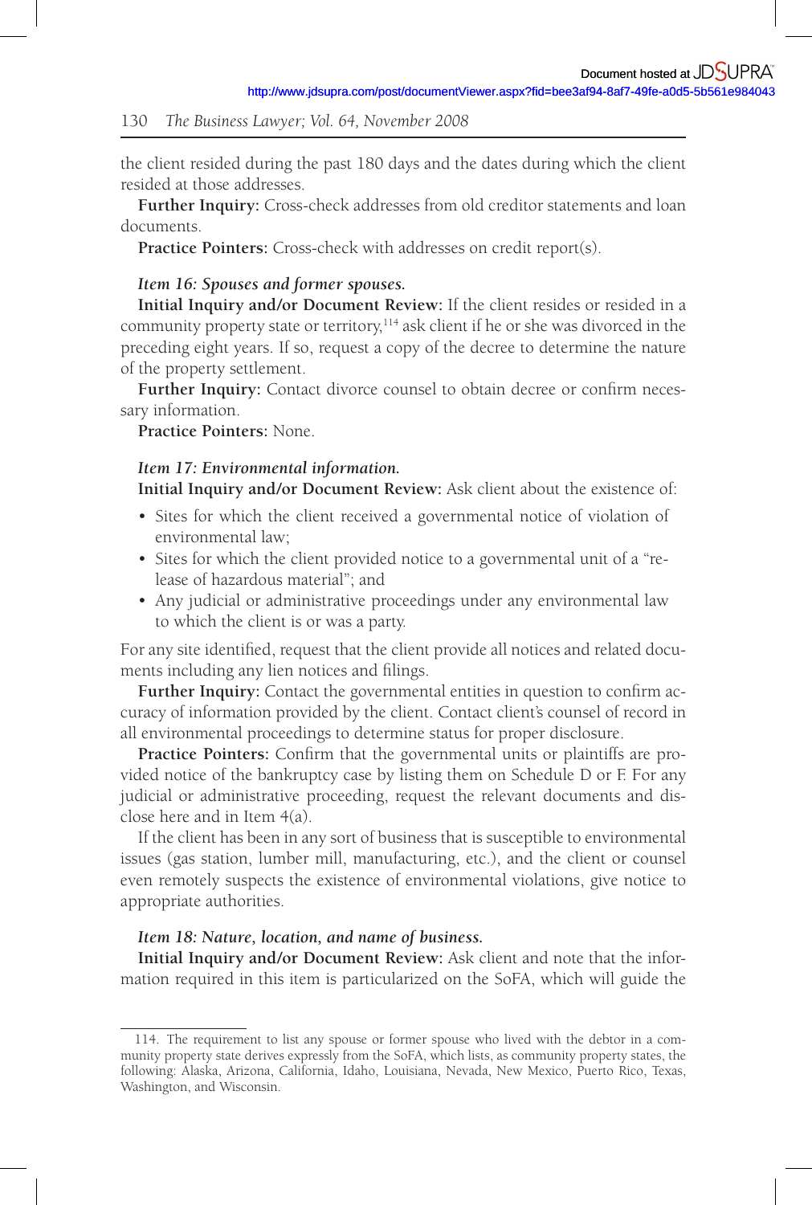the client resided during the past 180 days and the dates during which the client resided at those addresses.

**Further Inquiry:** Cross-check addresses from old creditor statements and loan documents.

**Practice Pointers:** Cross-check with addresses on credit report(s).

*Item 16: Spouses and former spouses.*

**Initial Inquiry and/or Document Review:** If the client resides or resided in a community property state or territory,[114] ask client if he or she was divorced in the preceding eight years. If so, request a copy of the decree to determine the nature of the property settlement.

**Further Inquiry:** Contact divorce counsel to obtain decree or confirm necessary information.

**Practice Pointers:** None.

*Item 17: Environmental information.*

**Initial Inquiry and/or Document Review:** Ask client about the existence of:

- Sites for which the client received a governmental notice of violation of environmental law;
- Sites for which the client provided notice to a governmental unit of a "release of hazardous material"; and
- Any judicial or administrative proceedings under any environmental law to which the client is or was a party.

For any site identified, request that the client provide all notices and related documents including any lien notices and filings.

**Further Inquiry:** Contact the governmental entities in question to confirm accuracy of information provided by the client. Contact client's counsel of record in all environmental proceedings to determine status for proper disclosure.

**Practice Pointers:** Confirm that the governmental units or plaintiffs are provided notice of the bankruptcy case by listing them on Schedule D or F. For any judicial or administrative proceeding, request the relevant documents and disclose here and in Item 4(a).

If the client has been in any sort of business that is susceptible to environmental issues (gas station, lumber mill, manufacturing, etc.), and the client or counsel even remotely suspects the existence of environmental violations, give notice to appropriate authorities.

*Item 18: Nature, location, and name of business.*

**Initial Inquiry and/or Document Review:** Ask client and note that the information required in this item is particularized on the SoFA, which will guide the

---

114. The requirement to list any spouse or former spouse who lived with the debtor in a community property state derives expressly from the SoFA, which lists, as community property states, the following: Alaska, Arizona, California, Idaho, Louisiana, Nevada, New Mexico, Puerto Rico, Texas, Washington, and Wisconsin.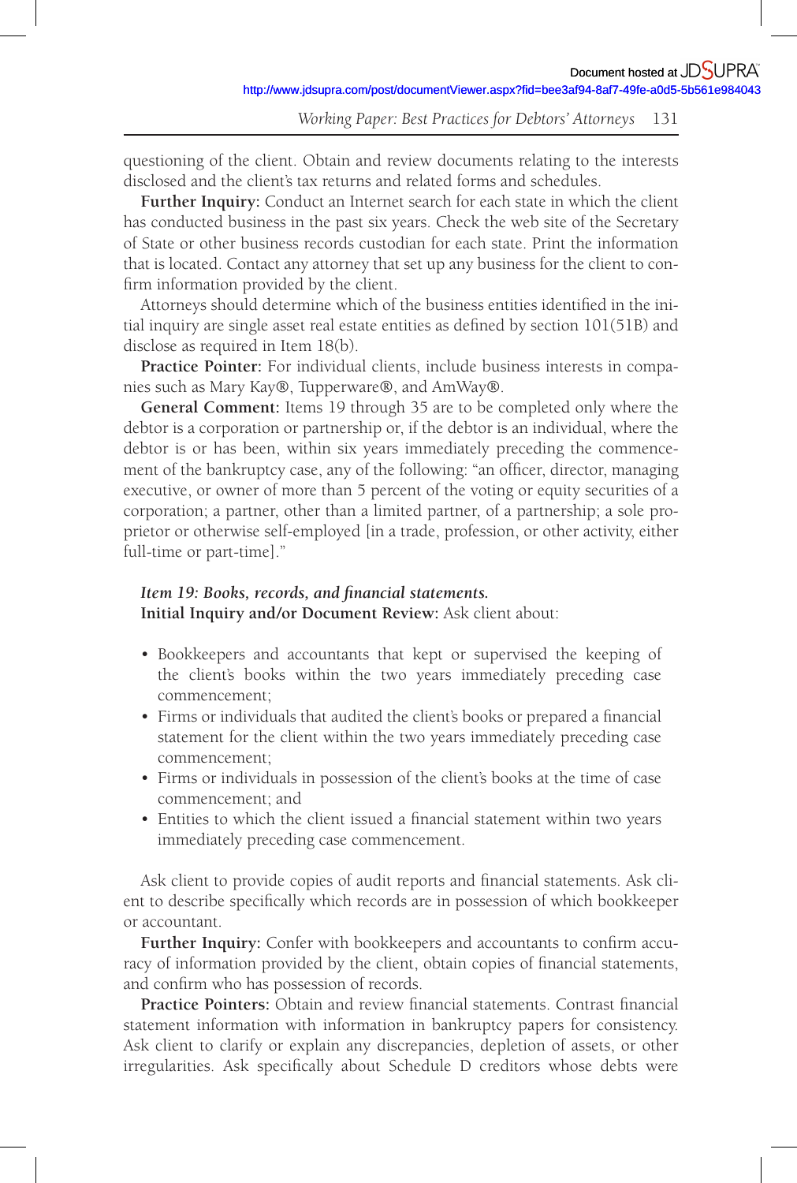questioning of the client. Obtain and review documents relating to the interests disclosed and the client's tax returns and related forms and schedules.

**Further Inquiry:** Conduct an Internet search for each state in which the client has conducted business in the past six years. Check the web site of the Secretary of State or other business records custodian for each state. Print the information that is located. Contact any attorney that set up any business for the client to confirm information provided by the client.

Attorneys should determine which of the business entities identified in the initial inquiry are single asset real estate entities as defined by section 101(51B) and disclose as required in Item 18(b).

**Practice Pointer:** For individual clients, include business interests in companies such as Mary Kay®, Tupperware®, and AmWay®.

**General Comment:** Items 19 through 35 are to be completed only where the debtor is a corporation or partnership or, if the debtor is an individual, where the debtor is or has been, within six years immediately preceding the commencement of the bankruptcy case, any of the following: "an officer, director, managing executive, or owner of more than 5 percent of the voting or equity securities of a corporation; a partner, other than a limited partner, of a partnership; a sole proprietor or otherwise self-employed [in a trade, profession, or other activity, either full-time or part-time]."

***Item 19: Books, records, and financial statements.***

**Initial Inquiry and/or Document Review:** Ask client about:

- Bookkeepers and accountants that kept or supervised the keeping of the client's books within the two years immediately preceding case commencement;
- Firms or individuals that audited the client's books or prepared a financial statement for the client within the two years immediately preceding case commencement;
- Firms or individuals in possession of the client's books at the time of case commencement; and
- Entities to which the client issued a financial statement within two years immediately preceding case commencement.

Ask client to provide copies of audit reports and financial statements. Ask client to describe specifically which records are in possession of which bookkeeper or accountant.

**Further Inquiry:** Confer with bookkeepers and accountants to confirm accuracy of information provided by the client, obtain copies of financial statements, and confirm who has possession of records.

**Practice Pointers:** Obtain and review financial statements. Contrast financial statement information with information in bankruptcy papers for consistency. Ask client to clarify or explain any discrepancies, depletion of assets, or other irregularities. Ask specifically about Schedule D creditors whose debts were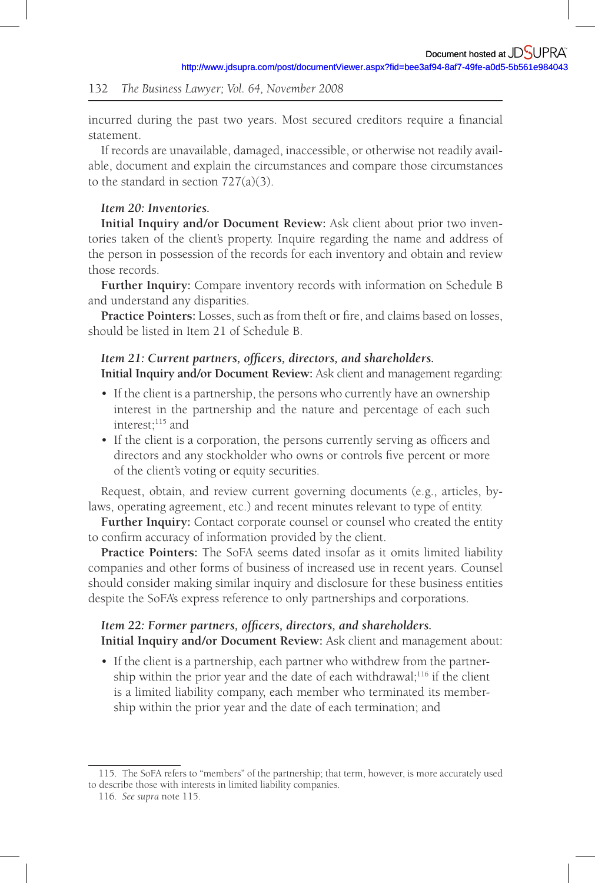incurred during the past two years. Most secured creditors require a financial statement.

If records are unavailable, damaged, inaccessible, or otherwise not readily available, document and explain the circumstances and compare those circumstances to the standard in section 727(a)(3).

*Item 20: Inventories.*

**Initial Inquiry and/or Document Review:** Ask client about prior two inventories taken of the client's property. Inquire regarding the name and address of the person in possession of the records for each inventory and obtain and review those records.

**Further Inquiry:** Compare inventory records with information on Schedule B and understand any disparities.

**Practice Pointers:** Losses, such as from theft or fire, and claims based on losses, should be listed in Item 21 of Schedule B.

*Item 21: Current partners, officers, directors, and shareholders.*

**Initial Inquiry and/or Document Review:** Ask client and management regarding:

- If the client is a partnership, the persons who currently have an ownership interest in the partnership and the nature and percentage of each such interest;[115] and
- If the client is a corporation, the persons currently serving as officers and directors and any stockholder who owns or controls five percent or more of the client's voting or equity securities.

Request, obtain, and review current governing documents (e.g., articles, bylaws, operating agreement, etc.) and recent minutes relevant to type of entity.

**Further Inquiry:** Contact corporate counsel or counsel who created the entity to confirm accuracy of information provided by the client.

**Practice Pointers:** The SoFA seems dated insofar as it omits limited liability companies and other forms of business of increased use in recent years. Counsel should consider making similar inquiry and disclosure for these business entities despite the SoFA's express reference to only partnerships and corporations.

*Item 22: Former partners, officers, directors, and shareholders.*

**Initial Inquiry and/or Document Review:** Ask client and management about:

- If the client is a partnership, each partner who withdrew from the partnership within the prior year and the date of each withdrawal;[116] if the client is a limited liability company, each member who terminated its membership within the prior year and the date of each termination; and

---

115. The SoFA refers to "members" of the partnership; that term, however, is more accurately used to describe those with interests in limited liability companies.

116. *See supra* note 115.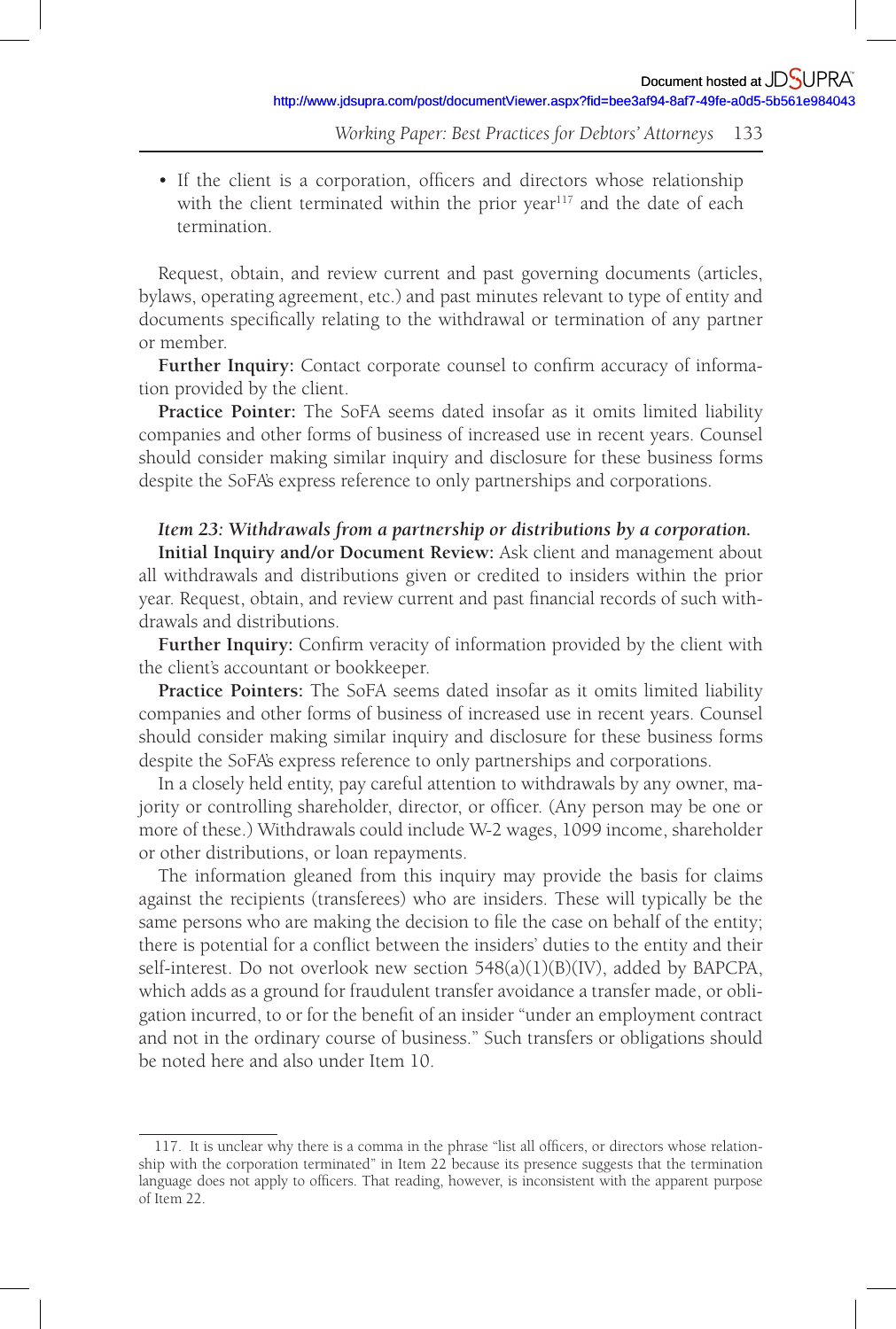- If the client is a corporation, officers and directors whose relationship with the client terminated within the prior year[117] and the date of each termination.

Request, obtain, and review current and past governing documents (articles, bylaws, operating agreement, etc.) and past minutes relevant to type of entity and documents specifically relating to the withdrawal or termination of any partner or member.

**Further Inquiry:** Contact corporate counsel to confirm accuracy of information provided by the client.

**Practice Pointer:** The SoFA seems dated insofar as it omits limited liability companies and other forms of business of increased use in recent years. Counsel should consider making similar inquiry and disclosure for these business forms despite the SoFA's express reference to only partnerships and corporations.

***Item 23: Withdrawals from a partnership or distributions by a corporation.***

**Initial Inquiry and/or Document Review:** Ask client and management about all withdrawals and distributions given or credited to insiders within the prior year. Request, obtain, and review current and past financial records of such withdrawals and distributions.

**Further Inquiry:** Confirm veracity of information provided by the client with the client's accountant or bookkeeper.

**Practice Pointers:** The SoFA seems dated insofar as it omits limited liability companies and other forms of business of increased use in recent years. Counsel should consider making similar inquiry and disclosure for these business forms despite the SoFA's express reference to only partnerships and corporations.

In a closely held entity, pay careful attention to withdrawals by any owner, majority or controlling shareholder, director, or officer. (Any person may be one or more of these.) Withdrawals could include W-2 wages, 1099 income, shareholder or other distributions, or loan repayments.

The information gleaned from this inquiry may provide the basis for claims against the recipients (transferees) who are insiders. These will typically be the same persons who are making the decision to file the case on behalf of the entity; there is potential for a conflict between the insiders' duties to the entity and their self-interest. Do not overlook new section 548(a)(1)(B)(IV), added by BAPCPA, which adds as a ground for fraudulent transfer avoidance a transfer made, or obligation incurred, to or for the benefit of an insider "under an employment contract and not in the ordinary course of business." Such transfers or obligations should be noted here and also under Item 10.

---

117. It is unclear why there is a comma in the phrase "list all officers, or directors whose relationship with the corporation terminated" in Item 22 because its presence suggests that the termination language does not apply to officers. That reading, however, is inconsistent with the apparent purpose of Item 22.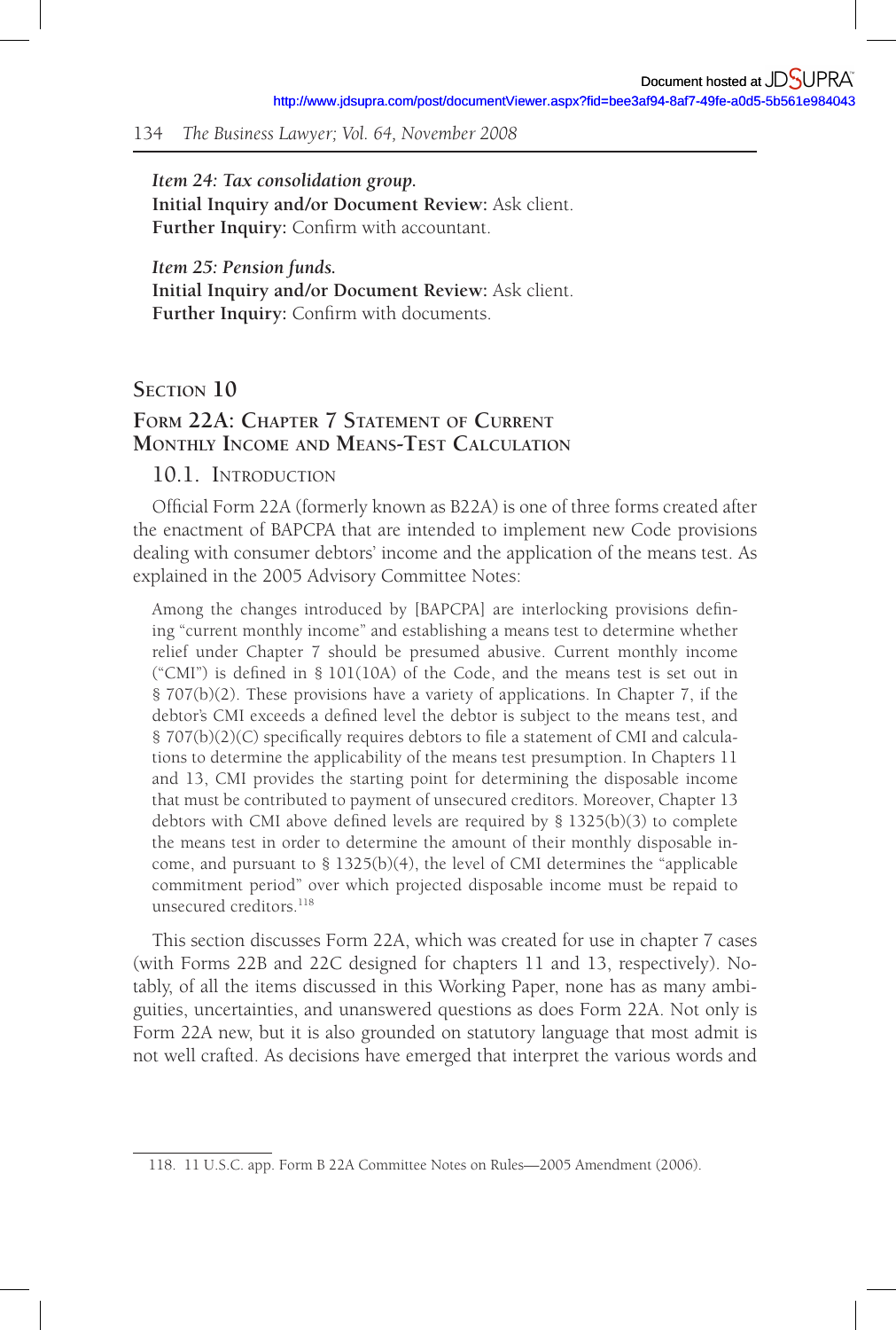*Item 24: Tax consolidation group.*
**Initial Inquiry and/or Document Review:** Ask client.
**Further Inquiry:** Confirm with accountant.

*Item 25: Pension funds.*
**Initial Inquiry and/or Document Review:** Ask client.
**Further Inquiry:** Confirm with documents.

## Section 10

## Form 22A: Chapter 7 Statement of Current Monthly Income and Means-Test Calculation

### 10.1. Introduction

Official Form 22A (formerly known as B22A) is one of three forms created after the enactment of BAPCPA that are intended to implement new Code provisions dealing with consumer debtors' income and the application of the means test. As explained in the 2005 Advisory Committee Notes:

> Among the changes introduced by [BAPCPA] are interlocking provisions defining "current monthly income" and establishing a means test to determine whether relief under Chapter 7 should be presumed abusive. Current monthly income ("CMI") is defined in § 101(10A) of the Code, and the means test is set out in § 707(b)(2). These provisions have a variety of applications. In Chapter 7, if the debtor's CMI exceeds a defined level the debtor is subject to the means test, and § 707(b)(2)(C) specifically requires debtors to file a statement of CMI and calculations to determine the applicability of the means test presumption. In Chapters 11 and 13, CMI provides the starting point for determining the disposable income that must be contributed to payment of unsecured creditors. Moreover, Chapter 13 debtors with CMI above defined levels are required by § 1325(b)(3) to complete the means test in order to determine the amount of their monthly disposable income, and pursuant to § 1325(b)(4), the level of CMI determines the "applicable commitment period" over which projected disposable income must be repaid to unsecured creditors.[118]

This section discusses Form 22A, which was created for use in chapter 7 cases (with Forms 22B and 22C designed for chapters 11 and 13, respectively). Notably, of all the items discussed in this Working Paper, none has as many ambiguities, uncertainties, and unanswered questions as does Form 22A. Not only is Form 22A new, but it is also grounded on statutory language that most admit is not well crafted. As decisions have emerged that interpret the various words and

---

118. 11 U.S.C. app. Form B 22A Committee Notes on Rules—2005 Amendment (2006).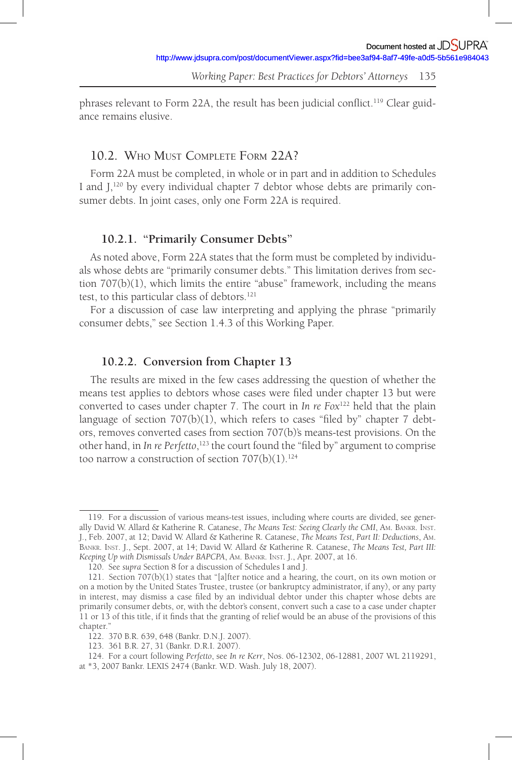phrases relevant to Form 22A, the result has been judicial conflict.[119] Clear guidance remains elusive.

## 10.2. Who Must Complete Form 22A?

Form 22A must be completed, in whole or in part and in addition to Schedules I and J,[120] by every individual chapter 7 debtor whose debts are primarily consumer debts. In joint cases, only one Form 22A is required.

### 10.2.1. "Primarily Consumer Debts"

As noted above, Form 22A states that the form must be completed by individuals whose debts are "primarily consumer debts." This limitation derives from section 707(b)(1), which limits the entire "abuse" framework, including the means test, to this particular class of debtors.[121]

For a discussion of case law interpreting and applying the phrase "primarily consumer debts," see Section 1.4.3 of this Working Paper.

### 10.2.2. Conversion from Chapter 13

The results are mixed in the few cases addressing the question of whether the means test applies to debtors whose cases were filed under chapter 13 but were converted to cases under chapter 7. The court in *In re Fox*[122] held that the plain language of section 707(b)(1), which refers to cases "filed by" chapter 7 debtors, removes converted cases from section 707(b)'s means-test provisions. On the other hand, in *In re Perfetto*,[123] the court found the "filed by" argument to comprise too narrow a construction of section 707(b)(1).[124]

---

119. For a discussion of various means-test issues, including where courts are divided, see generally David W. Allard & Katherine R. Catanese, *The Means Test: Seeing Clearly the CMI*, Am. Bankr. Inst. J., Feb. 2007, at 12; David W. Allard & Katherine R. Catanese, *The Means Test, Part II: Deductions*, Am. Bankr. Inst. J., Sept. 2007, at 14; David W. Allard & Katherine R. Catanese, *The Means Test, Part III: Keeping Up with Dismissals Under BAPCPA*, Am. Bankr. Inst. J., Apr. 2007, at 16.

120. See *supra* Section 8 for a discussion of Schedules I and J.

121. Section 707(b)(1) states that "[a]fter notice and a hearing, the court, on its own motion or on a motion by the United States Trustee, trustee (or bankruptcy administrator, if any), or any party in interest, may dismiss a case filed by an individual debtor under this chapter whose debts are primarily consumer debts, or, with the debtor's consent, convert such a case to a case under chapter 11 or 13 of this title, if it finds that the granting of relief would be an abuse of the provisions of this chapter."

122. 370 B.R. 639, 648 (Bankr. D.N.J. 2007).

123. 361 B.R. 27, 31 (Bankr. D.R.I. 2007).

124. For a court following *Perfetto*, see *In re Kerr*, Nos. 06-12302, 06-12881, 2007 WL 2119291, at *3, 2007 Bankr. LEXIS 2474 (Bankr. W.D. Wash. July 18, 2007).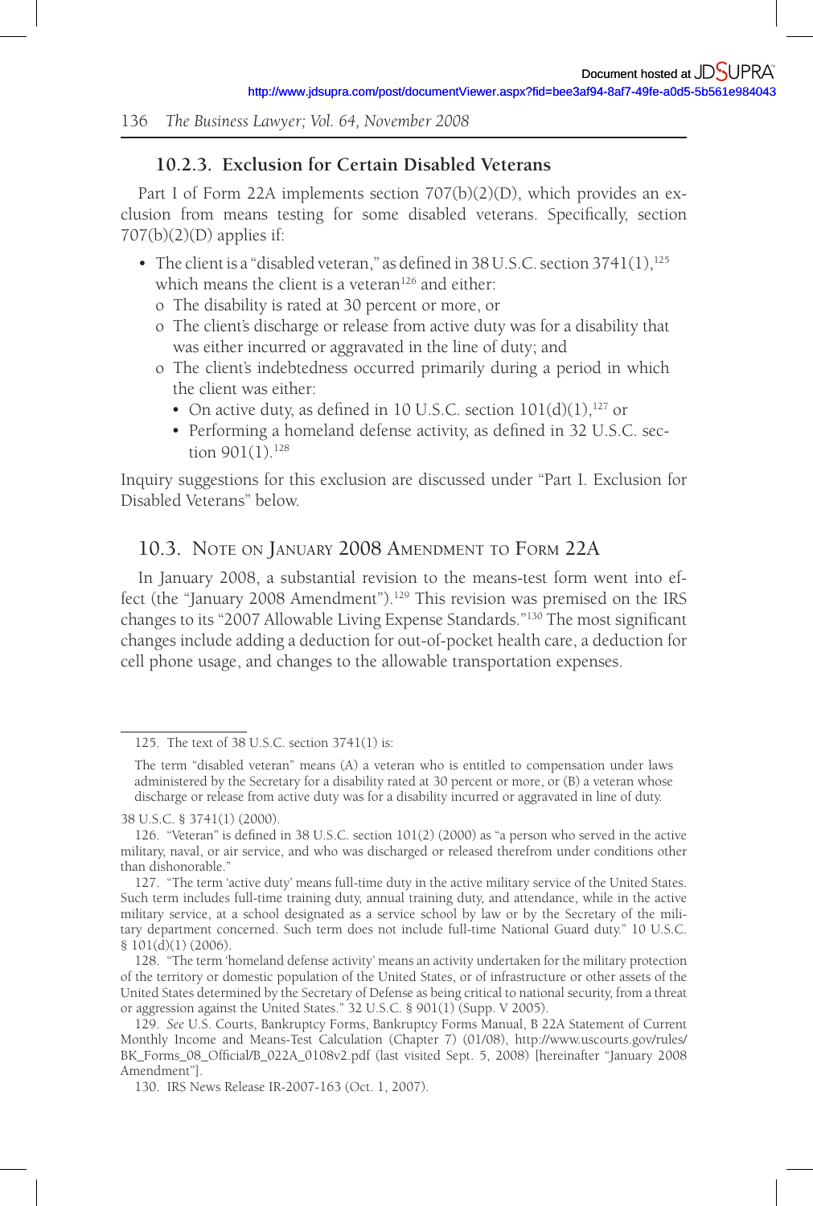### 10.2.3. Exclusion for Certain Disabled Veterans

Part I of Form 22A implements section 707(b)(2)(D), which provides an exclusion from means testing for some disabled veterans. Specifically, section 707(b)(2)(D) applies if:

- The client is a "disabled veteran," as defined in 38 U.S.C. section 3741(1),[125] which means the client is a veteran[126] and either:
  - o The disability is rated at 30 percent or more, or
  - o The client's discharge or release from active duty was for a disability that was either incurred or aggravated in the line of duty; and
  - o The client's indebtedness occurred primarily during a period in which the client was either:
    - On active duty, as defined in 10 U.S.C. section 101(d)(1),[127] or
    - Performing a homeland defense activity, as defined in 32 U.S.C. section 901(1).[128]

Inquiry suggestions for this exclusion are discussed under "Part I. Exclusion for Disabled Veterans" below.

## 10.3. Note on January 2008 Amendment to Form 22A

In January 2008, a substantial revision to the means-test form went into effect (the "January 2008 Amendment").[129] This revision was premised on the IRS changes to its "2007 Allowable Living Expense Standards."[130] The most significant changes include adding a deduction for out-of-pocket health care, a deduction for cell phone usage, and changes to the allowable transportation expenses.

---

125. The text of 38 U.S.C. section 3741(1) is:

> The term "disabled veteran" means (A) a veteran who is entitled to compensation under laws administered by the Secretary for a disability rated at 30 percent or more, or (B) a veteran whose discharge or release from active duty was for a disability incurred or aggravated in line of duty.

38 U.S.C. § 3741(1) (2000).

126. "Veteran" is defined in 38 U.S.C. section 101(2) (2000) as "a person who served in the active military, naval, or air service, and who was discharged or released therefrom under conditions other than dishonorable."

127. "The term 'active duty' means full-time duty in the active military service of the United States. Such term includes full-time training duty, annual training duty, and attendance, while in the active military service, at a school designated as a service school by law or by the Secretary of the military department concerned. Such term does not include full-time National Guard duty." 10 U.S.C. § 101(d)(1) (2006).

128. "The term 'homeland defense activity' means an activity undertaken for the military protection of the territory or domestic population of the United States, or of infrastructure or other assets of the United States determined by the Secretary of Defense as being critical to national security, from a threat or aggression against the United States." 32 U.S.C. § 901(1) (Supp. V 2005).

129. *See* U.S. Courts, Bankruptcy Forms, Bankruptcy Forms Manual, B 22A Statement of Current Monthly Income and Means-Test Calculation (Chapter 7) (01/08), http://www.uscourts.gov/rules/BK_Forms_08_Official/B_022A_0108v2.pdf (last visited Sept. 5, 2008) [hereinafter "January 2008 Amendment"].

130. IRS News Release IR-2007-163 (Oct. 1, 2007).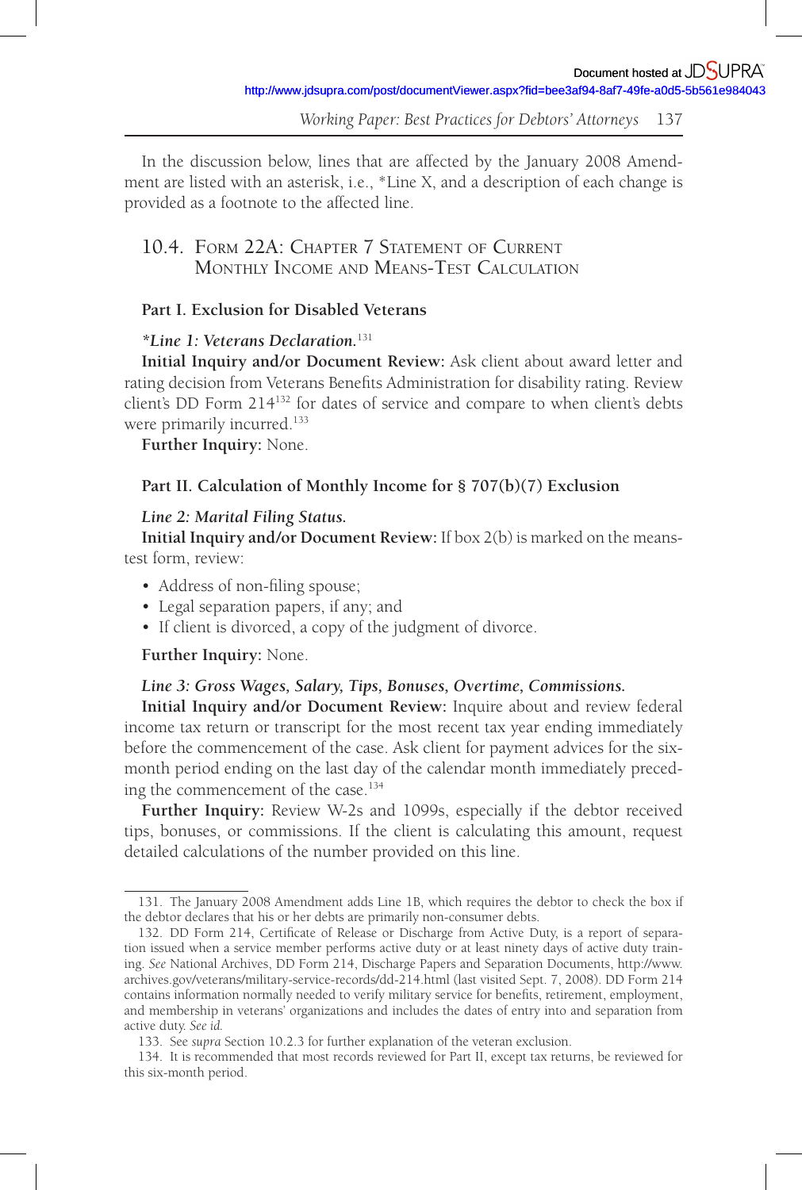In the discussion below, lines that are affected by the January 2008 Amendment are listed with an asterisk, i.e., *Line X, and a description of each change is provided as a footnote to the affected line.

## 10.4. Form 22A: Chapter 7 Statement of Current Monthly Income and Means-Test Calculation

### Part I. Exclusion for Disabled Veterans

***Line 1: Veterans Declaration.***[131]

**Initial Inquiry and/or Document Review:** Ask client about award letter and rating decision from Veterans Benefits Administration for disability rating. Review client's DD Form 214[132] for dates of service and compare to when client's debts were primarily incurred.[133]

**Further Inquiry:** None.

### Part II. Calculation of Monthly Income for § 707(b)(7) Exclusion

***Line 2: Marital Filing Status.***

**Initial Inquiry and/or Document Review:** If box 2(b) is marked on the means-test form, review:

- Address of non-filing spouse;
- Legal separation papers, if any; and
- If client is divorced, a copy of the judgment of divorce.

**Further Inquiry:** None.

***Line 3: Gross Wages, Salary, Tips, Bonuses, Overtime, Commissions.***

**Initial Inquiry and/or Document Review:** Inquire about and review federal income tax return or transcript for the most recent tax year ending immediately before the commencement of the case. Ask client for payment advices for the six-month period ending on the last day of the calendar month immediately preceding the commencement of the case.[134]

**Further Inquiry:** Review W-2s and 1099s, especially if the debtor received tips, bonuses, or commissions. If the client is calculating this amount, request detailed calculations of the number provided on this line.

---

131. The January 2008 Amendment adds Line 1B, which requires the debtor to check the box if the debtor declares that his or her debts are primarily non-consumer debts.

132. DD Form 214, Certificate of Release or Discharge from Active Duty, is a report of separation issued when a service member performs active duty or at least ninety days of active duty training. *See* National Archives, DD Form 214, Discharge Papers and Separation Documents, http://www.archives.gov/veterans/military-service-records/dd-214.html (last visited Sept. 7, 2008). DD Form 214 contains information normally needed to verify military service for benefits, retirement, employment, and membership in veterans' organizations and includes the dates of entry into and separation from active duty. *See id.*

133. See *supra* Section 10.2.3 for further explanation of the veteran exclusion.

134. It is recommended that most records reviewed for Part II, except tax returns, be reviewed for this six-month period.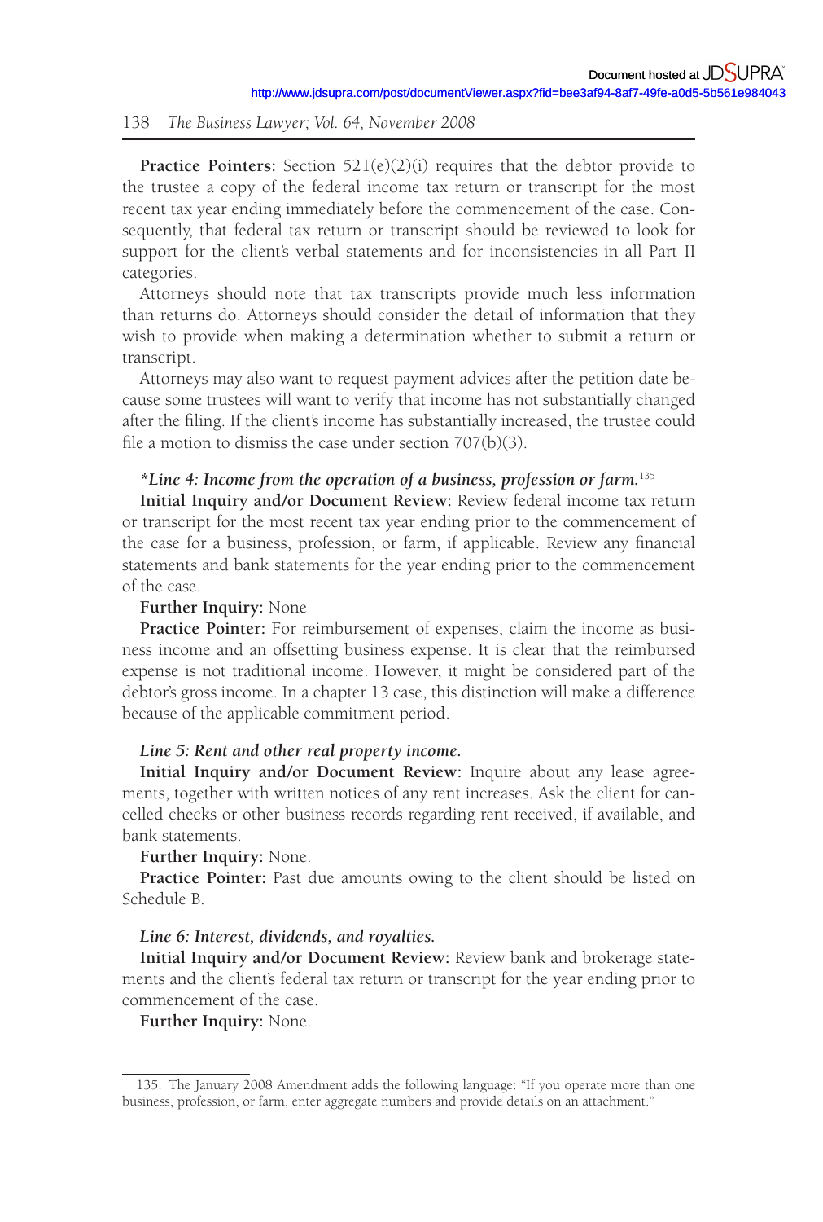**Practice Pointers:** Section 521(e)(2)(i) requires that the debtor provide to the trustee a copy of the federal income tax return or transcript for the most recent tax year ending immediately before the commencement of the case. Consequently, that federal tax return or transcript should be reviewed to look for support for the client's verbal statements and for inconsistencies in all Part II categories.

Attorneys should note that tax transcripts provide much less information than returns do. Attorneys should consider the detail of information that they wish to provide when making a determination whether to submit a return or transcript.

Attorneys may also want to request payment advices after the petition date because some trustees will want to verify that income has not substantially changed after the filing. If the client's income has substantially increased, the trustee could file a motion to dismiss the case under section 707(b)(3).

***Line 4: Income from the operation of a business, profession or farm.**[135]

**Initial Inquiry and/or Document Review:** Review federal income tax return or transcript for the most recent tax year ending prior to the commencement of the case for a business, profession, or farm, if applicable. Review any financial statements and bank statements for the year ending prior to the commencement of the case.

**Further Inquiry:** None

**Practice Pointer:** For reimbursement of expenses, claim the income as business income and an offsetting business expense. It is clear that the reimbursed expense is not traditional income. However, it might be considered part of the debtor's gross income. In a chapter 13 case, this distinction will make a difference because of the applicable commitment period.

***Line 5: Rent and other real property income.***

**Initial Inquiry and/or Document Review:** Inquire about any lease agreements, together with written notices of any rent increases. Ask the client for cancelled checks or other business records regarding rent received, if available, and bank statements.

**Further Inquiry:** None.

**Practice Pointer:** Past due amounts owing to the client should be listed on Schedule B.

***Line 6: Interest, dividends, and royalties.***

**Initial Inquiry and/or Document Review:** Review bank and brokerage statements and the client's federal tax return or transcript for the year ending prior to commencement of the case.

**Further Inquiry:** None.

---

135. The January 2008 Amendment adds the following language: "If you operate more than one business, profession, or farm, enter aggregate numbers and provide details on an attachment."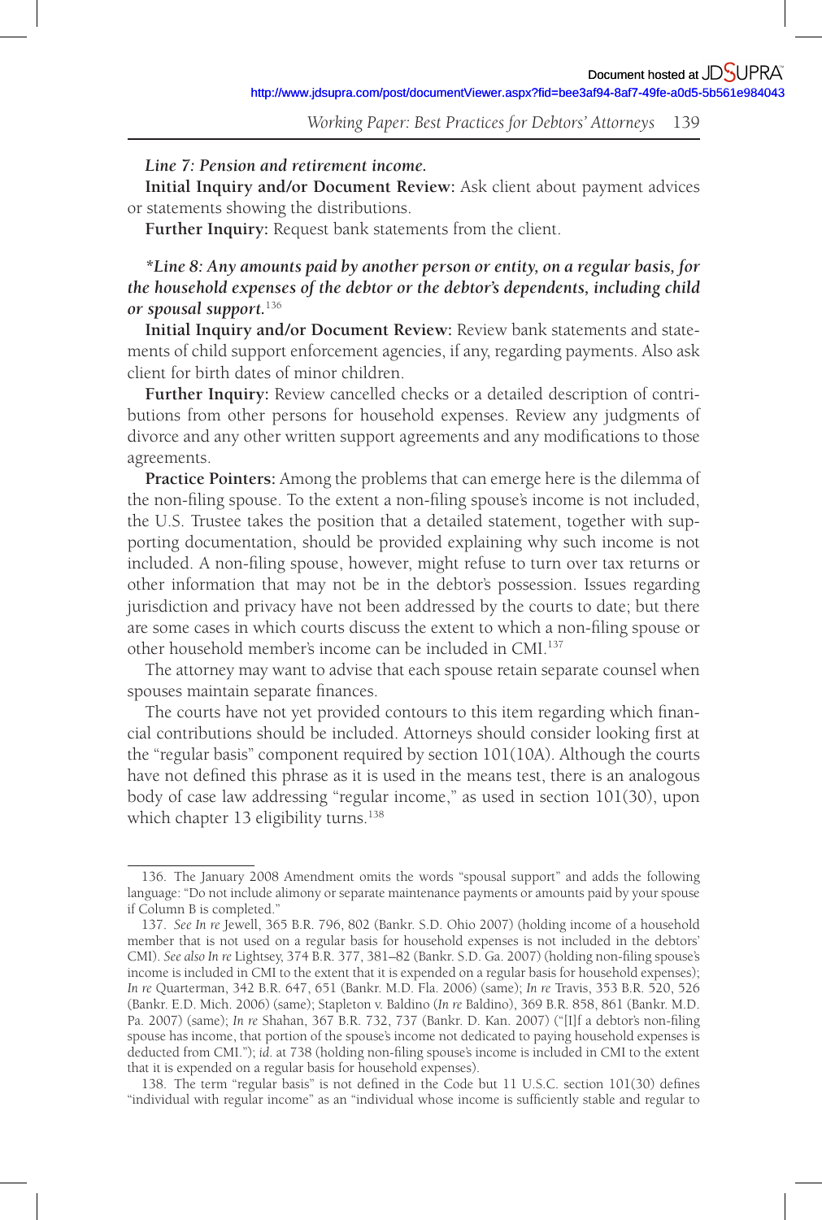***Line 7: Pension and retirement income.***

**Initial Inquiry and/or Document Review:** Ask client about payment advices or statements showing the distributions.

**Further Inquiry:** Request bank statements from the client.

**\*Line 8: Any amounts paid by another person or entity, on a regular basis, for the household expenses of the debtor or the debtor's dependents, including child or spousal support.**[136]

**Initial Inquiry and/or Document Review:** Review bank statements and statements of child support enforcement agencies, if any, regarding payments. Also ask client for birth dates of minor children.

**Further Inquiry:** Review cancelled checks or a detailed description of contributions from other persons for household expenses. Review any judgments of divorce and any other written support agreements and any modifications to those agreements.

**Practice Pointers:** Among the problems that can emerge here is the dilemma of the non-filing spouse. To the extent a non-filing spouse's income is not included, the U.S. Trustee takes the position that a detailed statement, together with supporting documentation, should be provided explaining why such income is not included. A non-filing spouse, however, might refuse to turn over tax returns or other information that may not be in the debtor's possession. Issues regarding jurisdiction and privacy have not been addressed by the courts to date; but there are some cases in which courts discuss the extent to which a non-filing spouse or other household member's income can be included in CMI.[137]

The attorney may want to advise that each spouse retain separate counsel when spouses maintain separate finances.

The courts have not yet provided contours to this item regarding which financial contributions should be included. Attorneys should consider looking first at the "regular basis" component required by section 101(10A). Although the courts have not defined this phrase as it is used in the means test, there is an analogous body of case law addressing "regular income," as used in section 101(30), upon which chapter 13 eligibility turns.[138]

---

136. The January 2008 Amendment omits the words "spousal support" and adds the following language: "Do not include alimony or separate maintenance payments or amounts paid by your spouse if Column B is completed."

137. *See In re* Jewell, 365 B.R. 796, 802 (Bankr. S.D. Ohio 2007) (holding income of a household member that is not used on a regular basis for household expenses is not included in the debtors' CMI). *See also In re* Lightsey, 374 B.R. 377, 381–82 (Bankr. S.D. Ga. 2007) (holding non-filing spouse's income is included in CMI to the extent that it is expended on a regular basis for household expenses); *In re* Quarterman, 342 B.R. 647, 651 (Bankr. M.D. Fla. 2006) (same); *In re* Travis, 353 B.R. 520, 526 (Bankr. E.D. Mich. 2006) (same); Stapleton v. Baldino (*In re* Baldino), 369 B.R. 858, 861 (Bankr. M.D. Pa. 2007) (same); *In re* Shahan, 367 B.R. 732, 737 (Bankr. D. Kan. 2007) ("[I]f a debtor's non-filing spouse has income, that portion of the spouse's income not dedicated to paying household expenses is deducted from CMI."); *id.* at 738 (holding non-filing spouse's income is included in CMI to the extent that it is expended on a regular basis for household expenses).

138. The term "regular basis" is not defined in the Code but 11 U.S.C. section 101(30) defines "individual with regular income" as an "individual whose income is sufficiently stable and regular to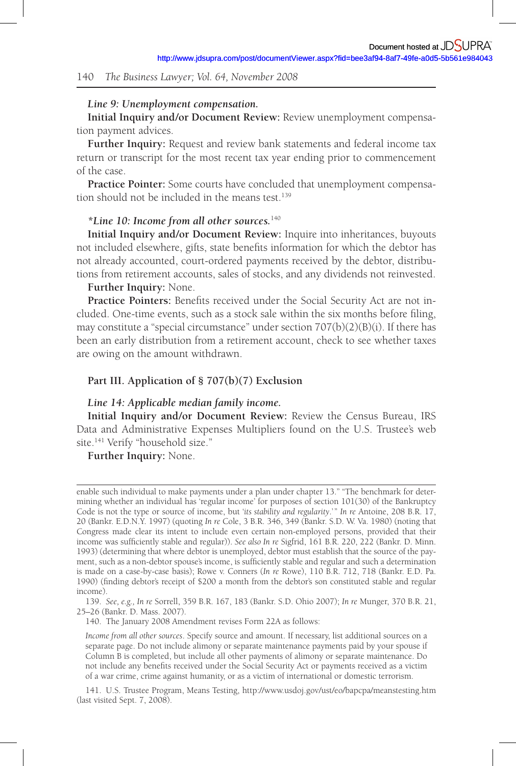*Line 9: Unemployment compensation.*

**Initial Inquiry and/or Document Review:** Review unemployment compensation payment advices.

**Further Inquiry:** Request and review bank statements and federal income tax return or transcript for the most recent tax year ending prior to commencement of the case.

**Practice Pointer:** Some courts have concluded that unemployment compensation should not be included in the means test.[139]

*\*Line 10: Income from all other sources.*[140]

**Initial Inquiry and/or Document Review:** Inquire into inheritances, buyouts not included elsewhere, gifts, state benefits information for which the debtor has not already accounted, court-ordered payments received by the debtor, distributions from retirement accounts, sales of stocks, and any dividends not reinvested.

**Further Inquiry:** None.

**Practice Pointers:** Benefits received under the Social Security Act are not included. One-time events, such as a stock sale within the six months before filing, may constitute a "special circumstance" under section 707(b)(2)(B)(i). If there has been an early distribution from a retirement account, check to see whether taxes are owing on the amount withdrawn.

**Part III. Application of § 707(b)(7) Exclusion**

*Line 14: Applicable median family income.*

**Initial Inquiry and/or Document Review:** Review the Census Bureau, IRS Data and Administrative Expenses Multipliers found on the U.S. Trustee's web site.[141] Verify "household size."

**Further Inquiry:** None.

---

enable such individual to make payments under a plan under chapter 13." "The benchmark for determining whether an individual has 'regular income' for purposes of section 101(30) of the Bankruptcy Code is not the type or source of income, but '*its stability and regularity*.'" *In re* Antoine, 208 B.R. 17, 20 (Bankr. E.D.N.Y. 1997) (quoting *In re* Cole, 3 B.R. 346, 349 (Bankr. S.D. W. Va. 1980) (noting that Congress made clear its intent to include even certain non-employed persons, provided that their income was sufficiently stable and regular)). *See also In re* Sigfrid, 161 B.R. 220, 222 (Bankr. D. Minn. 1993) (determining that where debtor is unemployed, debtor must establish that the source of the payment, such as a non-debtor spouse's income, is sufficiently stable and regular and such a determination is made on a case-by-case basis); Rowe v. Conners (*In re* Rowe), 110 B.R. 712, 718 (Bankr. E.D. Pa. 1990) (finding debtor's receipt of $200 a month from the debtor's son constituted stable and regular income).

139. *See, e.g., In re* Sorrell, 359 B.R. 167, 183 (Bankr. S.D. Ohio 2007); *In re* Munger, 370 B.R. 21, 25–26 (Bankr. D. Mass. 2007).

140. The January 2008 Amendment revises Form 22A as follows:

> *Income from all other sources*. Specify source and amount. If necessary, list additional sources on a separate page. Do not include alimony or separate maintenance payments paid by your spouse if Column B is completed, but include all other payments of alimony or separate maintenance. Do not include any benefits received under the Social Security Act or payments received as a victim of a war crime, crime against humanity, or as a victim of international or domestic terrorism.

141. U.S. Trustee Program, Means Testing, http://www.usdoj.gov/ust/eo/bapcpa/meanstesting.htm (last visited Sept. 7, 2008).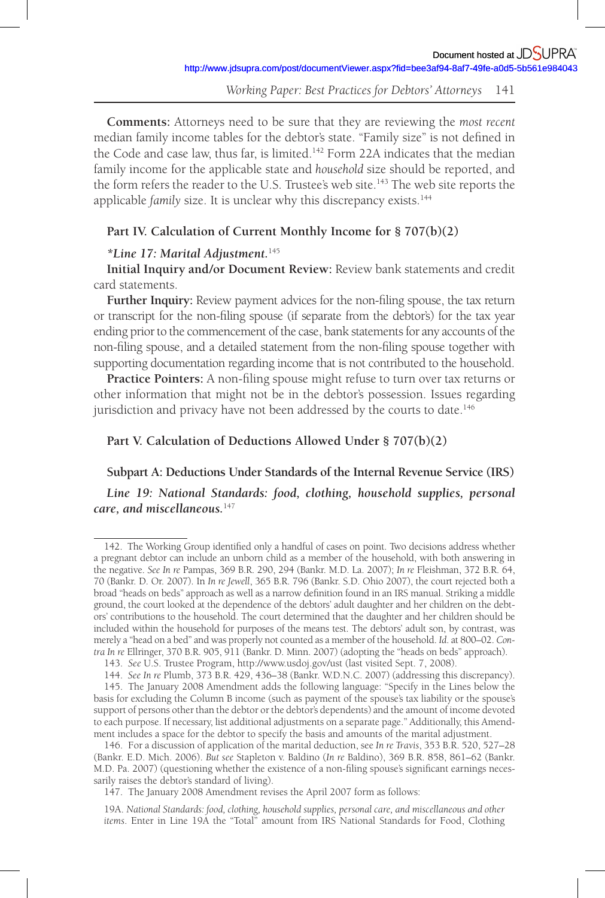**Comments:** Attorneys need to be sure that they are reviewing the *most recent* median family income tables for the debtor's state. "Family size" is not defined in the Code and case law, thus far, is limited.[142] Form 22A indicates that the median family income for the applicable state and *household* size should be reported, and the form refers the reader to the U.S. Trustee's web site.[143] The web site reports the applicable *family* size. It is unclear why this discrepancy exists.[144]

### Part IV. Calculation of Current Monthly Income for § 707(b)(2)

***Line 17: Marital Adjustment.***[145]

**Initial Inquiry and/or Document Review:** Review bank statements and credit card statements.

**Further Inquiry:** Review payment advices for the non-filing spouse, the tax return or transcript for the non-filing spouse (if separate from the debtor's) for the tax year ending prior to the commencement of the case, bank statements for any accounts of the non-filing spouse, and a detailed statement from the non-filing spouse together with supporting documentation regarding income that is not contributed to the household.

**Practice Pointers:** A non-filing spouse might refuse to turn over tax returns or other information that might not be in the debtor's possession. Issues regarding jurisdiction and privacy have not been addressed by the courts to date.[146]

### Part V. Calculation of Deductions Allowed Under § 707(b)(2)

#### Subpart A: Deductions Under Standards of the Internal Revenue Service (IRS)

***Line 19: National Standards: food, clothing, household supplies, personal care, and miscellaneous.***[147]

---

142. The Working Group identified only a handful of cases on point. Two decisions address whether a pregnant debtor can include an unborn child as a member of the household, with both answering in the negative. *See In re* Pampas, 369 B.R. 290, 294 (Bankr. M.D. La. 2007); *In re* Fleishman, 372 B.R. 64, 70 (Bankr. D. Or. 2007). In *In re Jewell*, 365 B.R. 796 (Bankr. S.D. Ohio 2007), the court rejected both a broad "heads on beds" approach as well as a narrow definition found in an IRS manual. Striking a middle ground, the court looked at the dependence of the debtors' adult daughter and her children on the debtors' contributions to the household. The court determined that the daughter and her children should be included within the household for purposes of the means test. The debtors' adult son, by contrast, was merely a "head on a bed" and was properly not counted as a member of the household. *Id.* at 800–02. *Contra In re* Ellringer, 370 B.R. 905, 911 (Bankr. D. Minn. 2007) (adopting the "heads on beds" approach).

143. *See* U.S. Trustee Program, http://www.usdoj.gov/ust (last visited Sept. 7, 2008).

144. *See In re* Plumb, 373 B.R. 429, 436–38 (Bankr. W.D.N.C. 2007) (addressing this discrepancy).

145. The January 2008 Amendment adds the following language: "Specify in the Lines below the basis for excluding the Column B income (such as payment of the spouse's tax liability or the spouse's support of persons other than the debtor or the debtor's dependents) and the amount of income devoted to each purpose. If necessary, list additional adjustments on a separate page." Additionally, this Amendment includes a space for the debtor to specify the basis and amounts of the marital adjustment.

146. For a discussion of application of the marital deduction, see *In re Travis*, 353 B.R. 520, 527–28 (Bankr. E.D. Mich. 2006). *But see* Stapleton v. Baldino (*In re* Baldino), 369 B.R. 858, 861–62 (Bankr. M.D. Pa. 2007) (questioning whether the existence of a non-filing spouse's significant earnings necessarily raises the debtor's standard of living).

147. The January 2008 Amendment revises the April 2007 form as follows:

19A. *National Standards: food, clothing, household supplies, personal care, and miscellaneous and other items*. Enter in Line 19A the "Total" amount from IRS National Standards for Food, Clothing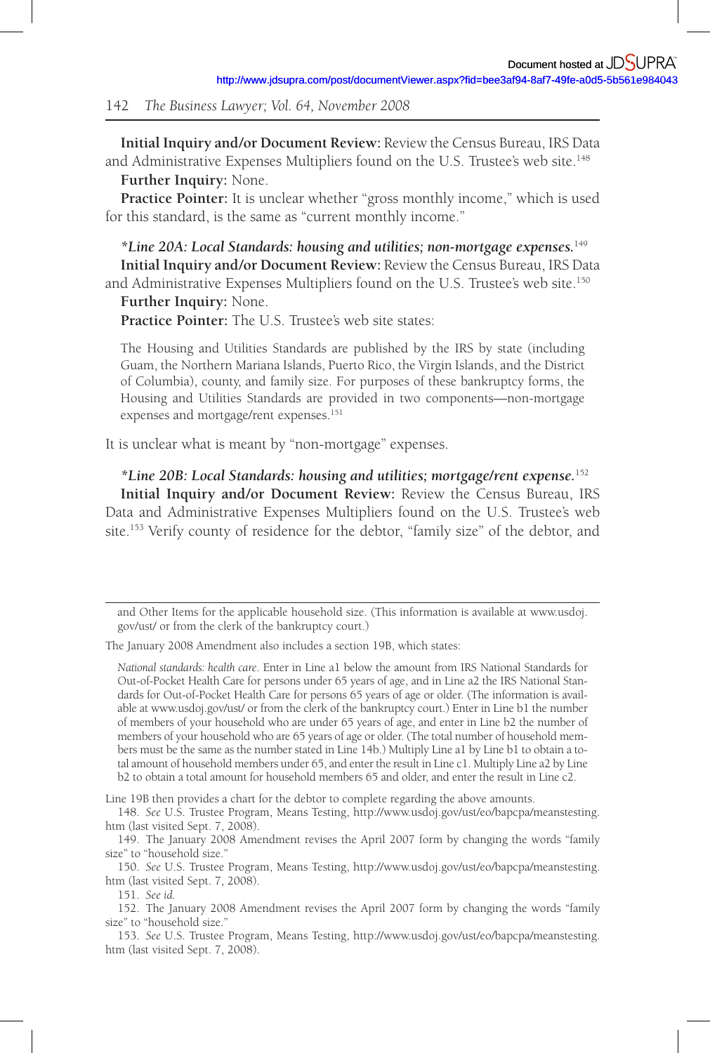**Initial Inquiry and/or Document Review:** Review the Census Bureau, IRS Data and Administrative Expenses Multipliers found on the U.S. Trustee's web site.[148]

**Further Inquiry:** None.

**Practice Pointer:** It is unclear whether "gross monthly income," which is used for this standard, is the same as "current monthly income."

*\*Line 20A: Local Standards: housing and utilities; non-mortgage expenses.*[149]

**Initial Inquiry and/or Document Review:** Review the Census Bureau, IRS Data and Administrative Expenses Multipliers found on the U.S. Trustee's web site.[150]

**Further Inquiry:** None.

**Practice Pointer:** The U.S. Trustee's web site states:

> The Housing and Utilities Standards are published by the IRS by state (including Guam, the Northern Mariana Islands, Puerto Rico, the Virgin Islands, and the District of Columbia), county, and family size. For purposes of these bankruptcy forms, the Housing and Utilities Standards are provided in two components—non-mortgage expenses and mortgage/rent expenses.[151]

It is unclear what is meant by "non-mortgage" expenses.

*\*Line 20B: Local Standards: housing and utilities; mortgage/rent expense.*[152]

**Initial Inquiry and/or Document Review:** Review the Census Bureau, IRS Data and Administrative Expenses Multipliers found on the U.S. Trustee's web site.[153] Verify county of residence for the debtor, "family size" of the debtor, and

---

and Other Items for the applicable household size. (This information is available at www.usdoj.gov/ust/ or from the clerk of the bankruptcy court.)

The January 2008 Amendment also includes a section 19B, which states:

> *National standards: health care.* Enter in Line a1 below the amount from IRS National Standards for Out-of-Pocket Health Care for persons under 65 years of age, and in Line a2 the IRS National Standards for Out-of-Pocket Health Care for persons 65 years of age or older. (The information is available at www.usdoj.gov/ust/ or from the clerk of the bankruptcy court.) Enter in Line b1 the number of members of your household who are under 65 years of age, and enter in Line b2 the number of members of your household who are 65 years of age or older. (The total number of household members must be the same as the number stated in Line 14b.) Multiply Line a1 by Line b1 to obtain a total amount of household members under 65, and enter the result in Line c1. Multiply Line a2 by Line b2 to obtain a total amount for household members 65 and older, and enter the result in Line c2.

Line 19B then provides a chart for the debtor to complete regarding the above amounts.

148. *See* U.S. Trustee Program, Means Testing, http://www.usdoj.gov/ust/eo/bapcpa/meanstesting.htm (last visited Sept. 7, 2008).

149. The January 2008 Amendment revises the April 2007 form by changing the words "family size" to "household size."

150. *See* U.S. Trustee Program, Means Testing, http://www.usdoj.gov/ust/eo/bapcpa/meanstesting.htm (last visited Sept. 7, 2008).

151. *See id.*

152. The January 2008 Amendment revises the April 2007 form by changing the words "family size" to "household size."

153. *See* U.S. Trustee Program, Means Testing, http://www.usdoj.gov/ust/eo/bapcpa/meanstesting.htm (last visited Sept. 7, 2008).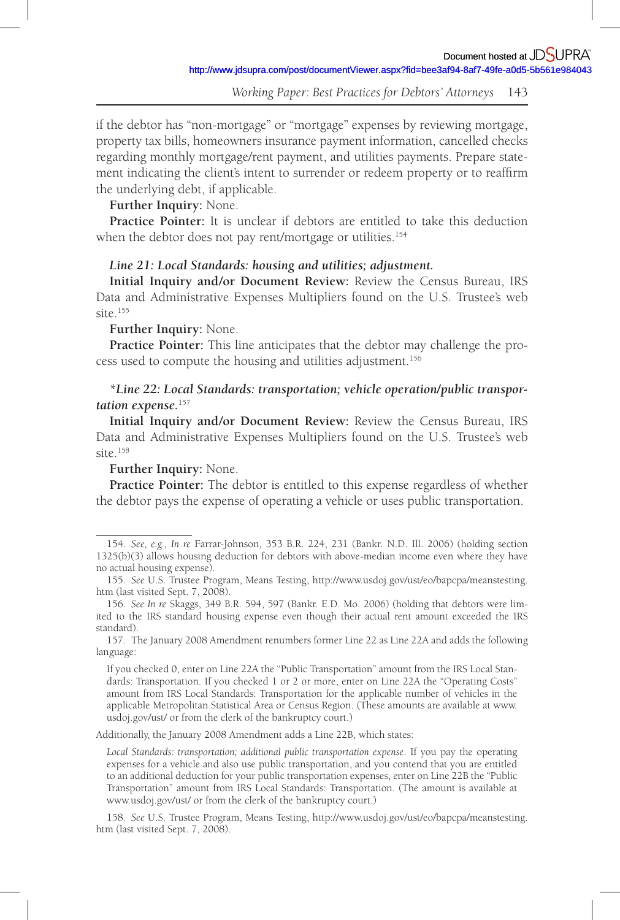if the debtor has "non-mortgage" or "mortgage" expenses by reviewing mortgage, property tax bills, homeowners insurance payment information, cancelled checks regarding monthly mortgage/rent payment, and utilities payments. Prepare statement indicating the client's intent to surrender or redeem property or to reaffirm the underlying debt, if applicable.

**Further Inquiry:** None.

**Practice Pointer:** It is unclear if debtors are entitled to take this deduction when the debtor does not pay rent/mortgage or utilities.[154]

***Line 21: Local Standards: housing and utilities; adjustment.***

**Initial Inquiry and/or Document Review:** Review the Census Bureau, IRS Data and Administrative Expenses Multipliers found on the U.S. Trustee's web site.[155]

**Further Inquiry:** None.

**Practice Pointer:** This line anticipates that the debtor may challenge the process used to compute the housing and utilities adjustment.[156]

***\*Line 22: Local Standards: transportation; vehicle operation/public transportation expense.***[157]

**Initial Inquiry and/or Document Review:** Review the Census Bureau, IRS Data and Administrative Expenses Multipliers found on the U.S. Trustee's web site.[158]

**Further Inquiry:** None.

**Practice Pointer:** The debtor is entitled to this expense regardless of whether the debtor pays the expense of operating a vehicle or uses public transportation.

---

154. *See, e.g., In re* Farrar-Johnson, 353 B.R. 224, 231 (Bankr. N.D. Ill. 2006) (holding section 1325(b)(3) allows housing deduction for debtors with above-median income even where they have no actual housing expense).

155. *See* U.S. Trustee Program, Means Testing, http://www.usdoj.gov/ust/eo/bapcpa/meanstesting.htm (last visited Sept. 7, 2008).

156. *See In re* Skaggs, 349 B.R. 594, 597 (Bankr. E.D. Mo. 2006) (holding that debtors were limited to the IRS standard housing expense even though their actual rent amount exceeded the IRS standard).

157. The January 2008 Amendment renumbers former Line 22 as Line 22A and adds the following language:

> If you checked 0, enter on Line 22A the "Public Transportation" amount from the IRS Local Standards: Transportation. If you checked 1 or 2 or more, enter on Line 22A the "Operating Costs" amount from IRS Local Standards: Transportation for the applicable number of vehicles in the applicable Metropolitan Statistical Area or Census Region. (These amounts are available at www.usdoj.gov/ust/ or from the clerk of the bankruptcy court.)

Additionally, the January 2008 Amendment adds a Line 22B, which states:

> *Local Standards: transportation; additional public transportation expense*. If you pay the operating expenses for a vehicle and also use public transportation, and you contend that you are entitled to an additional deduction for your public transportation expenses, enter on Line 22B the "Public Transportation" amount from IRS Local Standards: Transportation. (The amount is available at www.usdoj.gov/ust/ or from the clerk of the bankruptcy court.)

158. *See* U.S. Trustee Program, Means Testing, http://www.usdoj.gov/ust/eo/bapcpa/meanstesting.htm (last visited Sept. 7, 2008).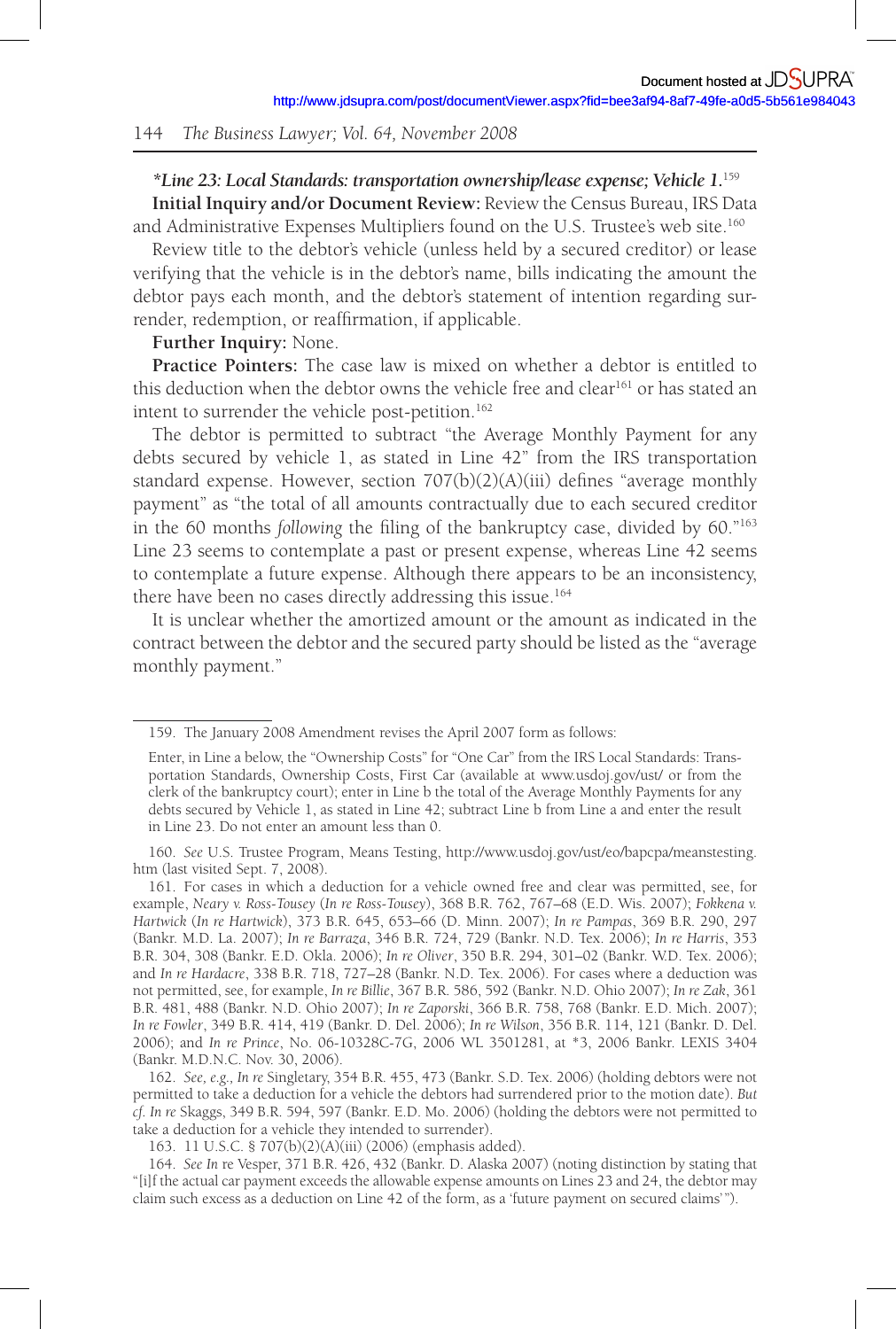***Line 23: Local Standards: transportation ownership/lease expense; Vehicle 1.***[159]

**Initial Inquiry and/or Document Review:** Review the Census Bureau, IRS Data and Administrative Expenses Multipliers found on the U.S. Trustee's web site.[160]

Review title to the debtor's vehicle (unless held by a secured creditor) or lease verifying that the vehicle is in the debtor's name, bills indicating the amount the debtor pays each month, and the debtor's statement of intention regarding surrender, redemption, or reaffirmation, if applicable.

**Further Inquiry:** None.

**Practice Pointers:** The case law is mixed on whether a debtor is entitled to this deduction when the debtor owns the vehicle free and clear[161] or has stated an intent to surrender the vehicle post-petition.[162]

The debtor is permitted to subtract "the Average Monthly Payment for any debts secured by vehicle 1, as stated in Line 42" from the IRS transportation standard expense. However, section 707(b)(2)(A)(iii) defines "average monthly payment" as "the total of all amounts contractually due to each secured creditor in the 60 months *following* the filing of the bankruptcy case, divided by 60."[163] Line 23 seems to contemplate a past or present expense, whereas Line 42 seems to contemplate a future expense. Although there appears to be an inconsistency, there have been no cases directly addressing this issue.[164]

It is unclear whether the amortized amount or the amount as indicated in the contract between the debtor and the secured party should be listed as the "average monthly payment."

---

159. The January 2008 Amendment revises the April 2007 form as follows:

> Enter, in Line a below, the "Ownership Costs" for "One Car" from the IRS Local Standards: Transportation Standards, Ownership Costs, First Car (available at www.usdoj.gov/ust/ or from the clerk of the bankruptcy court); enter in Line b the total of the Average Monthly Payments for any debts secured by Vehicle 1, as stated in Line 42; subtract Line b from Line a and enter the result in Line 23. Do not enter an amount less than 0.

160. *See* U.S. Trustee Program, Means Testing, http://www.usdoj.gov/ust/eo/bapcpa/meanstesting.htm (last visited Sept. 7, 2008).

161. For cases in which a deduction for a vehicle owned free and clear was permitted, see, for example, *Neary v. Ross-Tousey* (*In re Ross-Tousey*), 368 B.R. 762, 767–68 (E.D. Wis. 2007); *Fokkena v. Hartwick* (*In re Hartwick*), 373 B.R. 645, 653–66 (D. Minn. 2007); *In re Pampas*, 369 B.R. 290, 297 (Bankr. M.D. La. 2007); *In re Barraza*, 346 B.R. 724, 729 (Bankr. N.D. Tex. 2006); *In re Harris*, 353 B.R. 304, 308 (Bankr. E.D. Okla. 2006); *In re Oliver*, 350 B.R. 294, 301–02 (Bankr. W.D. Tex. 2006); and *In re Hardacre*, 338 B.R. 718, 727–28 (Bankr. N.D. Tex. 2006). For cases where a deduction was not permitted, see, for example, *In re Billie*, 367 B.R. 586, 592 (Bankr. N.D. Ohio 2007); *In re Zak*, 361 B.R. 481, 488 (Bankr. N.D. Ohio 2007); *In re Zaporski*, 366 B.R. 758, 768 (Bankr. E.D. Mich. 2007); *In re Fowler*, 349 B.R. 414, 419 (Bankr. D. Del. 2006); *In re Wilson*, 356 B.R. 114, 121 (Bankr. D. Del. 2006); and *In re Prince*, No. 06-10328C-7G, 2006 WL 3501281, at *3, 2006 Bankr. LEXIS 3404 (Bankr. M.D.N.C. Nov. 30, 2006).

162. *See, e.g., In re* Singletary, 354 B.R. 455, 473 (Bankr. S.D. Tex. 2006) (holding debtors were not permitted to take a deduction for a vehicle the debtors had surrendered prior to the motion date). *But cf. In re* Skaggs, 349 B.R. 594, 597 (Bankr. E.D. Mo. 2006) (holding the debtors were not permitted to take a deduction for a vehicle they intended to surrender).

163. 11 U.S.C. § 707(b)(2)(A)(iii) (2006) (emphasis added).

164. *See In* re Vesper, 371 B.R. 426, 432 (Bankr. D. Alaska 2007) (noting distinction by stating that "[i]f the actual car payment exceeds the allowable expense amounts on Lines 23 and 24, the debtor may claim such excess as a deduction on Line 42 of the form, as a 'future payment on secured claims'").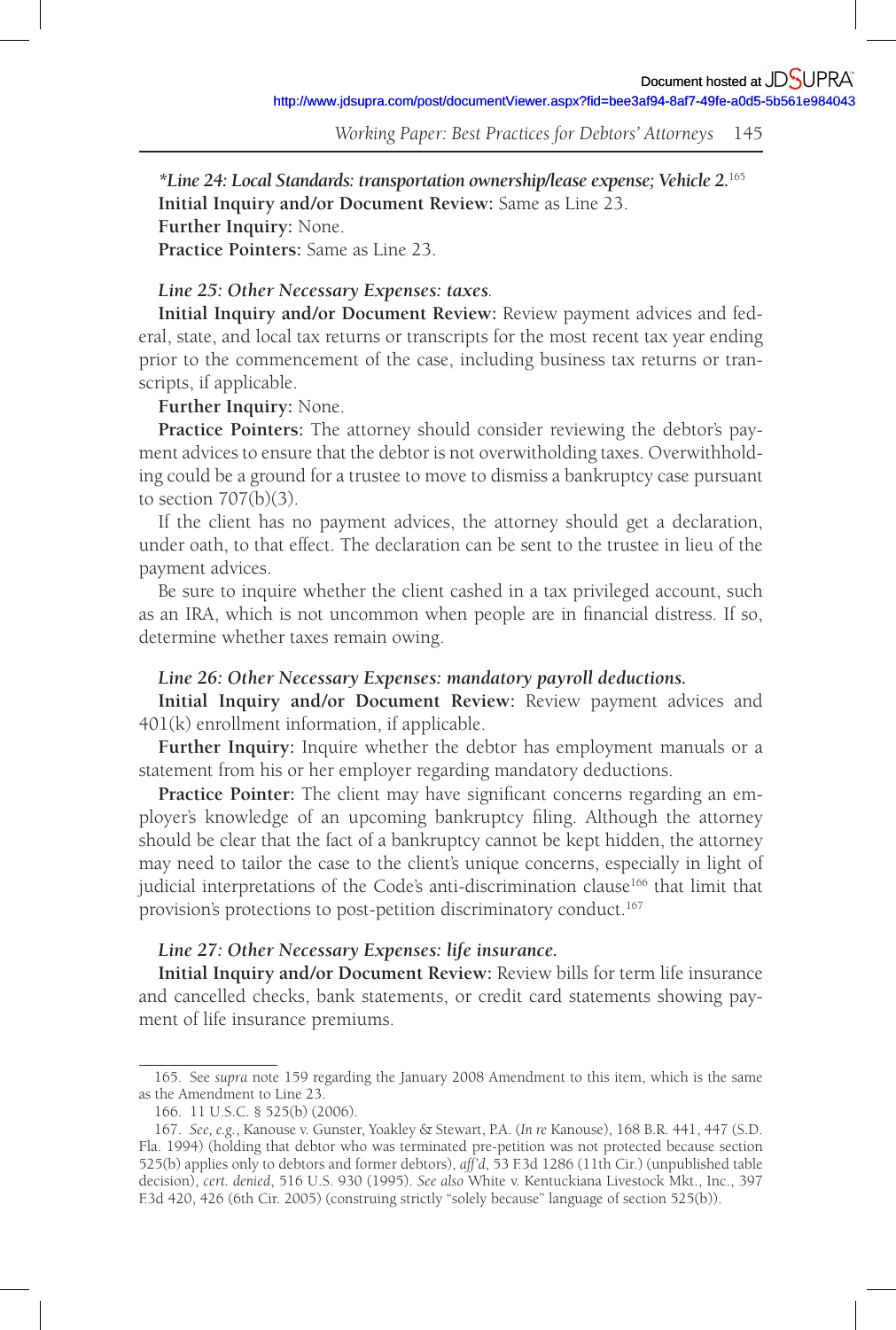*\*Line 24: Local Standards: transportation ownership/lease expense; Vehicle 2.*[165]
**Initial Inquiry and/or Document Review:** Same as Line 23.
**Further Inquiry:** None.
**Practice Pointers:** Same as Line 23.

*Line 25: Other Necessary Expenses: taxes.*

**Initial Inquiry and/or Document Review:** Review payment advices and federal, state, and local tax returns or transcripts for the most recent tax year ending prior to the commencement of the case, including business tax returns or transcripts, if applicable.

**Further Inquiry:** None.

**Practice Pointers:** The attorney should consider reviewing the debtor's payment advices to ensure that the debtor is not overwithholding taxes. Overwithholding could be a ground for a trustee to move to dismiss a bankruptcy case pursuant to section 707(b)(3).

If the client has no payment advices, the attorney should get a declaration, under oath, to that effect. The declaration can be sent to the trustee in lieu of the payment advices.

Be sure to inquire whether the client cashed in a tax privileged account, such as an IRA, which is not uncommon when people are in financial distress. If so, determine whether taxes remain owing.

*Line 26: Other Necessary Expenses: mandatory payroll deductions.*

**Initial Inquiry and/or Document Review:** Review payment advices and 401(k) enrollment information, if applicable.

**Further Inquiry:** Inquire whether the debtor has employment manuals or a statement from his or her employer regarding mandatory deductions.

**Practice Pointer:** The client may have significant concerns regarding an employer's knowledge of an upcoming bankruptcy filing. Although the attorney should be clear that the fact of a bankruptcy cannot be kept hidden, the attorney may need to tailor the case to the client's unique concerns, especially in light of judicial interpretations of the Code's anti-discrimination clause[166] that limit that provision's protections to post-petition discriminatory conduct.[167]

*Line 27: Other Necessary Expenses: life insurance.*

**Initial Inquiry and/or Document Review:** Review bills for term life insurance and cancelled checks, bank statements, or credit card statements showing payment of life insurance premiums.

---

165. See *supra* note 159 regarding the January 2008 Amendment to this item, which is the same as the Amendment to Line 23.

166. 11 U.S.C. § 525(b) (2006).

167. *See, e.g.*, Kanouse v. Gunster, Yoakley & Stewart, P.A. (*In re* Kanouse), 168 B.R. 441, 447 (S.D. Fla. 1994) (holding that debtor who was terminated pre-petition was not protected because section 525(b) applies only to debtors and former debtors), *aff'd*, 53 F.3d 1286 (11th Cir.) (unpublished table decision), *cert. denied*, 516 U.S. 930 (1995). *See also* White v. Kentuckiana Livestock Mkt., Inc., 397 F.3d 420, 426 (6th Cir. 2005) (construing strictly "solely because" language of section 525(b)).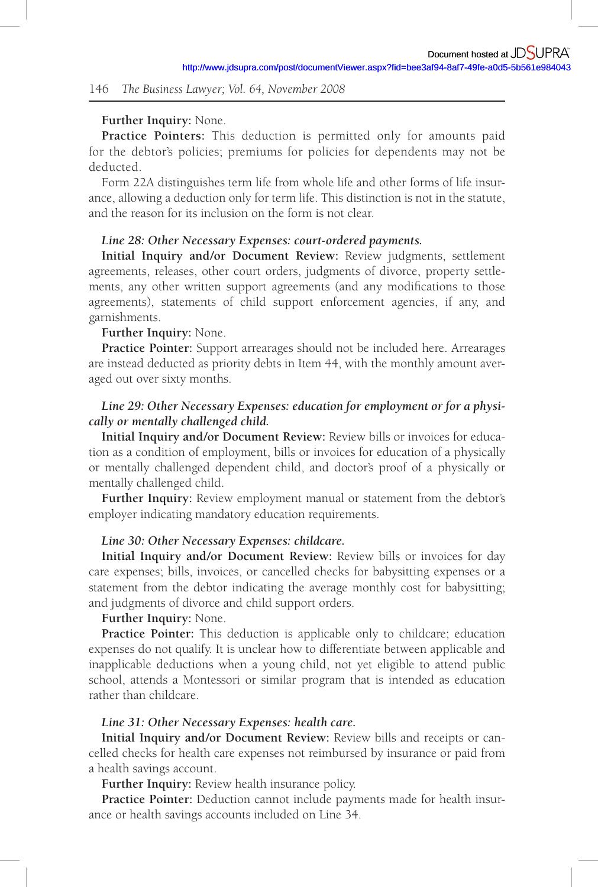**Further Inquiry:** None.

**Practice Pointers:** This deduction is permitted only for amounts paid for the debtor's policies; premiums for policies for dependents may not be deducted.

Form 22A distinguishes term life from whole life and other forms of life insurance, allowing a deduction only for term life. This distinction is not in the statute, and the reason for its inclusion on the form is not clear.

***Line 28: Other Necessary Expenses: court-ordered payments.***

**Initial Inquiry and/or Document Review:** Review judgments, settlement agreements, releases, other court orders, judgments of divorce, property settlements, any other written support agreements (and any modifications to those agreements), statements of child support enforcement agencies, if any, and garnishments.

**Further Inquiry:** None.

**Practice Pointer:** Support arrearages should not be included here. Arrearages are instead deducted as priority debts in Item 44, with the monthly amount averaged out over sixty months.

***Line 29: Other Necessary Expenses: education for employment or for a physically or mentally challenged child.***

**Initial Inquiry and/or Document Review:** Review bills or invoices for education as a condition of employment, bills or invoices for education of a physically or mentally challenged dependent child, and doctor's proof of a physically or mentally challenged child.

**Further Inquiry:** Review employment manual or statement from the debtor's employer indicating mandatory education requirements.

***Line 30: Other Necessary Expenses: childcare.***

**Initial Inquiry and/or Document Review:** Review bills or invoices for day care expenses; bills, invoices, or cancelled checks for babysitting expenses or a statement from the debtor indicating the average monthly cost for babysitting; and judgments of divorce and child support orders.

**Further Inquiry:** None.

**Practice Pointer:** This deduction is applicable only to childcare; education expenses do not qualify. It is unclear how to differentiate between applicable and inapplicable deductions when a young child, not yet eligible to attend public school, attends a Montessori or similar program that is intended as education rather than childcare.

***Line 31: Other Necessary Expenses: health care.***

**Initial Inquiry and/or Document Review:** Review bills and receipts or cancelled checks for health care expenses not reimbursed by insurance or paid from a health savings account.

**Further Inquiry:** Review health insurance policy.

**Practice Pointer:** Deduction cannot include payments made for health insurance or health savings accounts included on Line 34.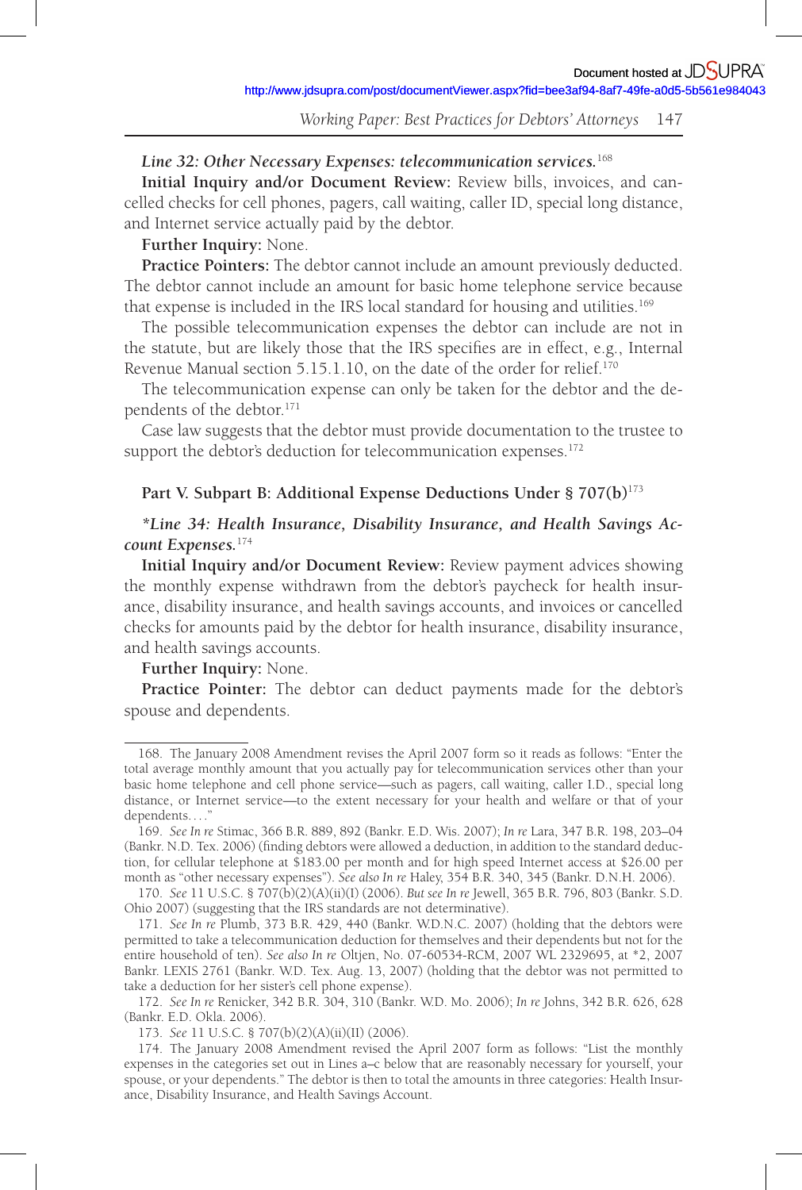*Line 32: Other Necessary Expenses: telecommunication services.*[168]

**Initial Inquiry and/or Document Review:** Review bills, invoices, and cancelled checks for cell phones, pagers, call waiting, caller ID, special long distance, and Internet service actually paid by the debtor.

**Further Inquiry:** None.

**Practice Pointers:** The debtor cannot include an amount previously deducted. The debtor cannot include an amount for basic home telephone service because that expense is included in the IRS local standard for housing and utilities.[169]

The possible telecommunication expenses the debtor can include are not in the statute, but are likely those that the IRS specifies are in effect, e.g., Internal Revenue Manual section 5.15.1.10, on the date of the order for relief.[170]

The telecommunication expense can only be taken for the debtor and the dependents of the debtor.[171]

Case law suggests that the debtor must provide documentation to the trustee to support the debtor's deduction for telecommunication expenses.[172]

### Part V. Subpart B: Additional Expense Deductions Under § 707(b)[173]

*\*Line 34: Health Insurance, Disability Insurance, and Health Savings Account Expenses.*[174]

**Initial Inquiry and/or Document Review:** Review payment advices showing the monthly expense withdrawn from the debtor's paycheck for health insurance, disability insurance, and health savings accounts, and invoices or cancelled checks for amounts paid by the debtor for health insurance, disability insurance, and health savings accounts.

**Further Inquiry:** None.

**Practice Pointer:** The debtor can deduct payments made for the debtor's spouse and dependents.

---

168. The January 2008 Amendment revises the April 2007 form so it reads as follows: "Enter the total average monthly amount that you actually pay for telecommunication services other than your basic home telephone and cell phone service—such as pagers, call waiting, caller I.D., special long distance, or Internet service—to the extent necessary for your health and welfare or that of your dependents. . . ."

169. *See In re* Stimac, 366 B.R. 889, 892 (Bankr. E.D. Wis. 2007); *In re* Lara, 347 B.R. 198, 203–04 (Bankr. N.D. Tex. 2006) (finding debtors were allowed a deduction, in addition to the standard deduction, for cellular telephone at $183.00 per month and for high speed Internet access at $26.00 per month as "other necessary expenses"). *See also In re* Haley, 354 B.R. 340, 345 (Bankr. D.N.H. 2006).

170. *See* 11 U.S.C. § 707(b)(2)(A)(ii)(I) (2006). *But see In re* Jewell, 365 B.R. 796, 803 (Bankr. S.D. Ohio 2007) (suggesting that the IRS standards are not determinative).

171. *See In re* Plumb, 373 B.R. 429, 440 (Bankr. W.D.N.C. 2007) (holding that the debtors were permitted to take a telecommunication deduction for themselves and their dependents but not for the entire household of ten). *See also In re* Oltjen, No. 07-60534-RCM, 2007 WL 2329695, at *2, 2007 Bankr. LEXIS 2761 (Bankr. W.D. Tex. Aug. 13, 2007) (holding that the debtor was not permitted to take a deduction for her sister's cell phone expense).

172. *See In re* Renicker, 342 B.R. 304, 310 (Bankr. W.D. Mo. 2006); *In re* Johns, 342 B.R. 626, 628 (Bankr. E.D. Okla. 2006).

173. *See* 11 U.S.C. § 707(b)(2)(A)(ii)(II) (2006).

174. The January 2008 Amendment revised the April 2007 form as follows: "List the monthly expenses in the categories set out in Lines a–c below that are reasonably necessary for yourself, your spouse, or your dependents." The debtor is then to total the amounts in three categories: Health Insurance, Disability Insurance, and Health Savings Account.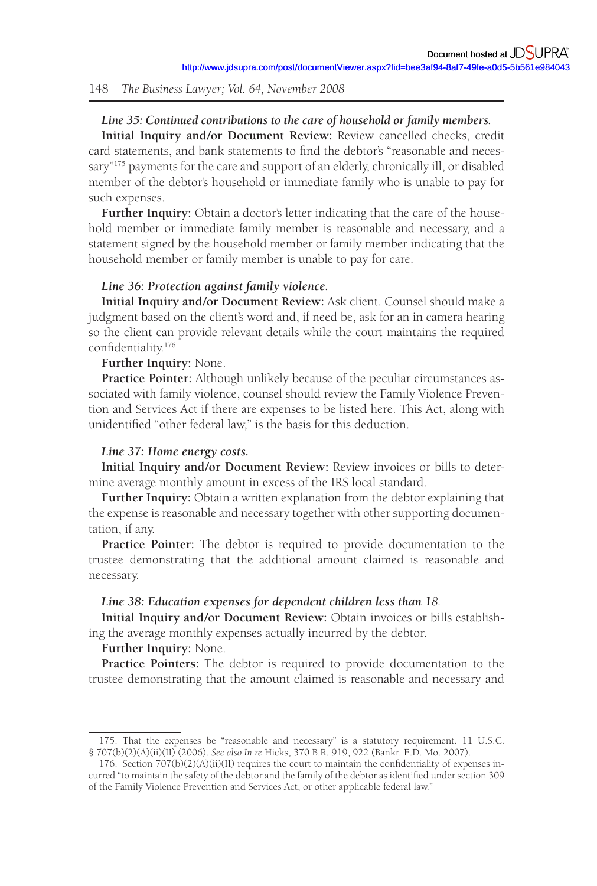***Line 35: Continued contributions to the care of household or family members.***

**Initial Inquiry and/or Document Review:** Review cancelled checks, credit card statements, and bank statements to find the debtor's "reasonable and necessary"[175] payments for the care and support of an elderly, chronically ill, or disabled member of the debtor's household or immediate family who is unable to pay for such expenses.

**Further Inquiry:** Obtain a doctor's letter indicating that the care of the household member or immediate family member is reasonable and necessary, and a statement signed by the household member or family member indicating that the household member or family member is unable to pay for care.

***Line 36: Protection against family violence.***

**Initial Inquiry and/or Document Review:** Ask client. Counsel should make a judgment based on the client's word and, if need be, ask for an in camera hearing so the client can provide relevant details while the court maintains the required confidentiality.[176]

**Further Inquiry:** None.

**Practice Pointer:** Although unlikely because of the peculiar circumstances associated with family violence, counsel should review the Family Violence Prevention and Services Act if there are expenses to be listed here. This Act, along with unidentified "other federal law," is the basis for this deduction.

***Line 37: Home energy costs.***

**Initial Inquiry and/or Document Review:** Review invoices or bills to determine average monthly amount in excess of the IRS local standard.

**Further Inquiry:** Obtain a written explanation from the debtor explaining that the expense is reasonable and necessary together with other supporting documentation, if any.

**Practice Pointer:** The debtor is required to provide documentation to the trustee demonstrating that the additional amount claimed is reasonable and necessary.

***Line 38: Education expenses for dependent children less than 18.***

**Initial Inquiry and/or Document Review:** Obtain invoices or bills establishing the average monthly expenses actually incurred by the debtor.

**Further Inquiry:** None.

**Practice Pointers:** The debtor is required to provide documentation to the trustee demonstrating that the amount claimed is reasonable and necessary and

---

175. That the expenses be "reasonable and necessary" is a statutory requirement. 11 U.S.C. § 707(b)(2)(A)(ii)(II) (2006). *See also In re* Hicks, 370 B.R. 919, 922 (Bankr. E.D. Mo. 2007).

176. Section 707(b)(2)(A)(ii)(II) requires the court to maintain the confidentiality of expenses incurred "to maintain the safety of the debtor and the family of the debtor as identified under section 309 of the Family Violence Prevention and Services Act, or other applicable federal law."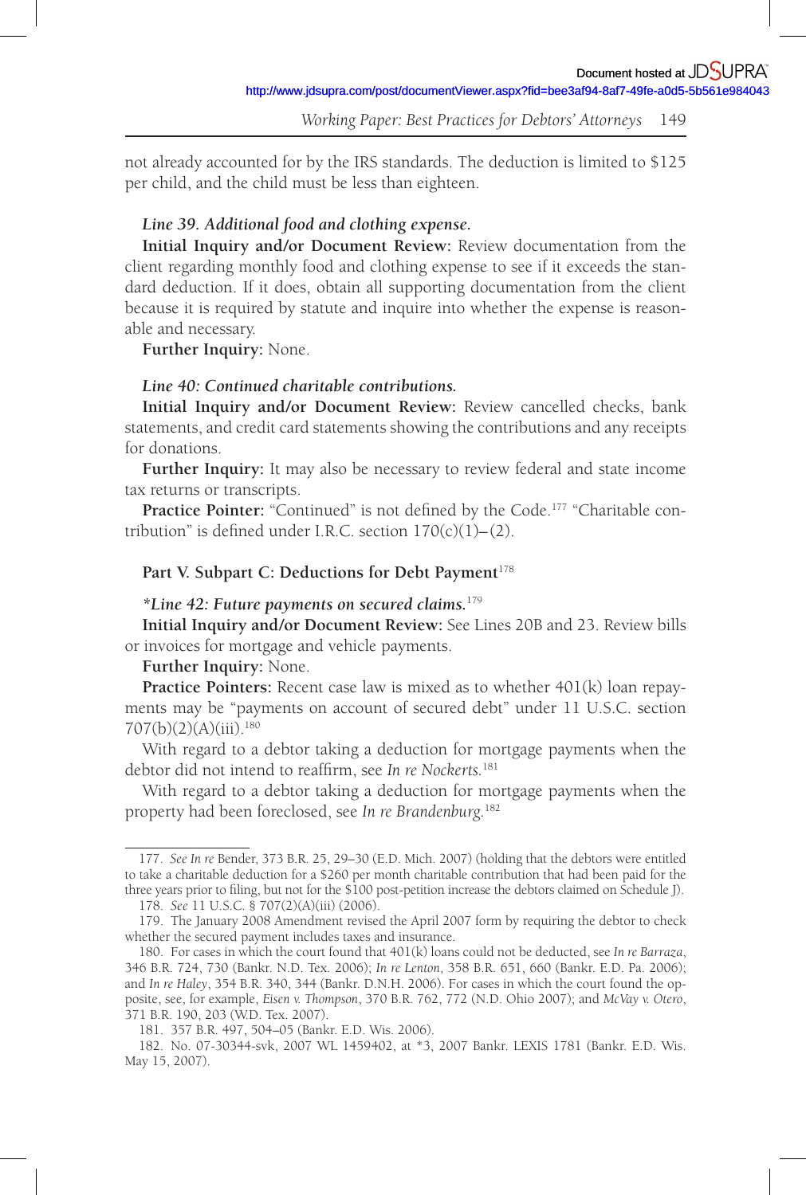not already accounted for by the IRS standards. The deduction is limited to $125 per child, and the child must be less than eighteen.

***Line 39. Additional food and clothing expense.***

**Initial Inquiry and/or Document Review:** Review documentation from the client regarding monthly food and clothing expense to see if it exceeds the standard deduction. If it does, obtain all supporting documentation from the client because it is required by statute and inquire into whether the expense is reasonable and necessary.

**Further Inquiry:** None.

***Line 40: Continued charitable contributions.***

**Initial Inquiry and/or Document Review:** Review cancelled checks, bank statements, and credit card statements showing the contributions and any receipts for donations.

**Further Inquiry:** It may also be necessary to review federal and state income tax returns or transcripts.

**Practice Pointer:** "Continued" is not defined by the Code.[177] "Charitable contribution" is defined under I.R.C. section 170(c)(1)–(2).

**Part V. Subpart C: Deductions for Debt Payment**[178]

***\*Line 42: Future payments on secured claims.***[179]

**Initial Inquiry and/or Document Review:** See Lines 20B and 23. Review bills or invoices for mortgage and vehicle payments.

**Further Inquiry:** None.

**Practice Pointers:** Recent case law is mixed as to whether 401(k) loan repayments may be "payments on account of secured debt" under 11 U.S.C. section 707(b)(2)(A)(iii).[180]

With regard to a debtor taking a deduction for mortgage payments when the debtor did not intend to reaffirm, see *In re Nockerts*.[181]

With regard to a debtor taking a deduction for mortgage payments when the property had been foreclosed, see *In re Brandenburg*.[182]

---

177. *See In re* Bender, 373 B.R. 25, 29–30 (E.D. Mich. 2007) (holding that the debtors were entitled to take a charitable deduction for a $260 per month charitable contribution that had been paid for the three years prior to filing, but not for the $100 post-petition increase the debtors claimed on Schedule J).

178. *See* 11 U.S.C. § 707(2)(A)(iii) (2006).

179. The January 2008 Amendment revised the April 2007 form by requiring the debtor to check whether the secured payment includes taxes and insurance.

180. For cases in which the court found that 401(k) loans could not be deducted, see *In re Barraza*, 346 B.R. 724, 730 (Bankr. N.D. Tex. 2006); *In re Lenton*, 358 B.R. 651, 660 (Bankr. E.D. Pa. 2006); and *In re Haley*, 354 B.R. 340, 344 (Bankr. D.N.H. 2006). For cases in which the court found the opposite, see, for example, *Eisen v. Thompson*, 370 B.R. 762, 772 (N.D. Ohio 2007); and *McVay v. Otero*, 371 B.R. 190, 203 (W.D. Tex. 2007).

181. 357 B.R. 497, 504–05 (Bankr. E.D. Wis. 2006).

182. No. 07-30344-svk, 2007 WL 1459402, at *3, 2007 Bankr. LEXIS 1781 (Bankr. E.D. Wis. May 15, 2007).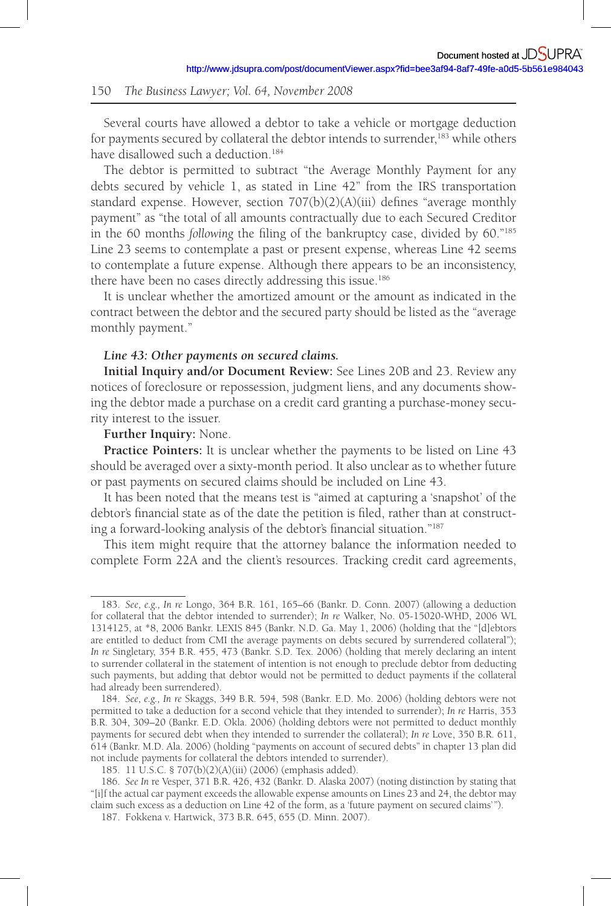Several courts have allowed a debtor to take a vehicle or mortgage deduction for payments secured by collateral the debtor intends to surrender,[183] while others have disallowed such a deduction.[184]

The debtor is permitted to subtract "the Average Monthly Payment for any debts secured by vehicle 1, as stated in Line 42" from the IRS transportation standard expense. However, section 707(b)(2)(A)(iii) defines "average monthly payment" as "the total of all amounts contractually due to each Secured Creditor in the 60 months *following* the filing of the bankruptcy case, divided by 60."[185] Line 23 seems to contemplate a past or present expense, whereas Line 42 seems to contemplate a future expense. Although there appears to be an inconsistency, there have been no cases directly addressing this issue.[186]

It is unclear whether the amortized amount or the amount as indicated in the contract between the debtor and the secured party should be listed as the "average monthly payment."

***Line 43: Other payments on secured claims.***

**Initial Inquiry and/or Document Review:** See Lines 20B and 23. Review any notices of foreclosure or repossession, judgment liens, and any documents showing the debtor made a purchase on a credit card granting a purchase-money security interest to the issuer.

**Further Inquiry:** None.

**Practice Pointers:** It is unclear whether the payments to be listed on Line 43 should be averaged over a sixty-month period. It also unclear as to whether future or past payments on secured claims should be included on Line 43.

It has been noted that the means test is "aimed at capturing a 'snapshot' of the debtor's financial state as of the date the petition is filed, rather than at constructing a forward-looking analysis of the debtor's financial situation."[187]

This item might require that the attorney balance the information needed to complete Form 22A and the client's resources. Tracking credit card agreements,

---

183. *See, e.g., In re* Longo, 364 B.R. 161, 165–66 (Bankr. D. Conn. 2007) (allowing a deduction for collateral that the debtor intended to surrender); *In re* Walker, No. 05-15020-WHD, 2006 WL 1314125, at *8, 2006 Bankr. LEXIS 845 (Bankr. N.D. Ga. May 1, 2006) (holding that the "[d]ebtors are entitled to deduct from CMI the average payments on debts secured by surrendered collateral"); *In re* Singletary, 354 B.R. 455, 473 (Bankr. S.D. Tex. 2006) (holding that merely declaring an intent to surrender collateral in the statement of intention is not enough to preclude debtor from deducting such payments, but adding that debtor would not be permitted to deduct payments if the collateral had already been surrendered).

184. *See, e.g., In re* Skaggs, 349 B.R. 594, 598 (Bankr. E.D. Mo. 2006) (holding debtors were not permitted to take a deduction for a second vehicle that they intended to surrender); *In re* Harris, 353 B.R. 304, 309–20 (Bankr. E.D. Okla. 2006) (holding debtors were not permitted to deduct monthly payments for secured debt when they intended to surrender the collateral); *In re* Love, 350 B.R. 611, 614 (Bankr. M.D. Ala. 2006) (holding "payments on account of secured debts" in chapter 13 plan did not include payments for collateral the debtors intended to surrender).

185. 11 U.S.C. § 707(b)(2)(A)(iii) (2006) (emphasis added).

186. *See In* re Vesper, 371 B.R. 426, 432 (Bankr. D. Alaska 2007) (noting distinction by stating that "[i]f the actual car payment exceeds the allowable expense amounts on Lines 23 and 24, the debtor may claim such excess as a deduction on Line 42 of the form, as a 'future payment on secured claims'").

187. Fokkena v. Hartwick, 373 B.R. 645, 655 (D. Minn. 2007).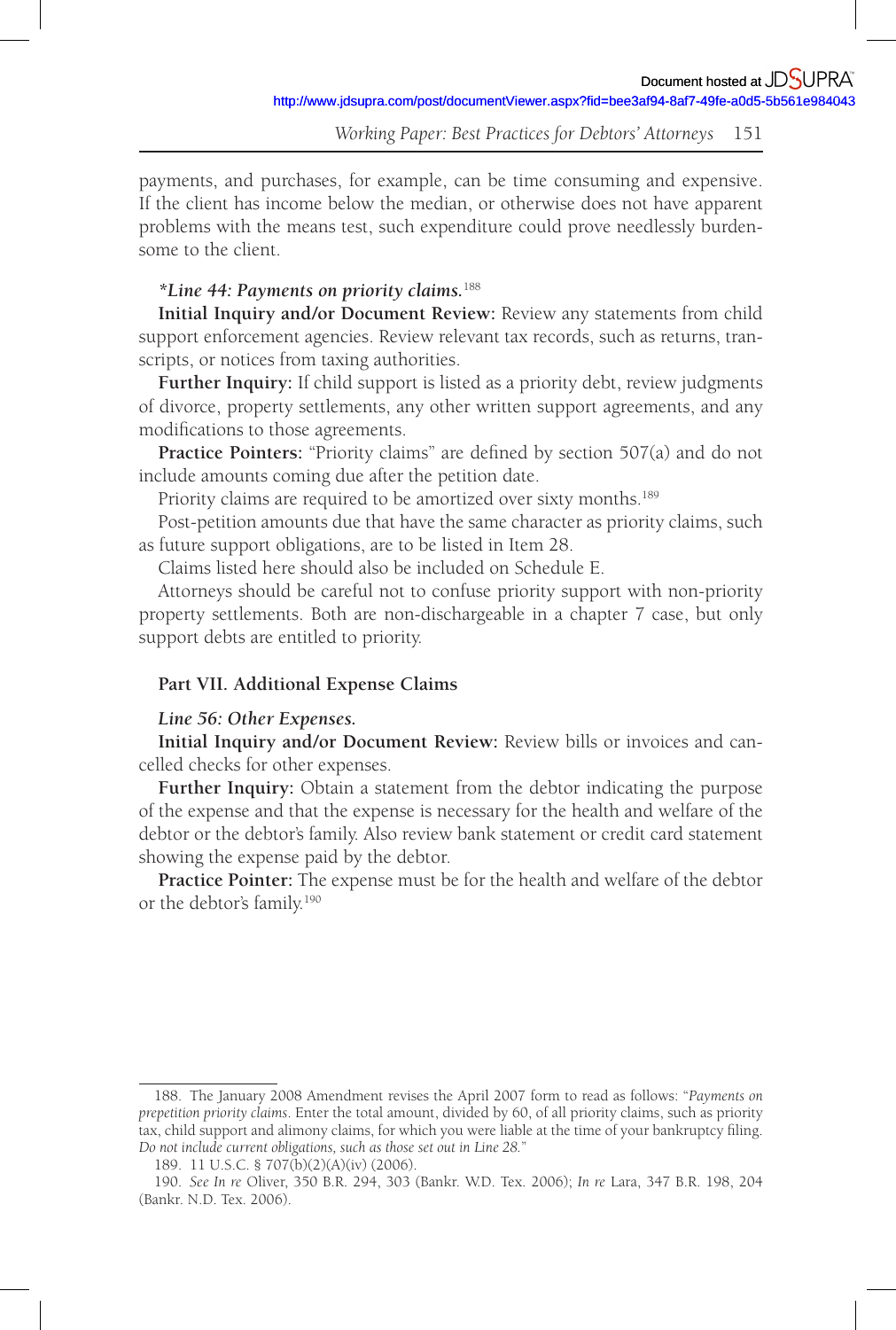payments, and purchases, for example, can be time consuming and expensive. If the client has income below the median, or otherwise does not have apparent problems with the means test, such expenditure could prove needlessly burdensome to the client.

***Line 44: Payments on priority claims.***[188]

**Initial Inquiry and/or Document Review:** Review any statements from child support enforcement agencies. Review relevant tax records, such as returns, transcripts, or notices from taxing authorities.

**Further Inquiry:** If child support is listed as a priority debt, review judgments of divorce, property settlements, any other written support agreements, and any modifications to those agreements.

**Practice Pointers:** "Priority claims" are defined by section 507(a) and do not include amounts coming due after the petition date.

Priority claims are required to be amortized over sixty months.[189]

Post-petition amounts due that have the same character as priority claims, such as future support obligations, are to be listed in Item 28.

Claims listed here should also be included on Schedule E.

Attorneys should be careful not to confuse priority support with non-priority property settlements. Both are non-dischargeable in a chapter 7 case, but only support debts are entitled to priority.

**Part VII. Additional Expense Claims**

***Line 56: Other Expenses.***

**Initial Inquiry and/or Document Review:** Review bills or invoices and cancelled checks for other expenses.

**Further Inquiry:** Obtain a statement from the debtor indicating the purpose of the expense and that the expense is necessary for the health and welfare of the debtor or the debtor's family. Also review bank statement or credit card statement showing the expense paid by the debtor.

**Practice Pointer:** The expense must be for the health and welfare of the debtor or the debtor's family.[190]

---

188. The January 2008 Amendment revises the April 2007 form to read as follows: "*Payments on prepetition priority claims*. Enter the total amount, divided by 60, of all priority claims, such as priority tax, child support and alimony claims, for which you were liable at the time of your bankruptcy filing. *Do not include current obligations, such as those set out in Line 28.*"

189. 11 U.S.C. § 707(b)(2)(A)(iv) (2006).

190. *See In re* Oliver, 350 B.R. 294, 303 (Bankr. W.D. Tex. 2006); *In re* Lara, 347 B.R. 198, 204 (Bankr. N.D. Tex. 2006).